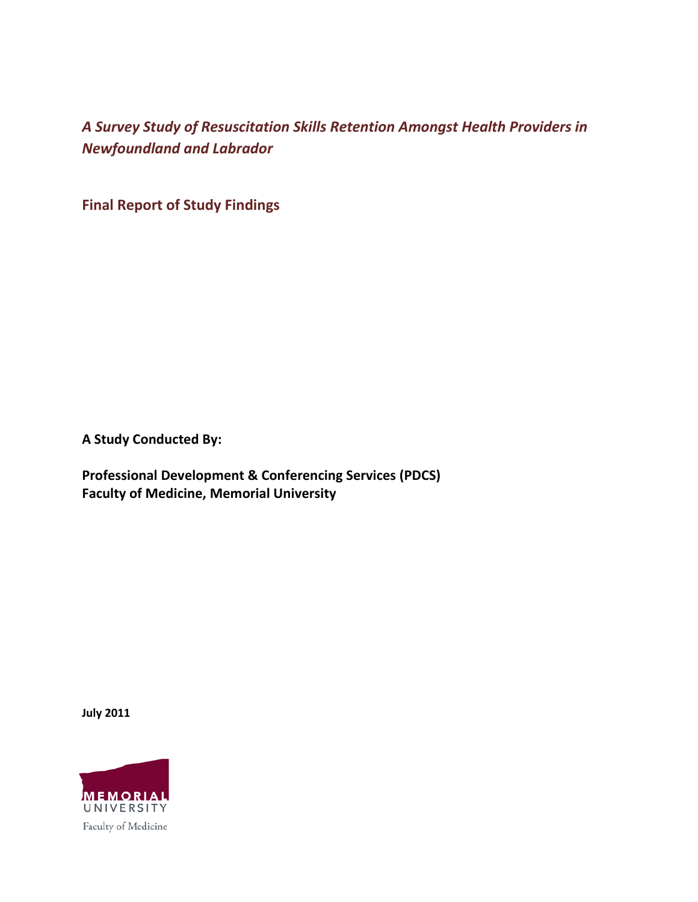# *A Survey Study of Resuscitation Skills Retention Amongst Health Providers in Newfoundland and Labrador*

## Final Report of Study Findings

**A Study Conducted By:**

**Professional Development & Conferencing Services (PDCS)**
**Faculty of Medicine, Memorial University**

**July 2011**

MEMORIAL UNIVERSITY
Faculty of Medicine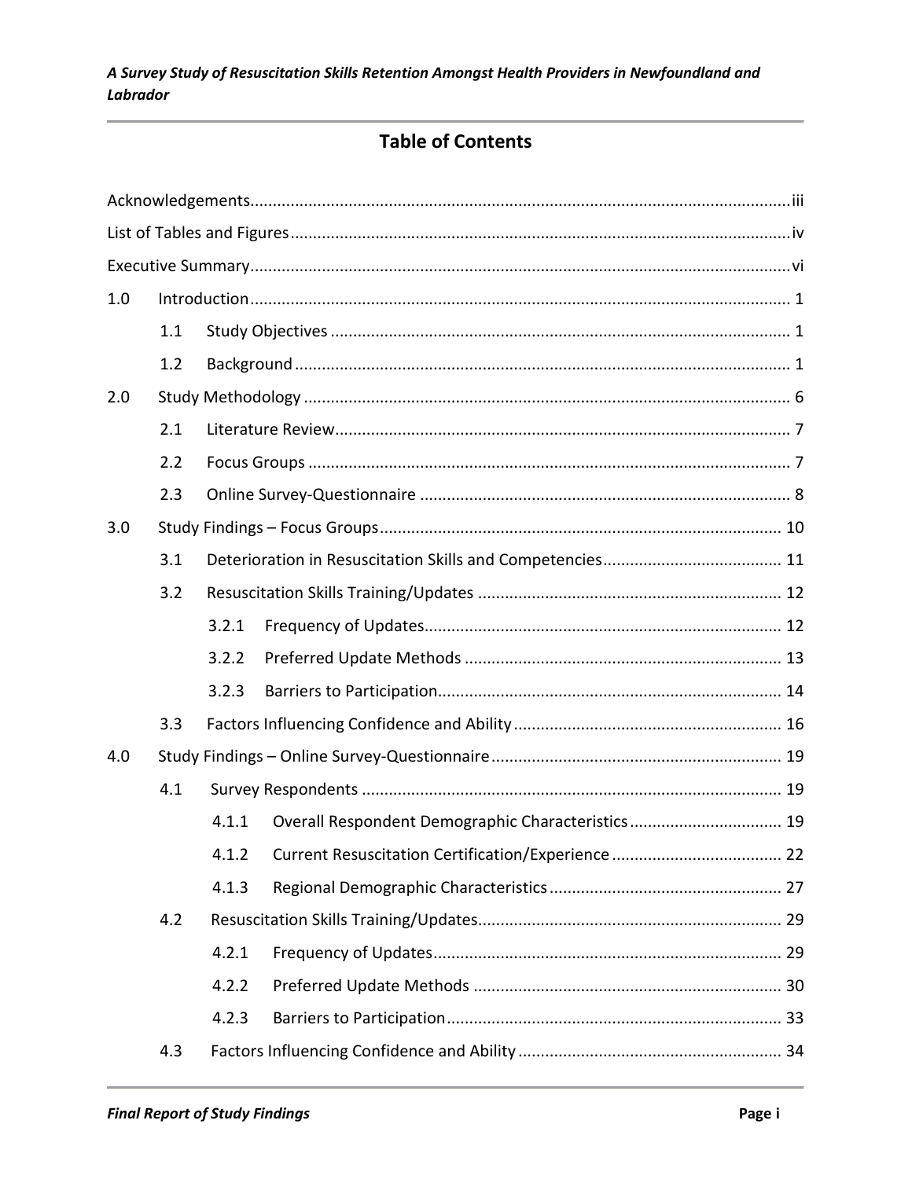## Table of Contents

Acknowledgements........................................................................................................iii

List of Tables and Figures...............................................................................................iv

Executive Summary........................................................................................................vi

1.0 Introduction........................................................................................................ 1

- 1.1 Study Objectives ...................................................................................... 1
- 1.2 Background.............................................................................................. 1

2.0 Study Methodology ............................................................................................ 6

- 2.1 Literature Review..................................................................................... 7
- 2.2 Focus Groups ........................................................................................... 7
- 2.3 Online Survey-Questionnaire .................................................................. 8

3.0 Study Findings – Focus Groups.......................................................................... 10

- 3.1 Deterioration in Resuscitation Skills and Competencies........................................ 11
- 3.2 Resuscitation Skills Training/Updates .................................................................. 12
  - 3.2.1 Frequency of Updates................................................................................ 12
  - 3.2.2 Preferred Update Methods ........................................................................ 13
  - 3.2.3 Barriers to Participation............................................................................ 14
- 3.3 Factors Influencing Confidence and Ability ........................................................... 16

4.0 Study Findings – Online Survey-Questionnaire ................................................................ 19

- 4.1 Survey Respondents .............................................................................................. 19
  - 4.1.1 Overall Respondent Demographic Characteristics .................................. 19
  - 4.1.2 Current Resuscitation Certification/Experience ...................................... 22
  - 4.1.3 Regional Demographic Characteristics .................................................... 27
- 4.2 Resuscitation Skills Training/Updates.................................................................... 29
  - 4.2.1 Frequency of Updates.............................................................................. 29
  - 4.2.2 Preferred Update Methods ..................................................................... 30
  - 4.2.3 Barriers to Participation........................................................................... 33
- 4.3 Factors Influencing Confidence and Ability ........................................................... 34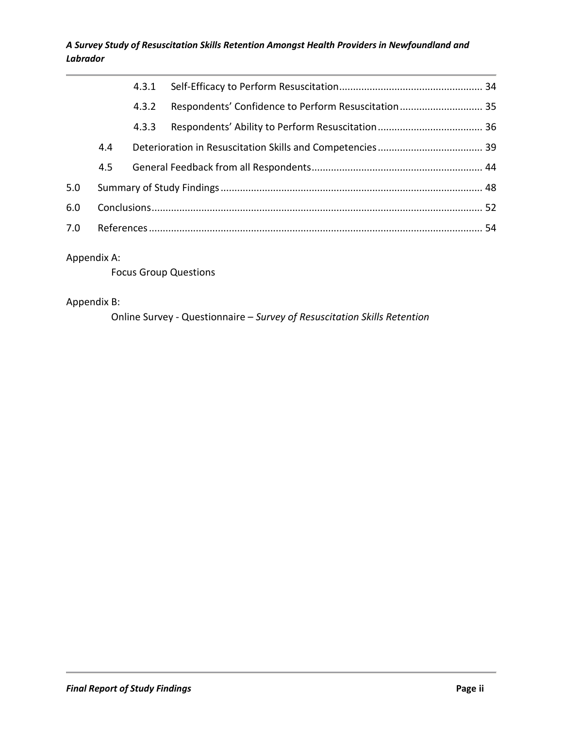| | | | |
|---|---|---|---|
| | | 4.3.1 Self-Efficacy to Perform Resuscitation | 34 |
| | | 4.3.2 Respondents' Confidence to Perform Resuscitation | 35 |
| | | 4.3.3 Respondents' Ability to Perform Resuscitation | 36 |
| | 4.4 | Deterioration in Resuscitation Skills and Competencies | 39 |
| | 4.5 | General Feedback from all Respondents | 44 |
| 5.0 | Summary of Study Findings | | 48 |
| 6.0 | Conclusions | | 52 |
| 7.0 | References | | 54 |

Appendix A:

Focus Group Questions

Appendix B:

Online Survey - Questionnaire – *Survey of Resuscitation Skills Retention*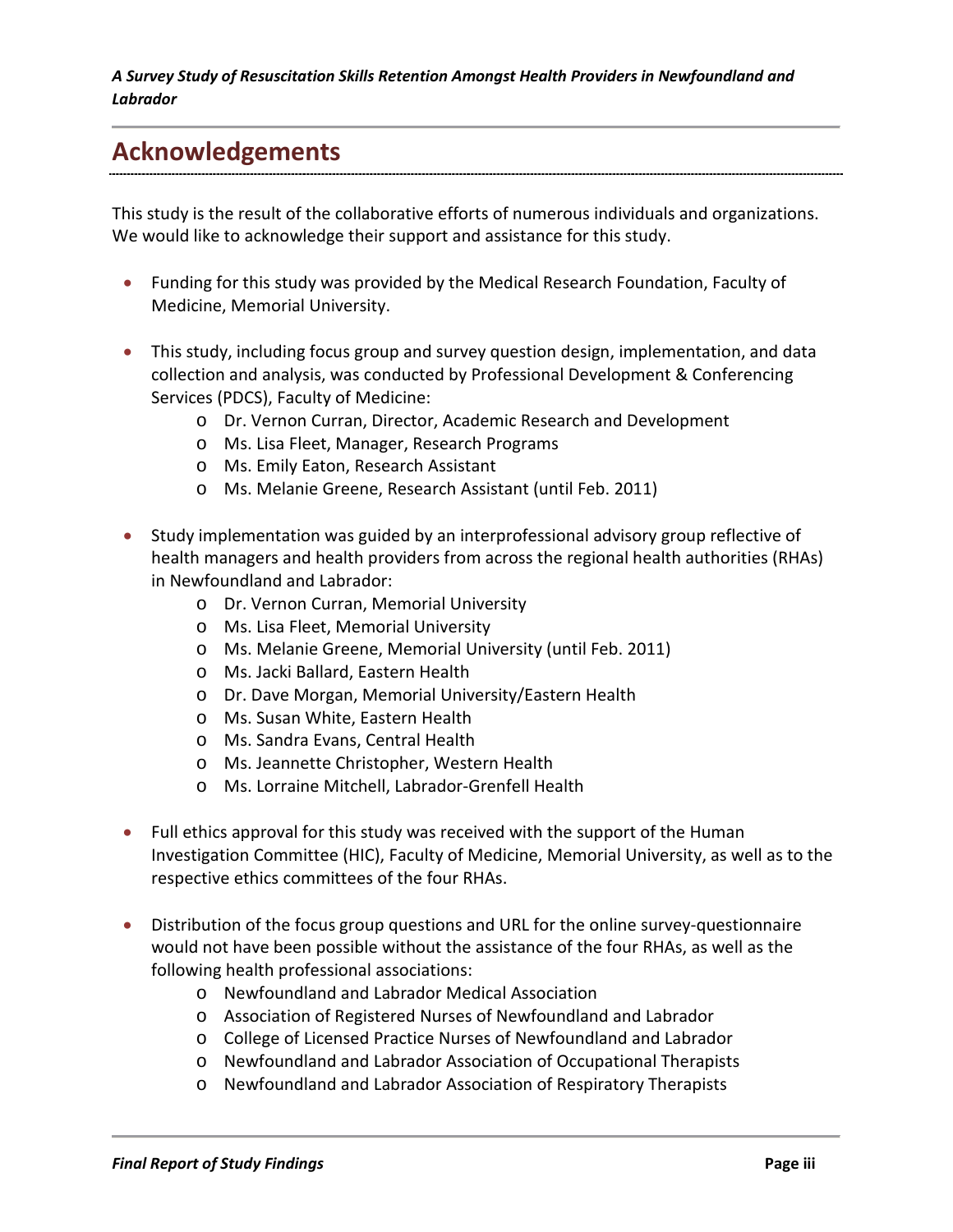## Acknowledgements

This study is the result of the collaborative efforts of numerous individuals and organizations. We would like to acknowledge their support and assistance for this study.

- Funding for this study was provided by the Medical Research Foundation, Faculty of Medicine, Memorial University.

- This study, including focus group and survey question design, implementation, and data collection and analysis, was conducted by Professional Development & Conferencing Services (PDCS), Faculty of Medicine:
  - Dr. Vernon Curran, Director, Academic Research and Development
  - Ms. Lisa Fleet, Manager, Research Programs
  - Ms. Emily Eaton, Research Assistant
  - Ms. Melanie Greene, Research Assistant (until Feb. 2011)

- Study implementation was guided by an interprofessional advisory group reflective of health managers and health providers from across the regional health authorities (RHAs) in Newfoundland and Labrador:
  - Dr. Vernon Curran, Memorial University
  - Ms. Lisa Fleet, Memorial University
  - Ms. Melanie Greene, Memorial University (until Feb. 2011)
  - Ms. Jacki Ballard, Eastern Health
  - Dr. Dave Morgan, Memorial University/Eastern Health
  - Ms. Susan White, Eastern Health
  - Ms. Sandra Evans, Central Health
  - Ms. Jeannette Christopher, Western Health
  - Ms. Lorraine Mitchell, Labrador-Grenfell Health

- Full ethics approval for this study was received with the support of the Human Investigation Committee (HIC), Faculty of Medicine, Memorial University, as well as to the respective ethics committees of the four RHAs.

- Distribution of the focus group questions and URL for the online survey-questionnaire would not have been possible without the assistance of the four RHAs, as well as the following health professional associations:
  - Newfoundland and Labrador Medical Association
  - Association of Registered Nurses of Newfoundland and Labrador
  - College of Licensed Practice Nurses of Newfoundland and Labrador
  - Newfoundland and Labrador Association of Occupational Therapists
  - Newfoundland and Labrador Association of Respiratory Therapists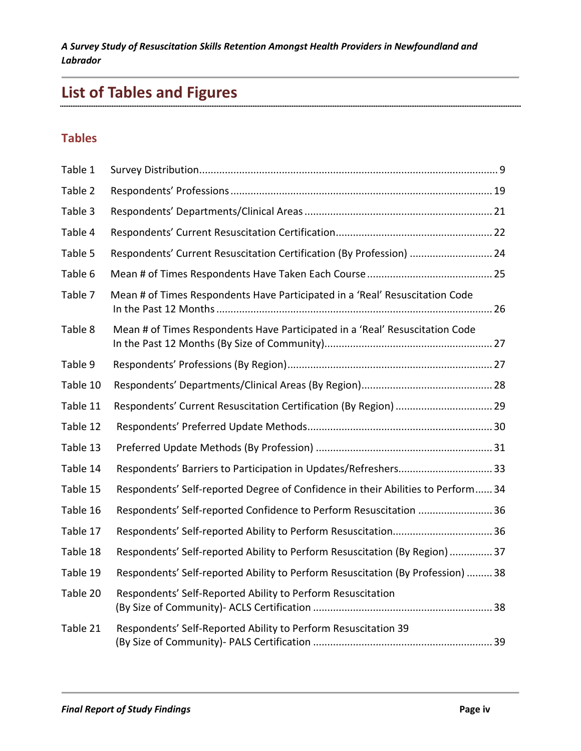# List of Tables and Figures

## Tables

| | | |
|---|---|---|
| Table 1 | Survey Distribution | 9 |
| Table 2 | Respondents' Professions | 19 |
| Table 3 | Respondents' Departments/Clinical Areas | 21 |
| Table 4 | Respondents' Current Resuscitation Certification | 22 |
| Table 5 | Respondents' Current Resuscitation Certification (By Profession) | 24 |
| Table 6 | Mean # of Times Respondents Have Taken Each Course | 25 |
| Table 7 | Mean # of Times Respondents Have Participated in a 'Real' Resuscitation Code In the Past 12 Months | 26 |
| Table 8 | Mean # of Times Respondents Have Participated in a 'Real' Resuscitation Code In the Past 12 Months (By Size of Community) | 27 |
| Table 9 | Respondents' Professions (By Region) | 27 |
| Table 10 | Respondents' Departments/Clinical Areas (By Region) | 28 |
| Table 11 | Respondents' Current Resuscitation Certification (By Region) | 29 |
| Table 12 | Respondents' Preferred Update Methods | 30 |
| Table 13 | Preferred Update Methods (By Profession) | 31 |
| Table 14 | Respondents' Barriers to Participation in Updates/Refreshers | 33 |
| Table 15 | Respondents' Self-reported Degree of Confidence in their Abilities to Perform | 34 |
| Table 16 | Respondents' Self-reported Confidence to Perform Resuscitation | 36 |
| Table 17 | Respondents' Self-reported Ability to Perform Resuscitation | 36 |
| Table 18 | Respondents' Self-reported Ability to Perform Resuscitation (By Region) | 37 |
| Table 19 | Respondents' Self-reported Ability to Perform Resuscitation (By Profession) | 38 |
| Table 20 | Respondents' Self-Reported Ability to Perform Resuscitation (By Size of Community)- ACLS Certification | 38 |
| Table 21 | Respondents' Self-Reported Ability to Perform Resuscitation 39 (By Size of Community)- PALS Certification | 39 |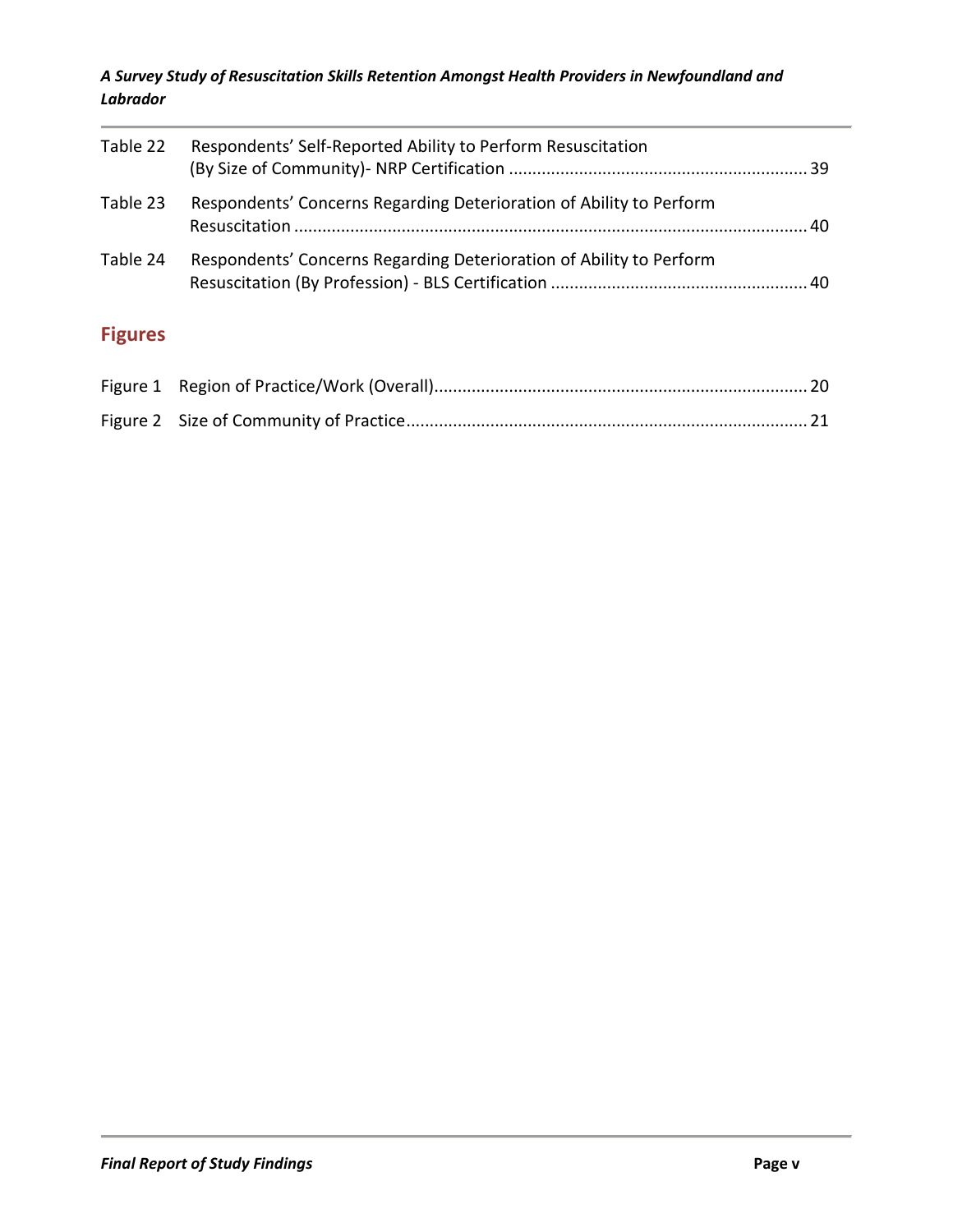| | | |
|---|---|---|
| Table 22 | Respondents' Self-Reported Ability to Perform Resuscitation (By Size of Community)- NRP Certification | 39 |
| Table 23 | Respondents' Concerns Regarding Deterioration of Ability to Perform Resuscitation | 40 |
| Table 24 | Respondents' Concerns Regarding Deterioration of Ability to Perform Resuscitation (By Profession) - BLS Certification | 40 |

## Figures

| | | |
|---|---|---|
| Figure 1 | Region of Practice/Work (Overall) | 20 |
| Figure 2 | Size of Community of Practice | 21 |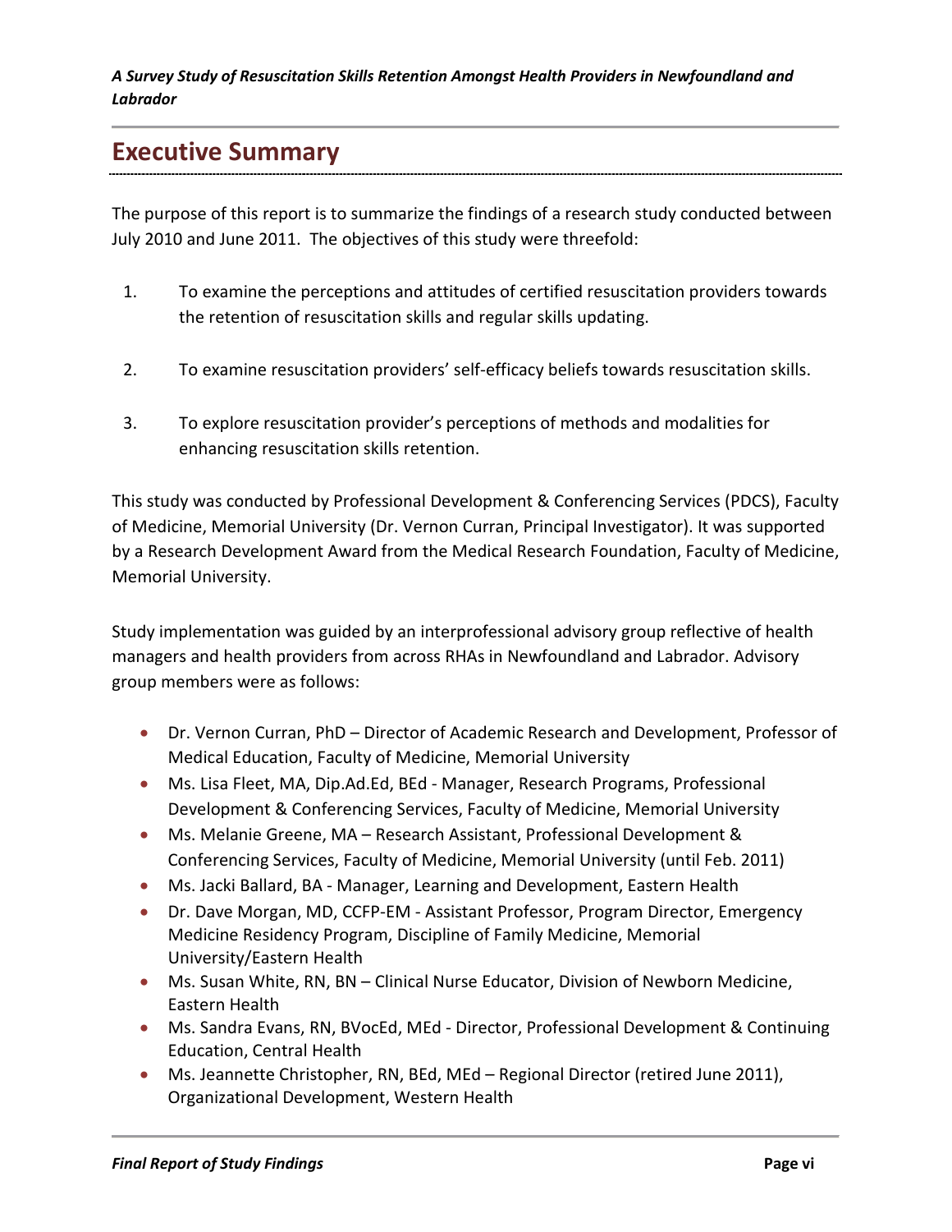## Executive Summary

The purpose of this report is to summarize the findings of a research study conducted between July 2010 and June 2011. The objectives of this study were threefold:

1. To examine the perceptions and attitudes of certified resuscitation providers towards the retention of resuscitation skills and regular skills updating.
2. To examine resuscitation providers' self-efficacy beliefs towards resuscitation skills.
3. To explore resuscitation provider's perceptions of methods and modalities for enhancing resuscitation skills retention.

This study was conducted by Professional Development & Conferencing Services (PDCS), Faculty of Medicine, Memorial University (Dr. Vernon Curran, Principal Investigator). It was supported by a Research Development Award from the Medical Research Foundation, Faculty of Medicine, Memorial University.

Study implementation was guided by an interprofessional advisory group reflective of health managers and health providers from across RHAs in Newfoundland and Labrador. Advisory group members were as follows:

- Dr. Vernon Curran, PhD – Director of Academic Research and Development, Professor of Medical Education, Faculty of Medicine, Memorial University
- Ms. Lisa Fleet, MA, Dip.Ad.Ed, BEd - Manager, Research Programs, Professional Development & Conferencing Services, Faculty of Medicine, Memorial University
- Ms. Melanie Greene, MA – Research Assistant, Professional Development & Conferencing Services, Faculty of Medicine, Memorial University (until Feb. 2011)
- Ms. Jacki Ballard, BA - Manager, Learning and Development, Eastern Health
- Dr. Dave Morgan, MD, CCFP-EM - Assistant Professor, Program Director, Emergency Medicine Residency Program, Discipline of Family Medicine, Memorial University/Eastern Health
- Ms. Susan White, RN, BN – Clinical Nurse Educator, Division of Newborn Medicine, Eastern Health
- Ms. Sandra Evans, RN, BVocEd, MEd - Director, Professional Development & Continuing Education, Central Health
- Ms. Jeannette Christopher, RN, BEd, MEd – Regional Director (retired June 2011), Organizational Development, Western Health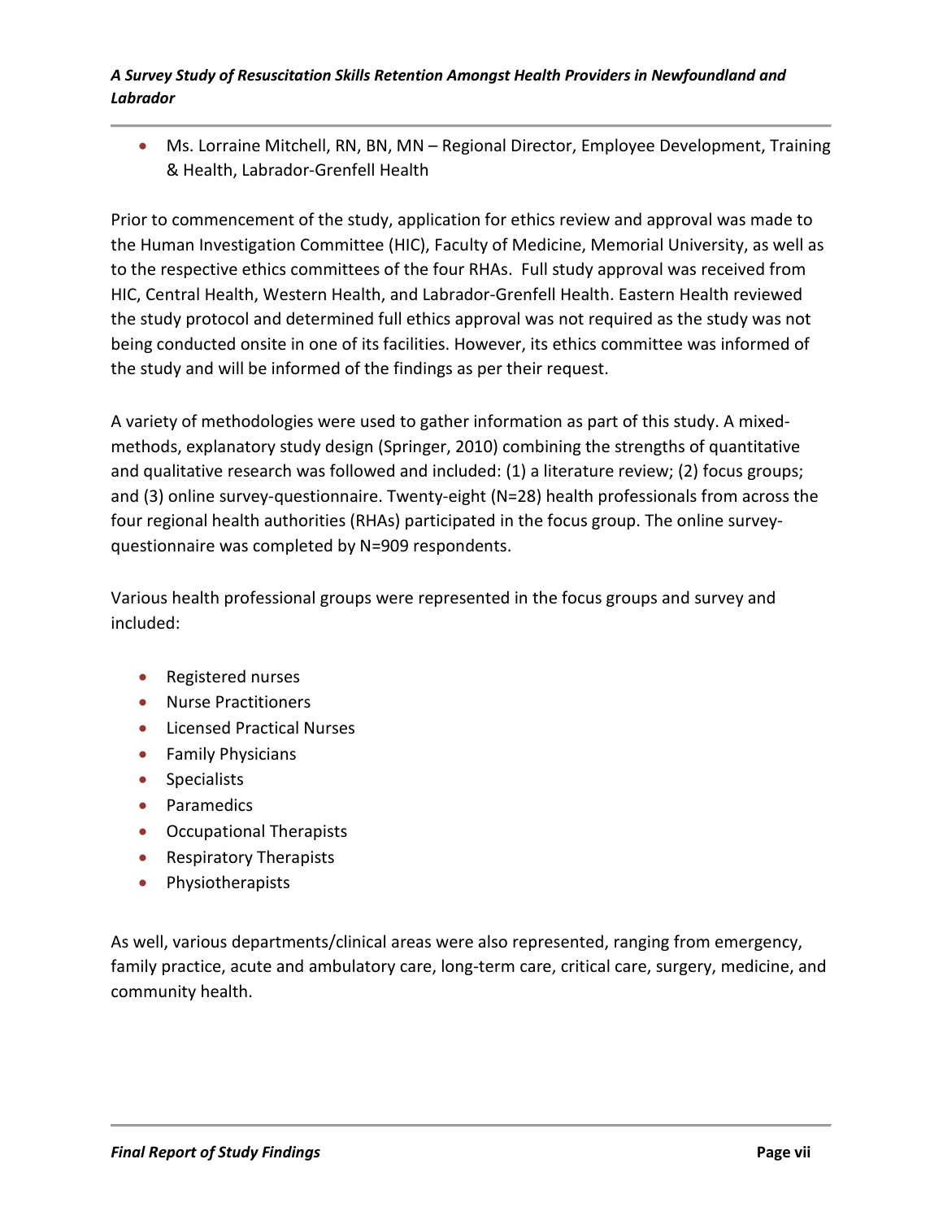- Ms. Lorraine Mitchell, RN, BN, MN – Regional Director, Employee Development, Training & Health, Labrador-Grenfell Health

Prior to commencement of the study, application for ethics review and approval was made to the Human Investigation Committee (HIC), Faculty of Medicine, Memorial University, as well as to the respective ethics committees of the four RHAs. Full study approval was received from HIC, Central Health, Western Health, and Labrador-Grenfell Health. Eastern Health reviewed the study protocol and determined full ethics approval was not required as the study was not being conducted onsite in one of its facilities. However, its ethics committee was informed of the study and will be informed of the findings as per their request.

A variety of methodologies were used to gather information as part of this study. A mixed-methods, explanatory study design (Springer, 2010) combining the strengths of quantitative and qualitative research was followed and included: (1) a literature review; (2) focus groups; and (3) online survey-questionnaire. Twenty-eight (N=28) health professionals from across the four regional health authorities (RHAs) participated in the focus group. The online survey-questionnaire was completed by N=909 respondents.

Various health professional groups were represented in the focus groups and survey and included:

- Registered nurses
- Nurse Practitioners
- Licensed Practical Nurses
- Family Physicians
- Specialists
- Paramedics
- Occupational Therapists
- Respiratory Therapists
- Physiotherapists

As well, various departments/clinical areas were also represented, ranging from emergency, family practice, acute and ambulatory care, long-term care, critical care, surgery, medicine, and community health.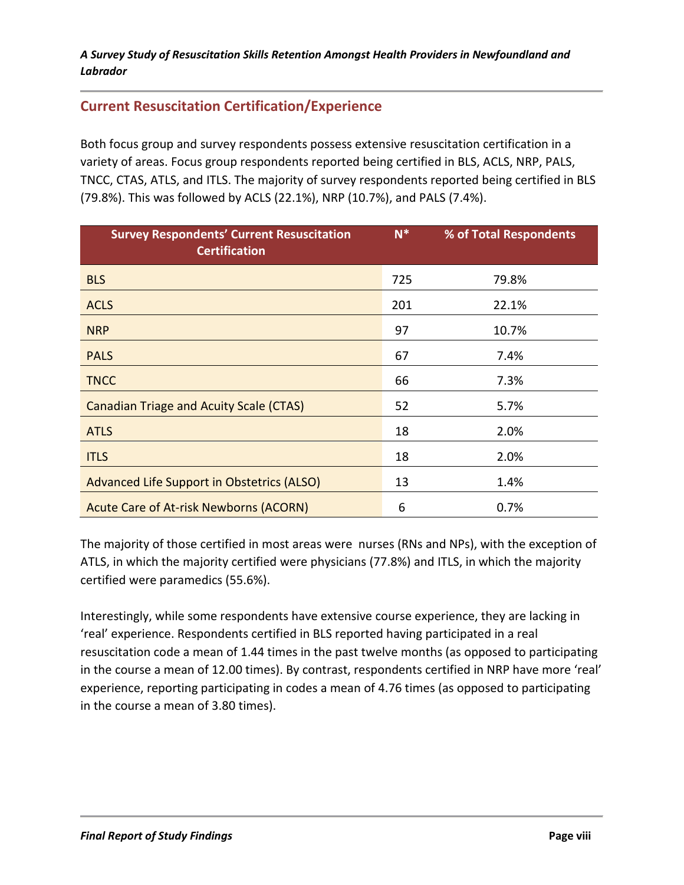## Current Resuscitation Certification/Experience

Both focus group and survey respondents possess extensive resuscitation certification in a variety of areas. Focus group respondents reported being certified in BLS, ACLS, NRP, PALS, TNCC, CTAS, ATLS, and ITLS. The majority of survey respondents reported being certified in BLS (79.8%). This was followed by ACLS (22.1%), NRP (10.7%), and PALS (7.4%).

| Survey Respondents' Current Resuscitation Certification | N* | % of Total Respondents |
|---|---|---|
| BLS | 725 | 79.8% |
| ACLS | 201 | 22.1% |
| NRP | 97 | 10.7% |
| PALS | 67 | 7.4% |
| TNCC | 66 | 7.3% |
| Canadian Triage and Acuity Scale (CTAS) | 52 | 5.7% |
| ATLS | 18 | 2.0% |
| ITLS | 18 | 2.0% |
| Advanced Life Support in Obstetrics (ALSO) | 13 | 1.4% |
| Acute Care of At-risk Newborns (ACORN) | 6 | 0.7% |

The majority of those certified in most areas were nurses (RNs and NPs), with the exception of ATLS, in which the majority certified were physicians (77.8%) and ITLS, in which the majority certified were paramedics (55.6%).

Interestingly, while some respondents have extensive course experience, they are lacking in 'real' experience. Respondents certified in BLS reported having participated in a real resuscitation code a mean of 1.44 times in the past twelve months (as opposed to participating in the course a mean of 12.00 times). By contrast, respondents certified in NRP have more 'real' experience, reporting participating in codes a mean of 4.76 times (as opposed to participating in the course a mean of 3.80 times).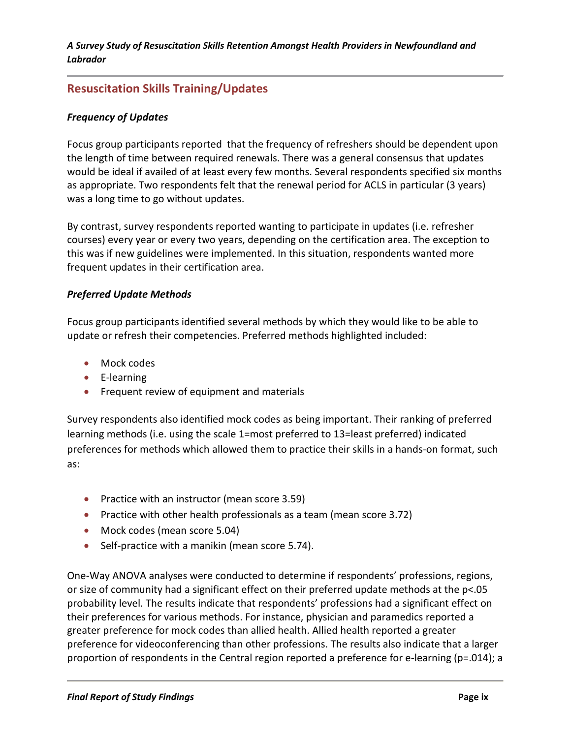## Resuscitation Skills Training/Updates

### *Frequency of Updates*

Focus group participants reported that the frequency of refreshers should be dependent upon the length of time between required renewals. There was a general consensus that updates would be ideal if availed of at least every few months. Several respondents specified six months as appropriate. Two respondents felt that the renewal period for ACLS in particular (3 years) was a long time to go without updates.

By contrast, survey respondents reported wanting to participate in updates (i.e. refresher courses) every year or every two years, depending on the certification area. The exception to this was if new guidelines were implemented. In this situation, respondents wanted more frequent updates in their certification area.

### *Preferred Update Methods*

Focus group participants identified several methods by which they would like to be able to update or refresh their competencies. Preferred methods highlighted included:

- Mock codes
- E-learning
- Frequent review of equipment and materials

Survey respondents also identified mock codes as being important. Their ranking of preferred learning methods (i.e. using the scale 1=most preferred to 13=least preferred) indicated preferences for methods which allowed them to practice their skills in a hands-on format, such as:

- Practice with an instructor (mean score 3.59)
- Practice with other health professionals as a team (mean score 3.72)
- Mock codes (mean score 5.04)
- Self-practice with a manikin (mean score 5.74).

One-Way ANOVA analyses were conducted to determine if respondents' professions, regions, or size of community had a significant effect on their preferred update methods at the $p<.05$ probability level. The results indicate that respondents' professions had a significant effect on their preferences for various methods. For instance, physician and paramedics reported a greater preference for mock codes than allied health. Allied health reported a greater preference for videoconferencing than other professions. The results also indicate that a larger proportion of respondents in the Central region reported a preference for e-learning ($p=.014$); a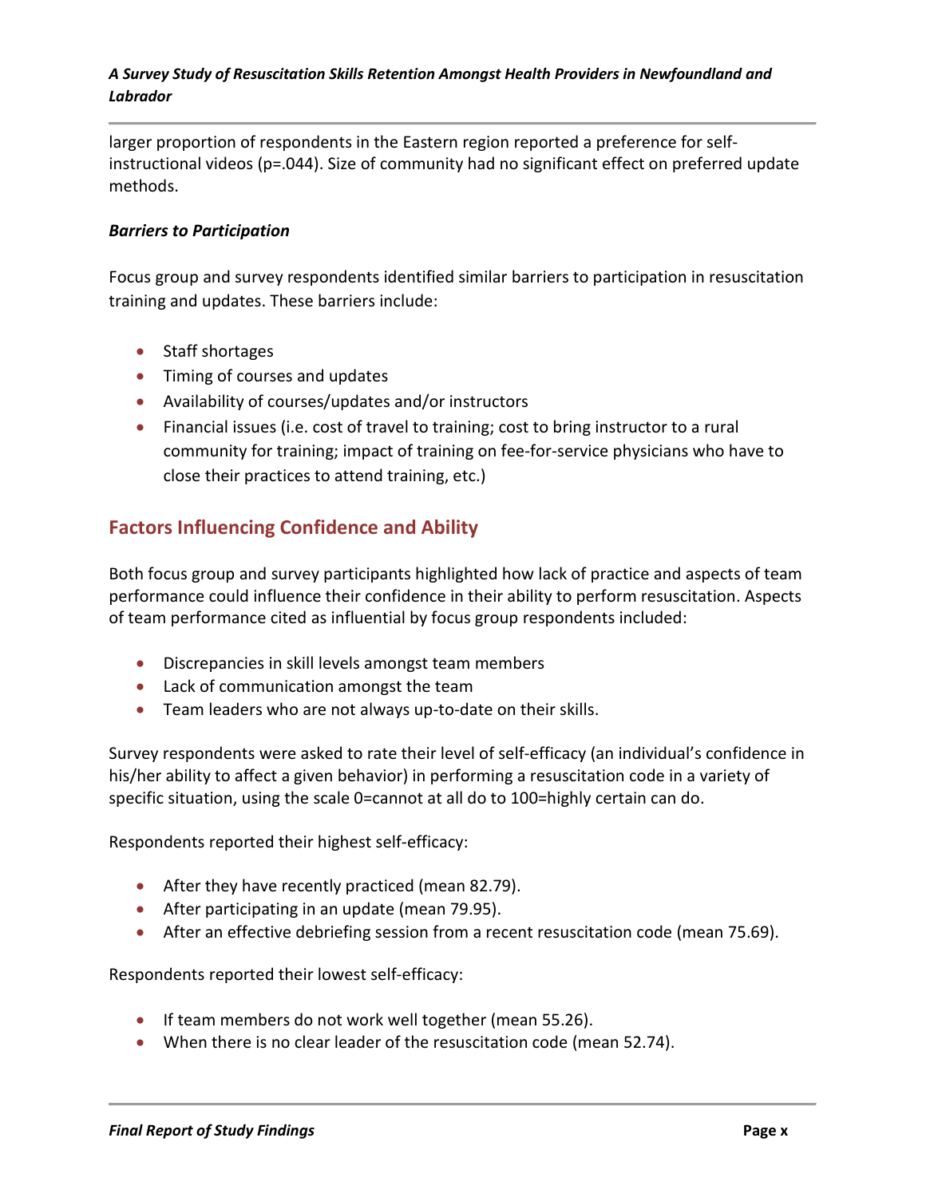larger proportion of respondents in the Eastern region reported a preference for self-instructional videos (p=.044). Size of community had no significant effect on preferred update methods.

### *Barriers to Participation*

Focus group and survey respondents identified similar barriers to participation in resuscitation training and updates. These barriers include:

- Staff shortages
- Timing of courses and updates
- Availability of courses/updates and/or instructors
- Financial issues (i.e. cost of travel to training; cost to bring instructor to a rural community for training; impact of training on fee-for-service physicians who have to close their practices to attend training, etc.)

## Factors Influencing Confidence and Ability

Both focus group and survey participants highlighted how lack of practice and aspects of team performance could influence their confidence in their ability to perform resuscitation. Aspects of team performance cited as influential by focus group respondents included:

- Discrepancies in skill levels amongst team members
- Lack of communication amongst the team
- Team leaders who are not always up-to-date on their skills.

Survey respondents were asked to rate their level of self-efficacy (an individual's confidence in his/her ability to affect a given behavior) in performing a resuscitation code in a variety of specific situation, using the scale 0=cannot at all do to 100=highly certain can do.

Respondents reported their highest self-efficacy:

- After they have recently practiced (mean 82.79).
- After participating in an update (mean 79.95).
- After an effective debriefing session from a recent resuscitation code (mean 75.69).

Respondents reported their lowest self-efficacy:

- If team members do not work well together (mean 55.26).
- When there is no clear leader of the resuscitation code (mean 52.74).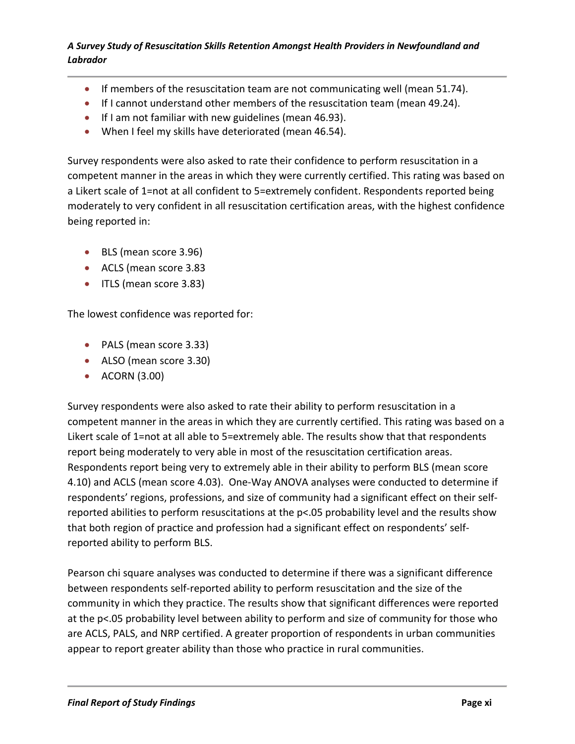- If members of the resuscitation team are not communicating well (mean 51.74).
- If I cannot understand other members of the resuscitation team (mean 49.24).
- If I am not familiar with new guidelines (mean 46.93).
- When I feel my skills have deteriorated (mean 46.54).

Survey respondents were also asked to rate their confidence to perform resuscitation in a competent manner in the areas in which they were currently certified. This rating was based on a Likert scale of 1=not at all confident to 5=extremely confident. Respondents reported being moderately to very confident in all resuscitation certification areas, with the highest confidence being reported in:

- BLS (mean score 3.96)
- ACLS (mean score 3.83
- ITLS (mean score 3.83)

The lowest confidence was reported for:

- PALS (mean score 3.33)
- ALSO (mean score 3.30)
- ACORN (3.00)

Survey respondents were also asked to rate their ability to perform resuscitation in a competent manner in the areas in which they are currently certified. This rating was based on a Likert scale of 1=not at all able to 5=extremely able. The results show that that respondents report being moderately to very able in most of the resuscitation certification areas. Respondents report being very to extremely able in their ability to perform BLS (mean score 4.10) and ACLS (mean score 4.03). One-Way ANOVA analyses were conducted to determine if respondents' regions, professions, and size of community had a significant effect on their self-reported abilities to perform resuscitations at the $p<.05$ probability level and the results show that both region of practice and profession had a significant effect on respondents' self-reported ability to perform BLS.

Pearson chi square analyses was conducted to determine if there was a significant difference between respondents self-reported ability to perform resuscitation and the size of the community in which they practice. The results show that significant differences were reported at the $p<.05$ probability level between ability to perform and size of community for those who are ACLS, PALS, and NRP certified. A greater proportion of respondents in urban communities appear to report greater ability than those who practice in rural communities.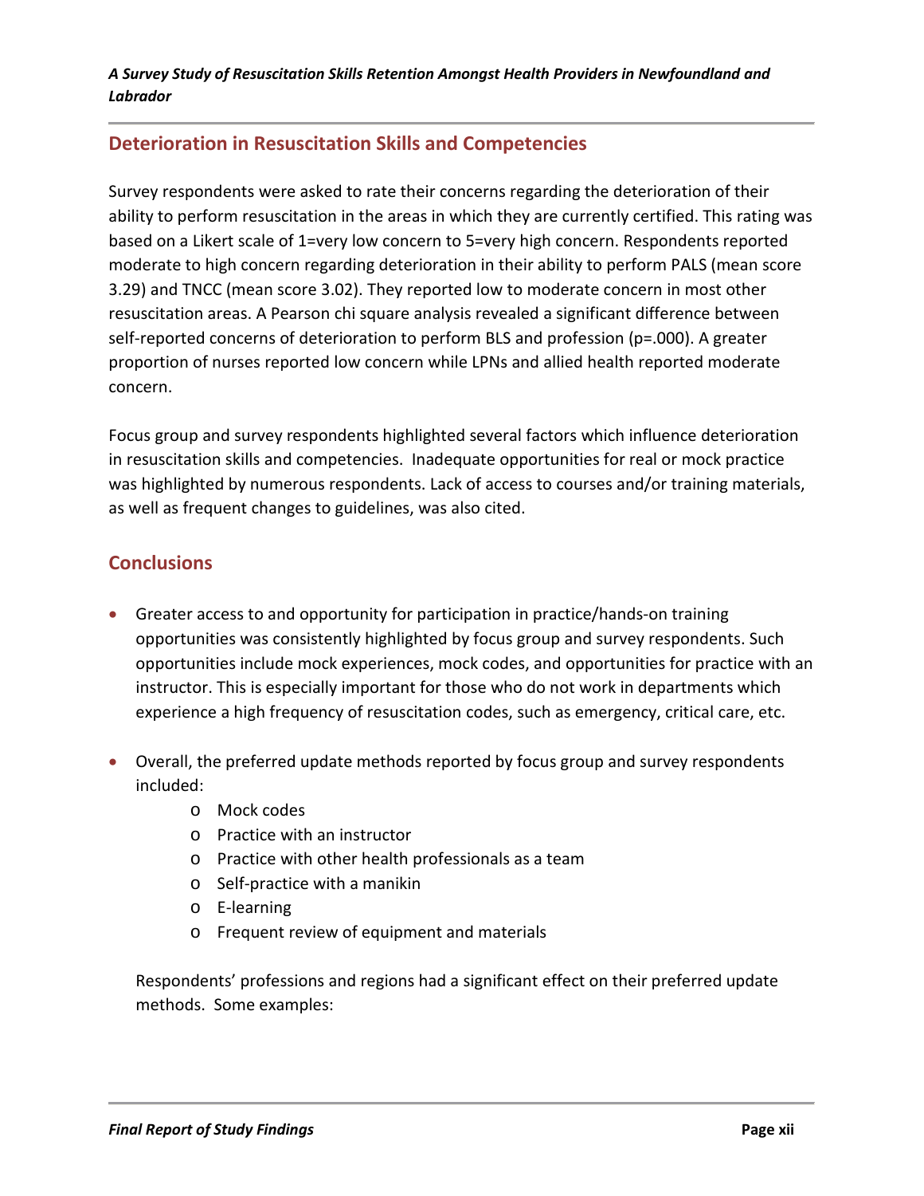## Deterioration in Resuscitation Skills and Competencies

Survey respondents were asked to rate their concerns regarding the deterioration of their ability to perform resuscitation in the areas in which they are currently certified. This rating was based on a Likert scale of 1=very low concern to 5=very high concern. Respondents reported moderate to high concern regarding deterioration in their ability to perform PALS (mean score 3.29) and TNCC (mean score 3.02). They reported low to moderate concern in most other resuscitation areas. A Pearson chi square analysis revealed a significant difference between self-reported concerns of deterioration to perform BLS and profession ($p=.000$). A greater proportion of nurses reported low concern while LPNs and allied health reported moderate concern.

Focus group and survey respondents highlighted several factors which influence deterioration in resuscitation skills and competencies. Inadequate opportunities for real or mock practice was highlighted by numerous respondents. Lack of access to courses and/or training materials, as well as frequent changes to guidelines, was also cited.

## Conclusions

- Greater access to and opportunity for participation in practice/hands-on training opportunities was consistently highlighted by focus group and survey respondents. Such opportunities include mock experiences, mock codes, and opportunities for practice with an instructor. This is especially important for those who do not work in departments which experience a high frequency of resuscitation codes, such as emergency, critical care, etc.

- Overall, the preferred update methods reported by focus group and survey respondents included:
  - Mock codes
  - Practice with an instructor
  - Practice with other health professionals as a team
  - Self-practice with a manikin
  - E-learning
  - Frequent review of equipment and materials

  Respondents' professions and regions had a significant effect on their preferred update methods. Some examples: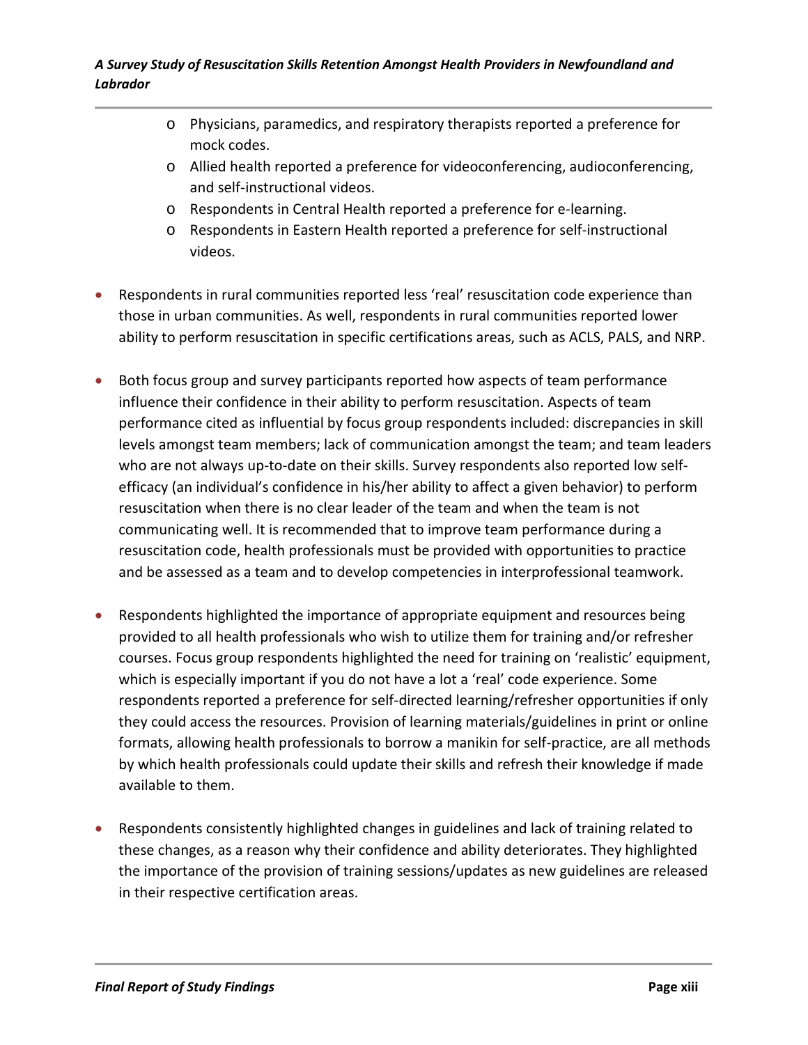- Physicians, paramedics, and respiratory therapists reported a preference for mock codes.
  - Allied health reported a preference for videoconferencing, audioconferencing, and self-instructional videos.
  - Respondents in Central Health reported a preference for e-learning.
  - Respondents in Eastern Health reported a preference for self-instructional videos.

- Respondents in rural communities reported less 'real' resuscitation code experience than those in urban communities. As well, respondents in rural communities reported lower ability to perform resuscitation in specific certifications areas, such as ACLS, PALS, and NRP.

- Both focus group and survey participants reported how aspects of team performance influence their confidence in their ability to perform resuscitation. Aspects of team performance cited as influential by focus group respondents included: discrepancies in skill levels amongst team members; lack of communication amongst the team; and team leaders who are not always up-to-date on their skills. Survey respondents also reported low self-efficacy (an individual's confidence in his/her ability to affect a given behavior) to perform resuscitation when there is no clear leader of the team and when the team is not communicating well. It is recommended that to improve team performance during a resuscitation code, health professionals must be provided with opportunities to practice and be assessed as a team and to develop competencies in interprofessional teamwork.

- Respondents highlighted the importance of appropriate equipment and resources being provided to all health professionals who wish to utilize them for training and/or refresher courses. Focus group respondents highlighted the need for training on 'realistic' equipment, which is especially important if you do not have a lot a 'real' code experience. Some respondents reported a preference for self-directed learning/refresher opportunities if only they could access the resources. Provision of learning materials/guidelines in print or online formats, allowing health professionals to borrow a manikin for self-practice, are all methods by which health professionals could update their skills and refresh their knowledge if made available to them.

- Respondents consistently highlighted changes in guidelines and lack of training related to these changes, as a reason why their confidence and ability deteriorates. They highlighted the importance of the provision of training sessions/updates as new guidelines are released in their respective certification areas.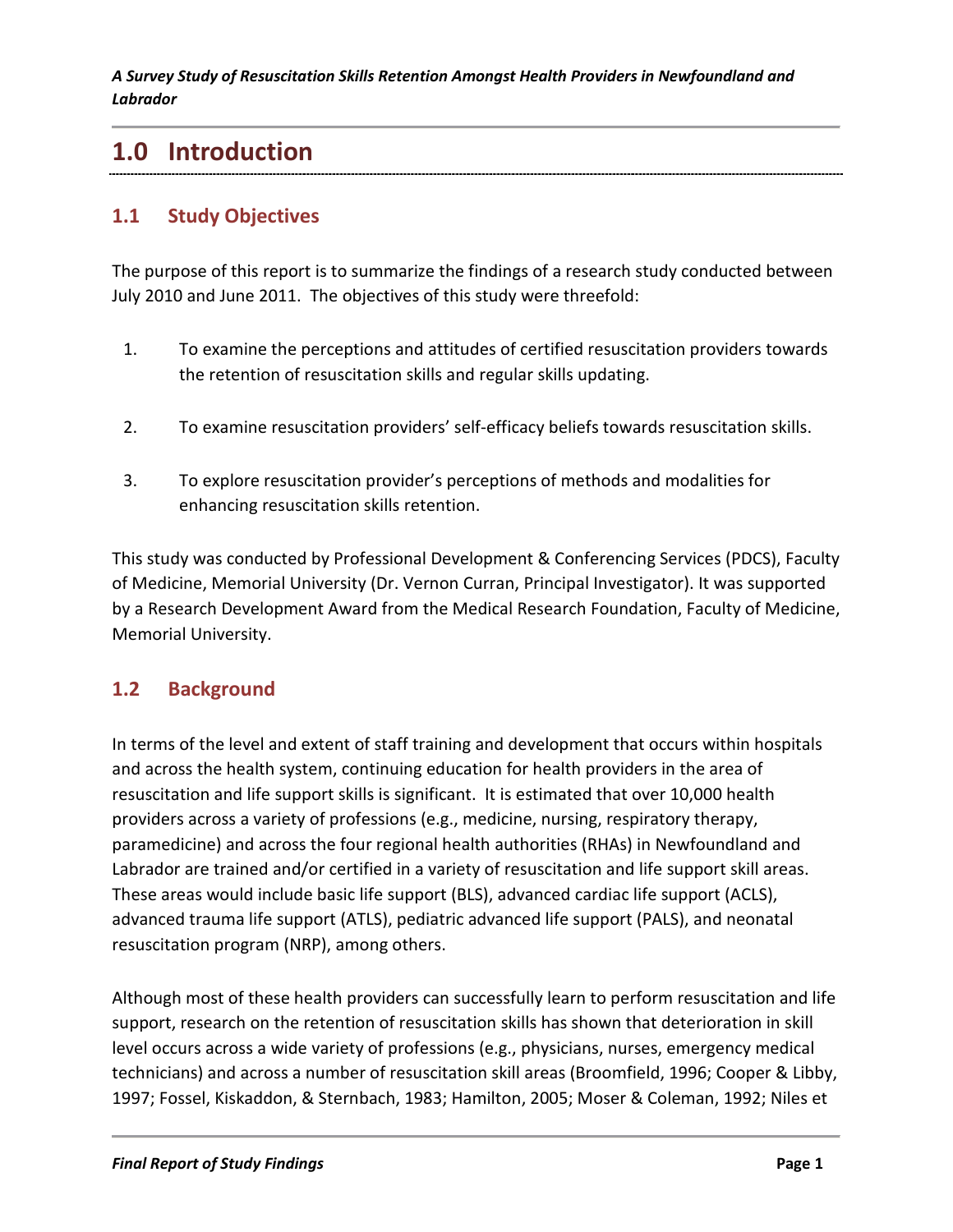# 1.0 Introduction

## 1.1 Study Objectives

The purpose of this report is to summarize the findings of a research study conducted between July 2010 and June 2011. The objectives of this study were threefold:

1. To examine the perceptions and attitudes of certified resuscitation providers towards the retention of resuscitation skills and regular skills updating.

2. To examine resuscitation providers' self-efficacy beliefs towards resuscitation skills.

3. To explore resuscitation provider's perceptions of methods and modalities for enhancing resuscitation skills retention.

This study was conducted by Professional Development & Conferencing Services (PDCS), Faculty of Medicine, Memorial University (Dr. Vernon Curran, Principal Investigator). It was supported by a Research Development Award from the Medical Research Foundation, Faculty of Medicine, Memorial University.

## 1.2 Background

In terms of the level and extent of staff training and development that occurs within hospitals and across the health system, continuing education for health providers in the area of resuscitation and life support skills is significant. It is estimated that over 10,000 health providers across a variety of professions (e.g., medicine, nursing, respiratory therapy, paramedicine) and across the four regional health authorities (RHAs) in Newfoundland and Labrador are trained and/or certified in a variety of resuscitation and life support skill areas. These areas would include basic life support (BLS), advanced cardiac life support (ACLS), advanced trauma life support (ATLS), pediatric advanced life support (PALS), and neonatal resuscitation program (NRP), among others.

Although most of these health providers can successfully learn to perform resuscitation and life support, research on the retention of resuscitation skills has shown that deterioration in skill level occurs across a wide variety of professions (e.g., physicians, nurses, emergency medical technicians) and across a number of resuscitation skill areas (Broomfield, 1996; Cooper & Libby, 1997; Fossel, Kiskaddon, & Sternbach, 1983; Hamilton, 2005; Moser & Coleman, 1992; Niles et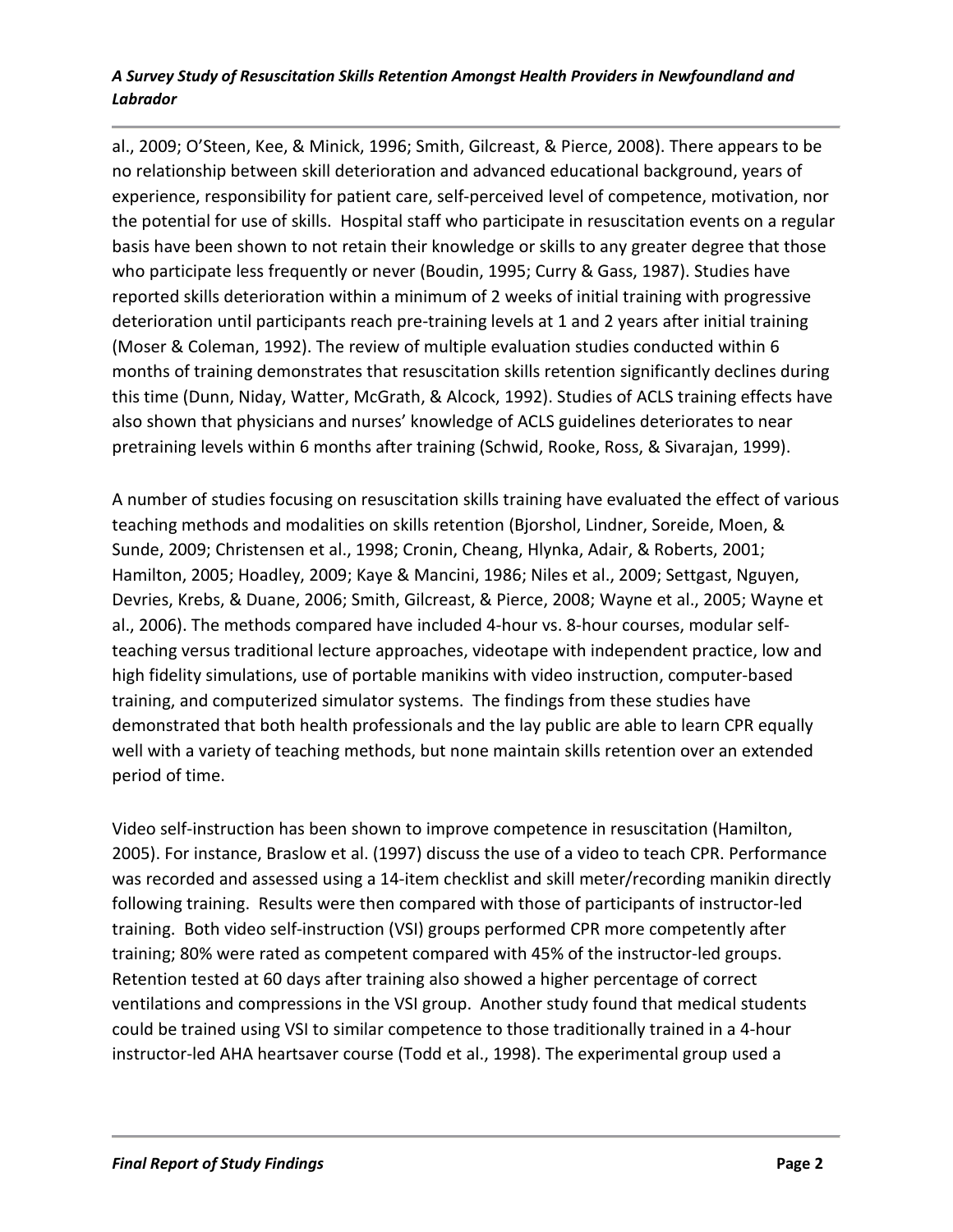al., 2009; O'Steen, Kee, & Minick, 1996; Smith, Gilcreast, & Pierce, 2008). There appears to be no relationship between skill deterioration and advanced educational background, years of experience, responsibility for patient care, self-perceived level of competence, motivation, nor the potential for use of skills. Hospital staff who participate in resuscitation events on a regular basis have been shown to not retain their knowledge or skills to any greater degree that those who participate less frequently or never (Boudin, 1995; Curry & Gass, 1987). Studies have reported skills deterioration within a minimum of 2 weeks of initial training with progressive deterioration until participants reach pre-training levels at 1 and 2 years after initial training (Moser & Coleman, 1992). The review of multiple evaluation studies conducted within 6 months of training demonstrates that resuscitation skills retention significantly declines during this time (Dunn, Niday, Watter, McGrath, & Alcock, 1992). Studies of ACLS training effects have also shown that physicians and nurses' knowledge of ACLS guidelines deteriorates to near pretraining levels within 6 months after training (Schwid, Rooke, Ross, & Sivarajan, 1999).

A number of studies focusing on resuscitation skills training have evaluated the effect of various teaching methods and modalities on skills retention (Bjorshol, Lindner, Soreide, Moen, & Sunde, 2009; Christensen et al., 1998; Cronin, Cheang, Hlynka, Adair, & Roberts, 2001; Hamilton, 2005; Hoadley, 2009; Kaye & Mancini, 1986; Niles et al., 2009; Settgast, Nguyen, Devries, Krebs, & Duane, 2006; Smith, Gilcreast, & Pierce, 2008; Wayne et al., 2005; Wayne et al., 2006). The methods compared have included 4-hour vs. 8-hour courses, modular self-teaching versus traditional lecture approaches, videotape with independent practice, low and high fidelity simulations, use of portable manikins with video instruction, computer-based training, and computerized simulator systems. The findings from these studies have demonstrated that both health professionals and the lay public are able to learn CPR equally well with a variety of teaching methods, but none maintain skills retention over an extended period of time.

Video self-instruction has been shown to improve competence in resuscitation (Hamilton, 2005). For instance, Braslow et al. (1997) discuss the use of a video to teach CPR. Performance was recorded and assessed using a 14-item checklist and skill meter/recording manikin directly following training. Results were then compared with those of participants of instructor-led training. Both video self-instruction (VSI) groups performed CPR more competently after training; 80% were rated as competent compared with 45% of the instructor-led groups. Retention tested at 60 days after training also showed a higher percentage of correct ventilations and compressions in the VSI group. Another study found that medical students could be trained using VSI to similar competence to those traditionally trained in a 4-hour instructor-led AHA heartsaver course (Todd et al., 1998). The experimental group used a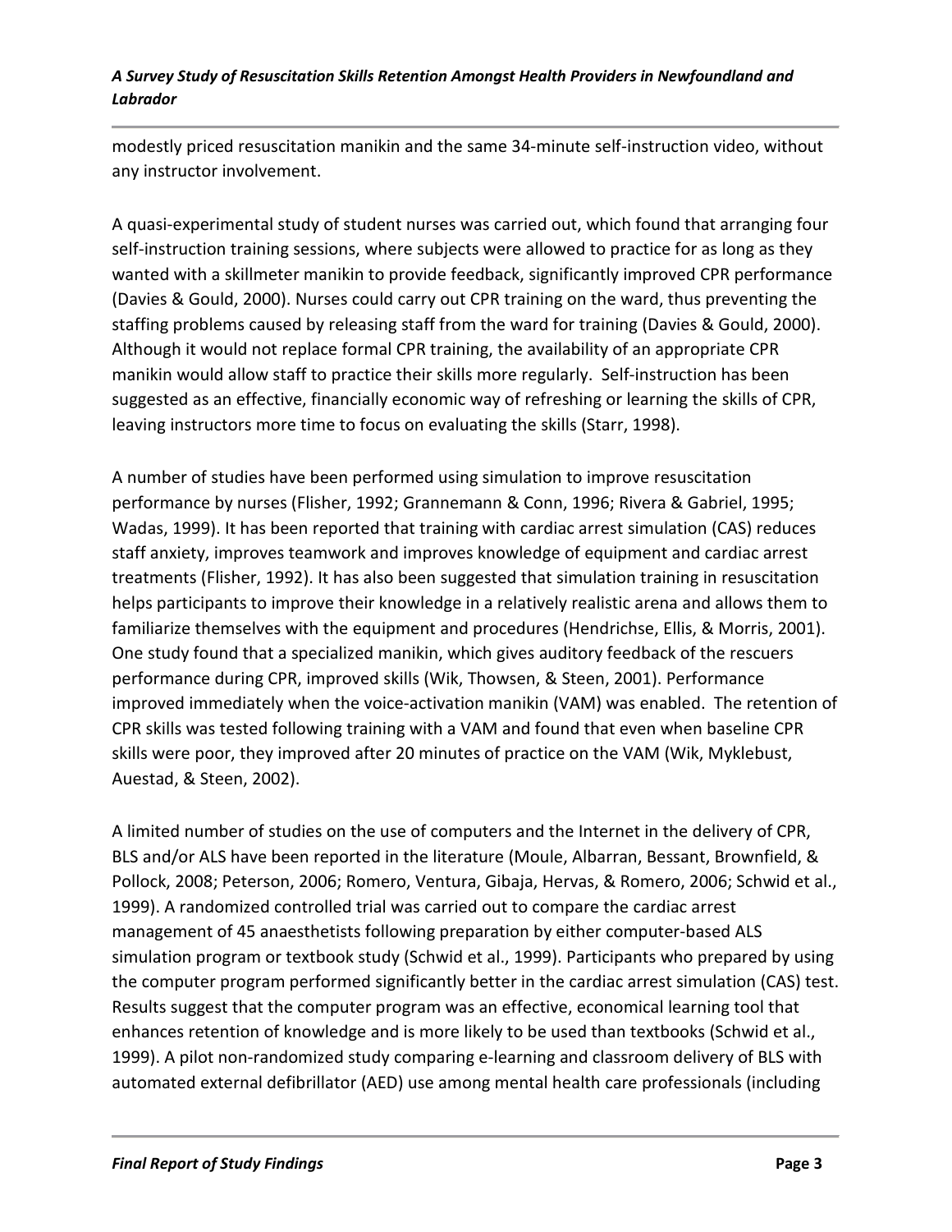modestly priced resuscitation manikin and the same 34-minute self-instruction video, without any instructor involvement.

A quasi-experimental study of student nurses was carried out, which found that arranging four self-instruction training sessions, where subjects were allowed to practice for as long as they wanted with a skillmeter manikin to provide feedback, significantly improved CPR performance (Davies & Gould, 2000). Nurses could carry out CPR training on the ward, thus preventing the staffing problems caused by releasing staff from the ward for training (Davies & Gould, 2000). Although it would not replace formal CPR training, the availability of an appropriate CPR manikin would allow staff to practice their skills more regularly. Self-instruction has been suggested as an effective, financially economic way of refreshing or learning the skills of CPR, leaving instructors more time to focus on evaluating the skills (Starr, 1998).

A number of studies have been performed using simulation to improve resuscitation performance by nurses (Flisher, 1992; Grannemann & Conn, 1996; Rivera & Gabriel, 1995; Wadas, 1999). It has been reported that training with cardiac arrest simulation (CAS) reduces staff anxiety, improves teamwork and improves knowledge of equipment and cardiac arrest treatments (Flisher, 1992). It has also been suggested that simulation training in resuscitation helps participants to improve their knowledge in a relatively realistic arena and allows them to familiarize themselves with the equipment and procedures (Hendrichse, Ellis, & Morris, 2001). One study found that a specialized manikin, which gives auditory feedback of the rescuers performance during CPR, improved skills (Wik, Thowsen, & Steen, 2001). Performance improved immediately when the voice-activation manikin (VAM) was enabled. The retention of CPR skills was tested following training with a VAM and found that even when baseline CPR skills were poor, they improved after 20 minutes of practice on the VAM (Wik, Myklebust, Auestad, & Steen, 2002).

A limited number of studies on the use of computers and the Internet in the delivery of CPR, BLS and/or ALS have been reported in the literature (Moule, Albarran, Bessant, Brownfield, & Pollock, 2008; Peterson, 2006; Romero, Ventura, Gibaja, Hervas, & Romero, 2006; Schwid et al., 1999). A randomized controlled trial was carried out to compare the cardiac arrest management of 45 anaesthetists following preparation by either computer-based ALS simulation program or textbook study (Schwid et al., 1999). Participants who prepared by using the computer program performed significantly better in the cardiac arrest simulation (CAS) test. Results suggest that the computer program was an effective, economical learning tool that enhances retention of knowledge and is more likely to be used than textbooks (Schwid et al., 1999). A pilot non-randomized study comparing e-learning and classroom delivery of BLS with automated external defibrillator (AED) use among mental health care professionals (including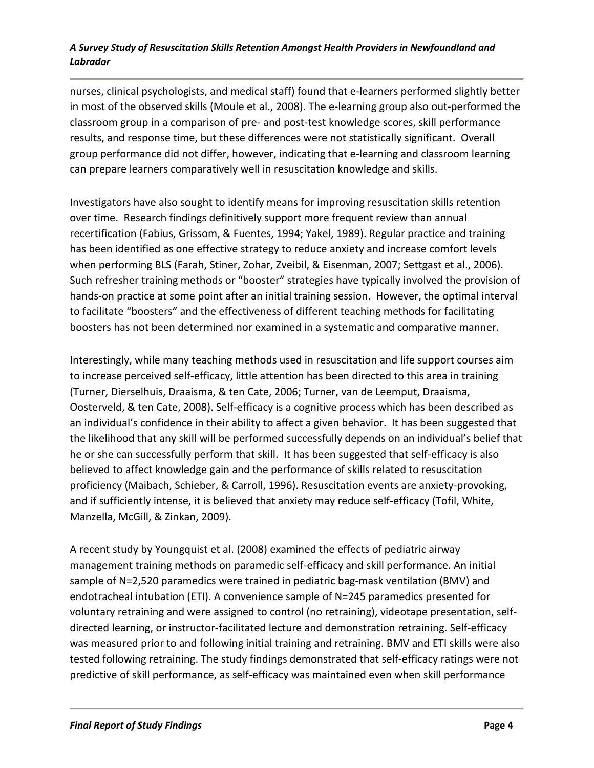nurses, clinical psychologists, and medical staff) found that e-learners performed slightly better in most of the observed skills (Moule et al., 2008). The e-learning group also out-performed the classroom group in a comparison of pre- and post-test knowledge scores, skill performance results, and response time, but these differences were not statistically significant. Overall group performance did not differ, however, indicating that e-learning and classroom learning can prepare learners comparatively well in resuscitation knowledge and skills.

Investigators have also sought to identify means for improving resuscitation skills retention over time. Research findings definitively support more frequent review than annual recertification (Fabius, Grissom, & Fuentes, 1994; Yakel, 1989). Regular practice and training has been identified as one effective strategy to reduce anxiety and increase comfort levels when performing BLS (Farah, Stiner, Zohar, Zveibil, & Eisenman, 2007; Settgast et al., 2006). Such refresher training methods or "booster" strategies have typically involved the provision of hands-on practice at some point after an initial training session. However, the optimal interval to facilitate "boosters" and the effectiveness of different teaching methods for facilitating boosters has not been determined nor examined in a systematic and comparative manner.

Interestingly, while many teaching methods used in resuscitation and life support courses aim to increase perceived self-efficacy, little attention has been directed to this area in training (Turner, Dierselhuis, Draaisma, & ten Cate, 2006; Turner, van de Leemput, Draaisma, Oosterveld, & ten Cate, 2008). Self-efficacy is a cognitive process which has been described as an individual's confidence in their ability to affect a given behavior. It has been suggested that the likelihood that any skill will be performed successfully depends on an individual's belief that he or she can successfully perform that skill. It has been suggested that self-efficacy is also believed to affect knowledge gain and the performance of skills related to resuscitation proficiency (Maibach, Schieber, & Carroll, 1996). Resuscitation events are anxiety-provoking, and if sufficiently intense, it is believed that anxiety may reduce self-efficacy (Tofil, White, Manzella, McGill, & Zinkan, 2009).

A recent study by Youngquist et al. (2008) examined the effects of pediatric airway management training methods on paramedic self-efficacy and skill performance. An initial sample of N=2,520 paramedics were trained in pediatric bag-mask ventilation (BMV) and endotracheal intubation (ETI). A convenience sample of N=245 paramedics presented for voluntary retraining and were assigned to control (no retraining), videotape presentation, self-directed learning, or instructor-facilitated lecture and demonstration retraining. Self-efficacy was measured prior to and following initial training and retraining. BMV and ETI skills were also tested following retraining. The study findings demonstrated that self-efficacy ratings were not predictive of skill performance, as self-efficacy was maintained even when skill performance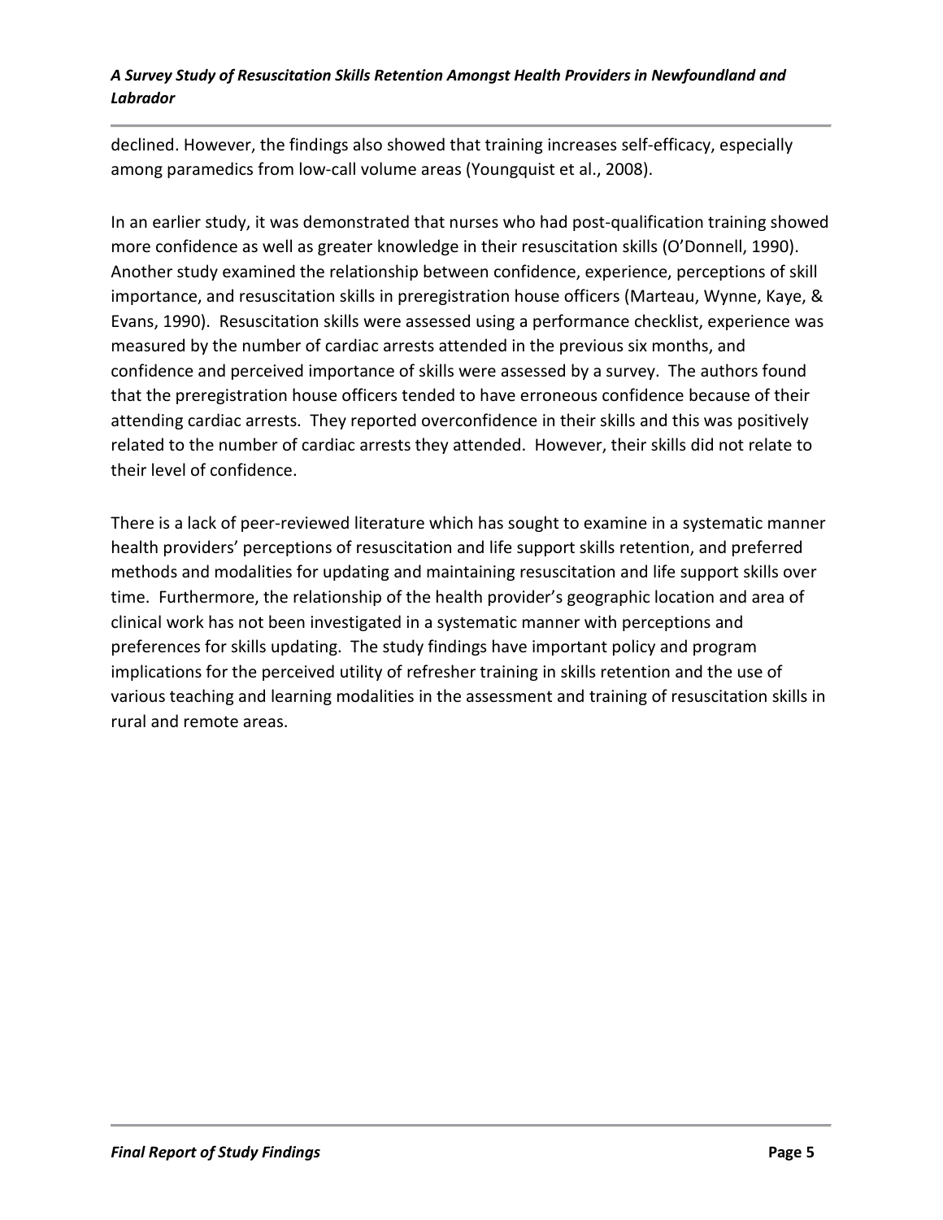declined. However, the findings also showed that training increases self-efficacy, especially among paramedics from low-call volume areas (Youngquist et al., 2008).

In an earlier study, it was demonstrated that nurses who had post-qualification training showed more confidence as well as greater knowledge in their resuscitation skills (O'Donnell, 1990). Another study examined the relationship between confidence, experience, perceptions of skill importance, and resuscitation skills in preregistration house officers (Marteau, Wynne, Kaye, & Evans, 1990). Resuscitation skills were assessed using a performance checklist, experience was measured by the number of cardiac arrests attended in the previous six months, and confidence and perceived importance of skills were assessed by a survey. The authors found that the preregistration house officers tended to have erroneous confidence because of their attending cardiac arrests. They reported overconfidence in their skills and this was positively related to the number of cardiac arrests they attended. However, their skills did not relate to their level of confidence.

There is a lack of peer-reviewed literature which has sought to examine in a systematic manner health providers' perceptions of resuscitation and life support skills retention, and preferred methods and modalities for updating and maintaining resuscitation and life support skills over time. Furthermore, the relationship of the health provider's geographic location and area of clinical work has not been investigated in a systematic manner with perceptions and preferences for skills updating. The study findings have important policy and program implications for the perceived utility of refresher training in skills retention and the use of various teaching and learning modalities in the assessment and training of resuscitation skills in rural and remote areas.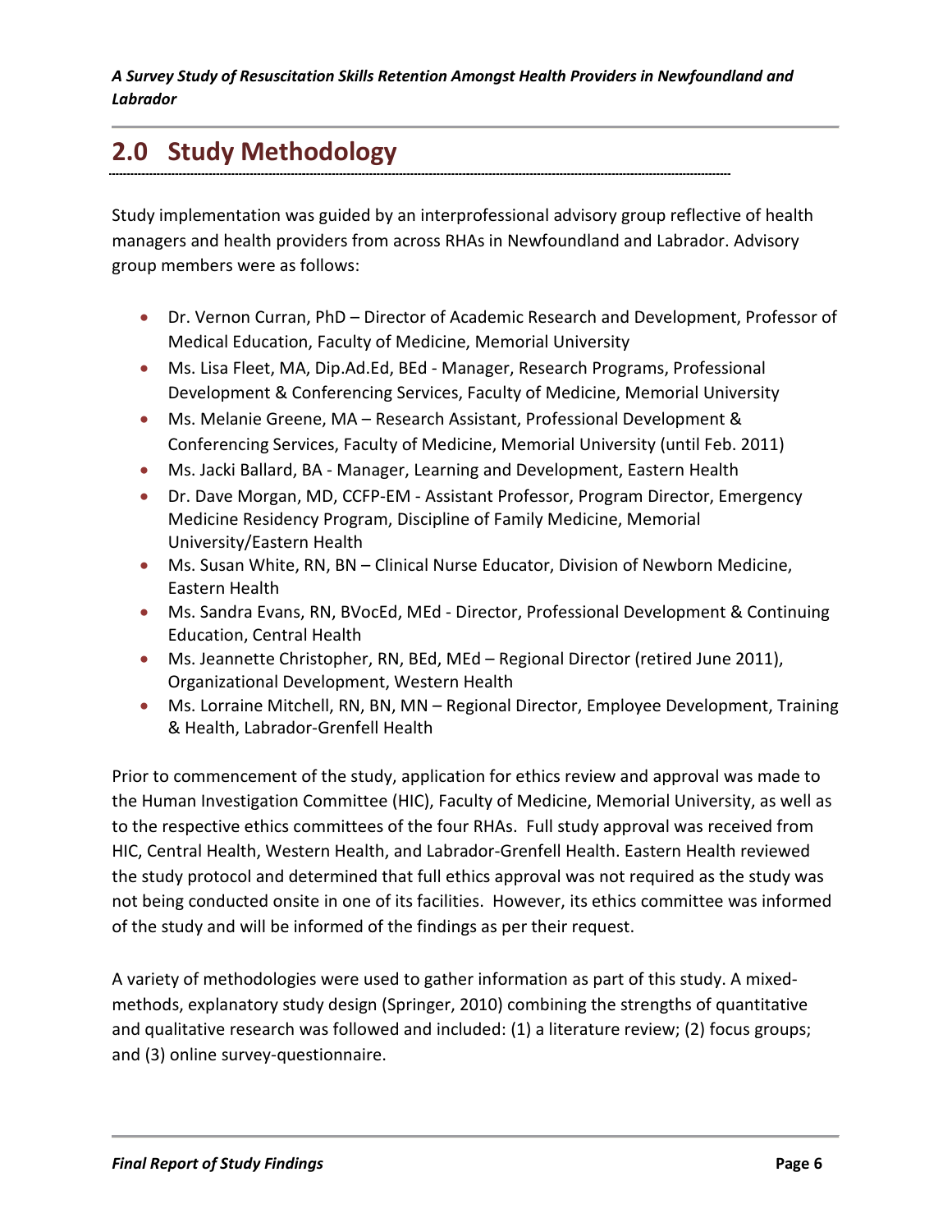## 2.0 Study Methodology

Study implementation was guided by an interprofessional advisory group reflective of health managers and health providers from across RHAs in Newfoundland and Labrador. Advisory group members were as follows:

- Dr. Vernon Curran, PhD – Director of Academic Research and Development, Professor of Medical Education, Faculty of Medicine, Memorial University
- Ms. Lisa Fleet, MA, Dip.Ad.Ed, BEd - Manager, Research Programs, Professional Development & Conferencing Services, Faculty of Medicine, Memorial University
- Ms. Melanie Greene, MA – Research Assistant, Professional Development & Conferencing Services, Faculty of Medicine, Memorial University (until Feb. 2011)
- Ms. Jacki Ballard, BA - Manager, Learning and Development, Eastern Health
- Dr. Dave Morgan, MD, CCFP-EM - Assistant Professor, Program Director, Emergency Medicine Residency Program, Discipline of Family Medicine, Memorial University/Eastern Health
- Ms. Susan White, RN, BN – Clinical Nurse Educator, Division of Newborn Medicine, Eastern Health
- Ms. Sandra Evans, RN, BVocEd, MEd - Director, Professional Development & Continuing Education, Central Health
- Ms. Jeannette Christopher, RN, BEd, MEd – Regional Director (retired June 2011), Organizational Development, Western Health
- Ms. Lorraine Mitchell, RN, BN, MN – Regional Director, Employee Development, Training & Health, Labrador-Grenfell Health

Prior to commencement of the study, application for ethics review and approval was made to the Human Investigation Committee (HIC), Faculty of Medicine, Memorial University, as well as to the respective ethics committees of the four RHAs. Full study approval was received from HIC, Central Health, Western Health, and Labrador-Grenfell Health. Eastern Health reviewed the study protocol and determined that full ethics approval was not required as the study was not being conducted onsite in one of its facilities. However, its ethics committee was informed of the study and will be informed of the findings as per their request.

A variety of methodologies were used to gather information as part of this study. A mixed-methods, explanatory study design (Springer, 2010) combining the strengths of quantitative and qualitative research was followed and included: (1) a literature review; (2) focus groups; and (3) online survey-questionnaire.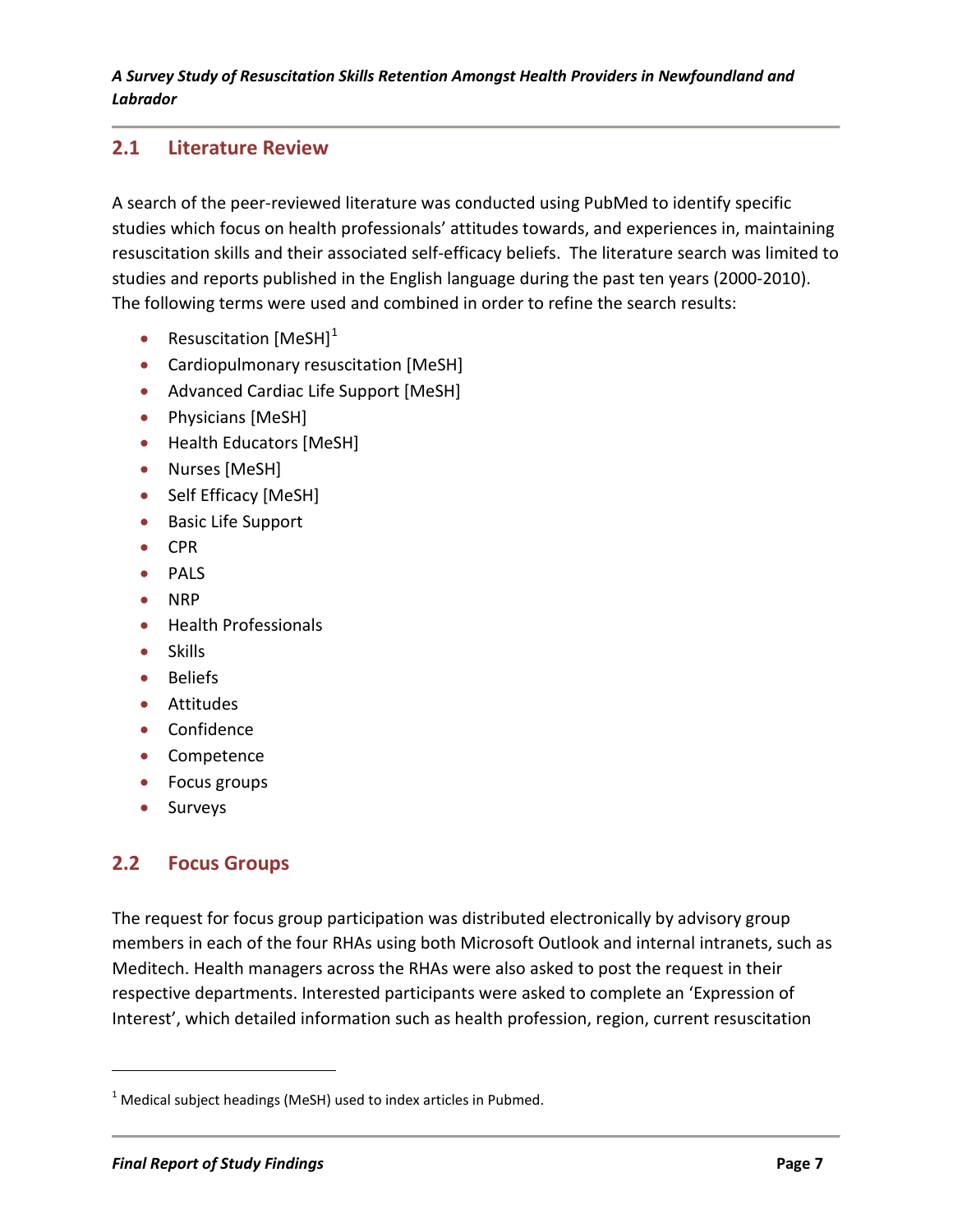## 2.1 Literature Review

A search of the peer-reviewed literature was conducted using PubMed to identify specific studies which focus on health professionals' attitudes towards, and experiences in, maintaining resuscitation skills and their associated self-efficacy beliefs. The literature search was limited to studies and reports published in the English language during the past ten years (2000-2010). The following terms were used and combined in order to refine the search results:

- Resuscitation [MeSH][1]
- Cardiopulmonary resuscitation [MeSH]
- Advanced Cardiac Life Support [MeSH]
- Physicians [MeSH]
- Health Educators [MeSH]
- Nurses [MeSH]
- Self Efficacy [MeSH]
- Basic Life Support
- CPR
- PALS
- NRP
- Health Professionals
- Skills
- Beliefs
- Attitudes
- Confidence
- Competence
- Focus groups
- Surveys

## 2.2 Focus Groups

The request for focus group participation was distributed electronically by advisory group members in each of the four RHAs using both Microsoft Outlook and internal intranets, such as Meditech. Health managers across the RHAs were also asked to post the request in their respective departments. Interested participants were asked to complete an 'Expression of Interest', which detailed information such as health profession, region, current resuscitation

[1] Medical subject headings (MeSH) used to index articles in Pubmed.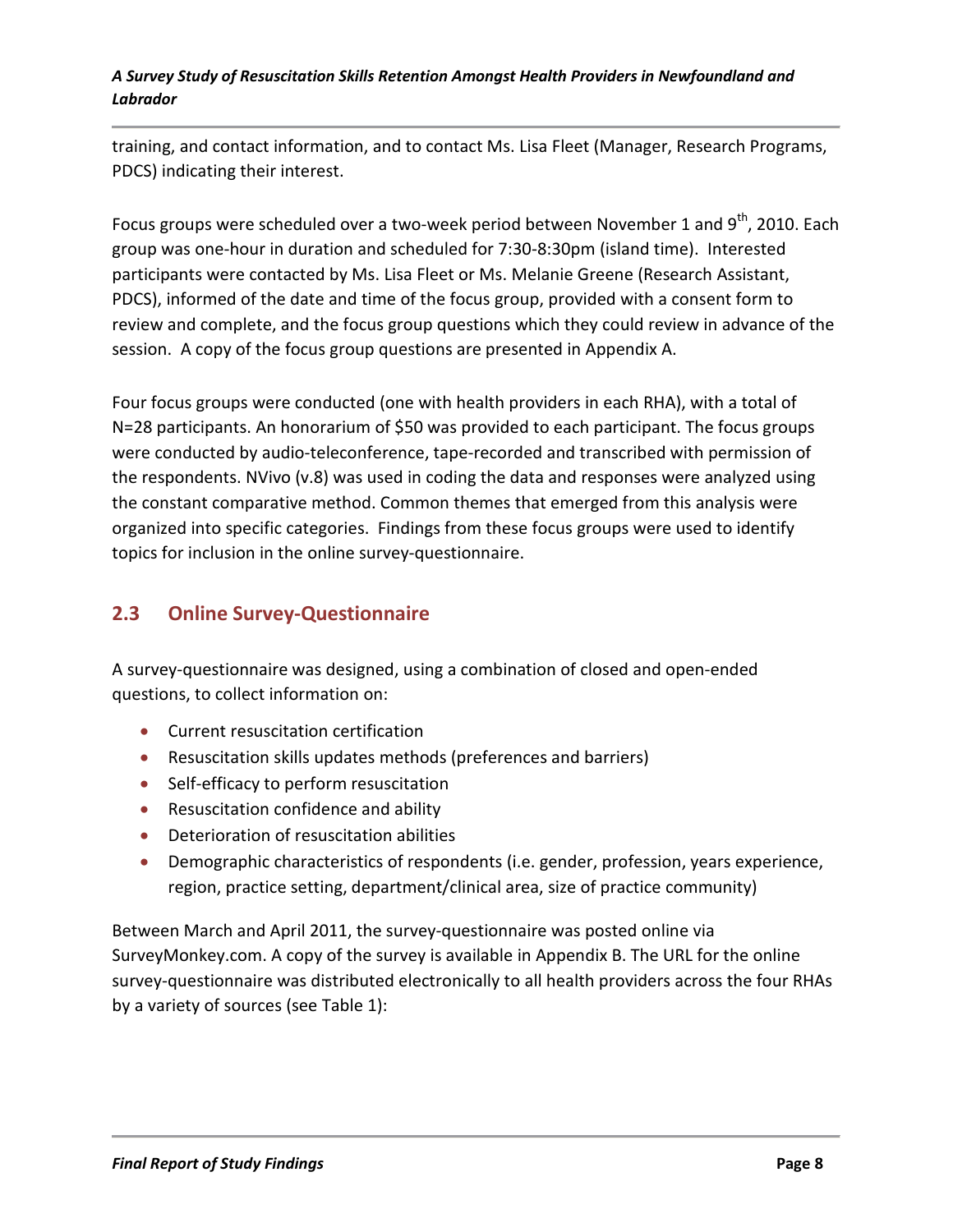training, and contact information, and to contact Ms. Lisa Fleet (Manager, Research Programs, PDCS) indicating their interest.

Focus groups were scheduled over a two-week period between November 1 and 9th, 2010. Each group was one-hour in duration and scheduled for 7:30-8:30pm (island time). Interested participants were contacted by Ms. Lisa Fleet or Ms. Melanie Greene (Research Assistant, PDCS), informed of the date and time of the focus group, provided with a consent form to review and complete, and the focus group questions which they could review in advance of the session. A copy of the focus group questions are presented in Appendix A.

Four focus groups were conducted (one with health providers in each RHA), with a total of N=28 participants. An honorarium of $50 was provided to each participant. The focus groups were conducted by audio-teleconference, tape-recorded and transcribed with permission of the respondents. NVivo (v.8) was used in coding the data and responses were analyzed using the constant comparative method. Common themes that emerged from this analysis were organized into specific categories. Findings from these focus groups were used to identify topics for inclusion in the online survey-questionnaire.

## 2.3 Online Survey-Questionnaire

A survey-questionnaire was designed, using a combination of closed and open-ended questions, to collect information on:

- Current resuscitation certification
- Resuscitation skills updates methods (preferences and barriers)
- Self-efficacy to perform resuscitation
- Resuscitation confidence and ability
- Deterioration of resuscitation abilities
- Demographic characteristics of respondents (i.e. gender, profession, years experience, region, practice setting, department/clinical area, size of practice community)

Between March and April 2011, the survey-questionnaire was posted online via SurveyMonkey.com. A copy of the survey is available in Appendix B. The URL for the online survey-questionnaire was distributed electronically to all health providers across the four RHAs by a variety of sources (see Table 1):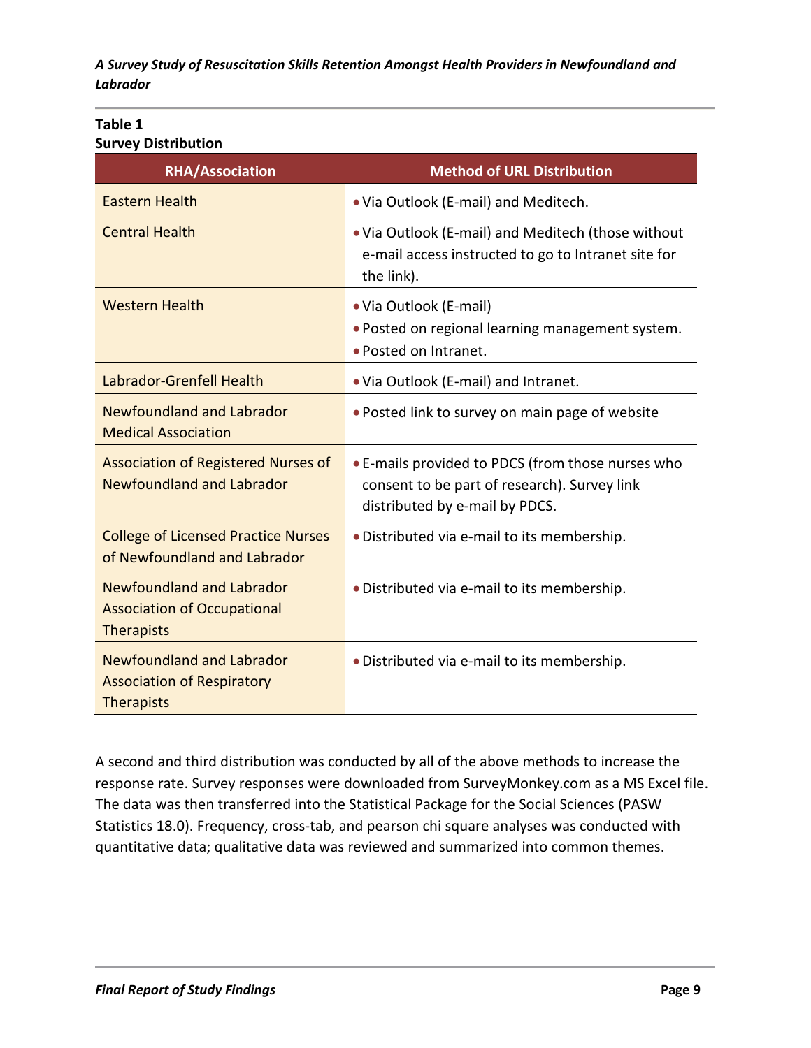**Table 1**
**Survey Distribution**

| RHA/Association | Method of URL Distribution |
|---|---|
| Eastern Health | • Via Outlook (E-mail) and Meditech. |
| Central Health | • Via Outlook (E-mail) and Meditech (those without e-mail access instructed to go to Intranet site for the link). |
| Western Health | • Via Outlook (E-mail)<br>• Posted on regional learning management system.<br>• Posted on Intranet. |
| Labrador-Grenfell Health | • Via Outlook (E-mail) and Intranet. |
| Newfoundland and Labrador Medical Association | • Posted link to survey on main page of website |
| Association of Registered Nurses of Newfoundland and Labrador | • E-mails provided to PDCS (from those nurses who consent to be part of research). Survey link distributed by e-mail by PDCS. |
| College of Licensed Practice Nurses of Newfoundland and Labrador | • Distributed via e-mail to its membership. |
| Newfoundland and Labrador Association of Occupational Therapists | • Distributed via e-mail to its membership. |
| Newfoundland and Labrador Association of Respiratory Therapists | • Distributed via e-mail to its membership. |

A second and third distribution was conducted by all of the above methods to increase the response rate. Survey responses were downloaded from SurveyMonkey.com as a MS Excel file. The data was then transferred into the Statistical Package for the Social Sciences (PASW Statistics 18.0). Frequency, cross-tab, and pearson chi square analyses was conducted with quantitative data; qualitative data was reviewed and summarized into common themes.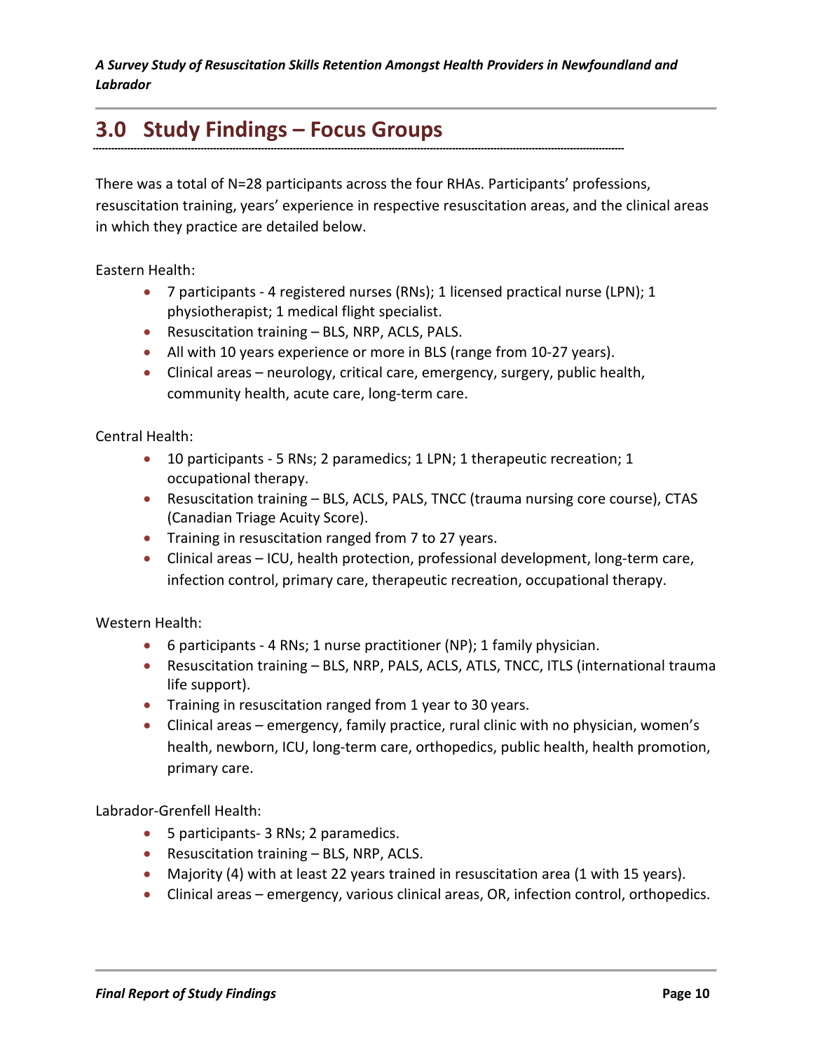## 3.0 Study Findings – Focus Groups

There was a total of N=28 participants across the four RHAs. Participants' professions, resuscitation training, years' experience in respective resuscitation areas, and the clinical areas in which they practice are detailed below.

Eastern Health:

- 7 participants - 4 registered nurses (RNs); 1 licensed practical nurse (LPN); 1 physiotherapist; 1 medical flight specialist.
- Resuscitation training – BLS, NRP, ACLS, PALS.
- All with 10 years experience or more in BLS (range from 10-27 years).
- Clinical areas – neurology, critical care, emergency, surgery, public health, community health, acute care, long-term care.

Central Health:

- 10 participants - 5 RNs; 2 paramedics; 1 LPN; 1 therapeutic recreation; 1 occupational therapy.
- Resuscitation training – BLS, ACLS, PALS, TNCC (trauma nursing core course), CTAS (Canadian Triage Acuity Score).
- Training in resuscitation ranged from 7 to 27 years.
- Clinical areas – ICU, health protection, professional development, long-term care, infection control, primary care, therapeutic recreation, occupational therapy.

Western Health:

- 6 participants - 4 RNs; 1 nurse practitioner (NP); 1 family physician.
- Resuscitation training – BLS, NRP, PALS, ACLS, ATLS, TNCC, ITLS (international trauma life support).
- Training in resuscitation ranged from 1 year to 30 years.
- Clinical areas – emergency, family practice, rural clinic with no physician, women's health, newborn, ICU, long-term care, orthopedics, public health, health promotion, primary care.

Labrador-Grenfell Health:

- 5 participants- 3 RNs; 2 paramedics.
- Resuscitation training – BLS, NRP, ACLS.
- Majority (4) with at least 22 years trained in resuscitation area (1 with 15 years).
- Clinical areas – emergency, various clinical areas, OR, infection control, orthopedics.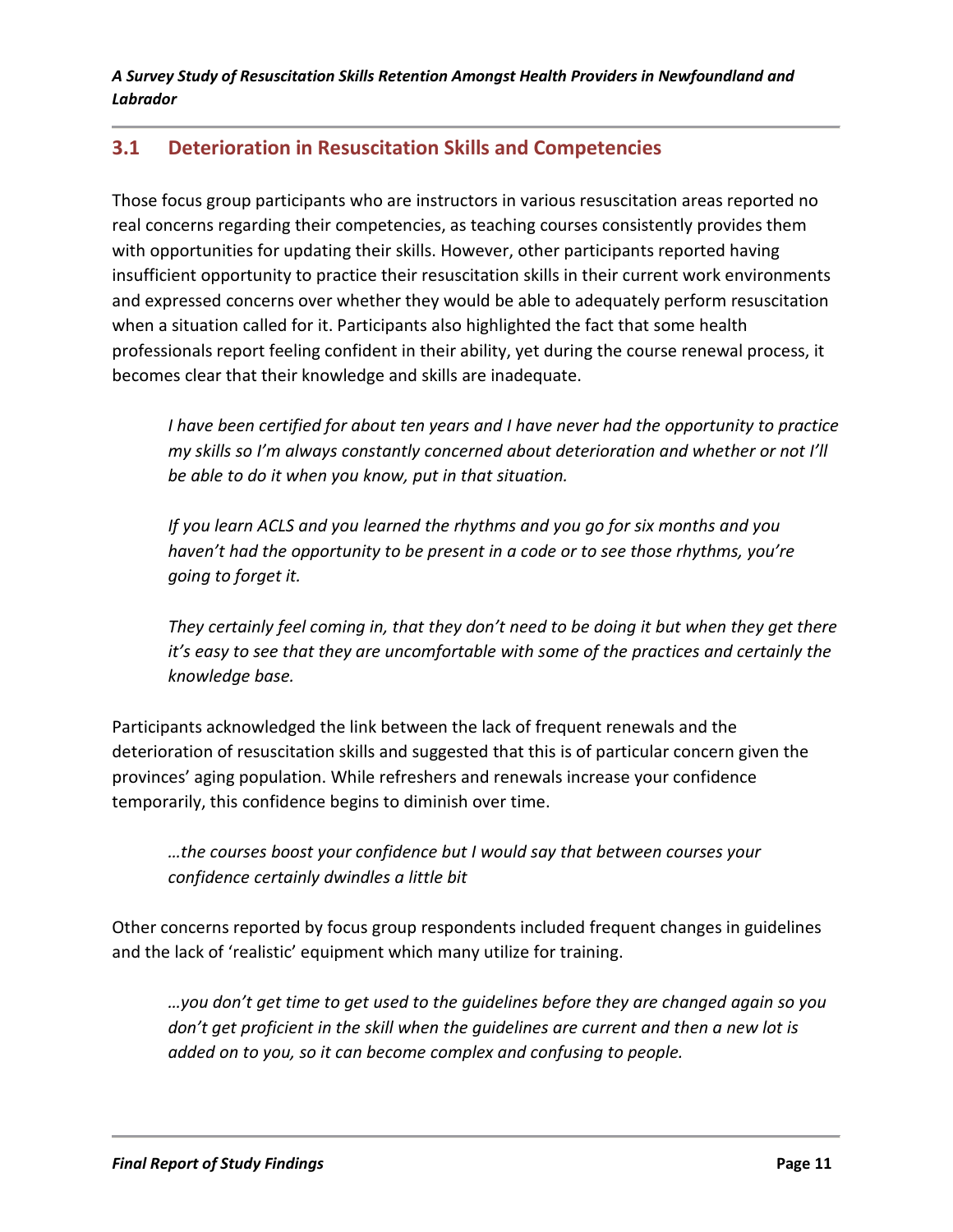## 3.1 Deterioration in Resuscitation Skills and Competencies

Those focus group participants who are instructors in various resuscitation areas reported no real concerns regarding their competencies, as teaching courses consistently provides them with opportunities for updating their skills. However, other participants reported having insufficient opportunity to practice their resuscitation skills in their current work environments and expressed concerns over whether they would be able to adequately perform resuscitation when a situation called for it. Participants also highlighted the fact that some health professionals report feeling confident in their ability, yet during the course renewal process, it becomes clear that their knowledge and skills are inadequate.

> *I have been certified for about ten years and I have never had the opportunity to practice my skills so I'm always constantly concerned about deterioration and whether or not I'll be able to do it when you know, put in that situation.*

> *If you learn ACLS and you learned the rhythms and you go for six months and you haven't had the opportunity to be present in a code or to see those rhythms, you're going to forget it.*

> *They certainly feel coming in, that they don't need to be doing it but when they get there it's easy to see that they are uncomfortable with some of the practices and certainly the knowledge base.*

Participants acknowledged the link between the lack of frequent renewals and the deterioration of resuscitation skills and suggested that this is of particular concern given the provinces' aging population. While refreshers and renewals increase your confidence temporarily, this confidence begins to diminish over time.

> *…the courses boost your confidence but I would say that between courses your confidence certainly dwindles a little bit*

Other concerns reported by focus group respondents included frequent changes in guidelines and the lack of 'realistic' equipment which many utilize for training.

> *…you don't get time to get used to the guidelines before they are changed again so you don't get proficient in the skill when the guidelines are current and then a new lot is added on to you, so it can become complex and confusing to people.*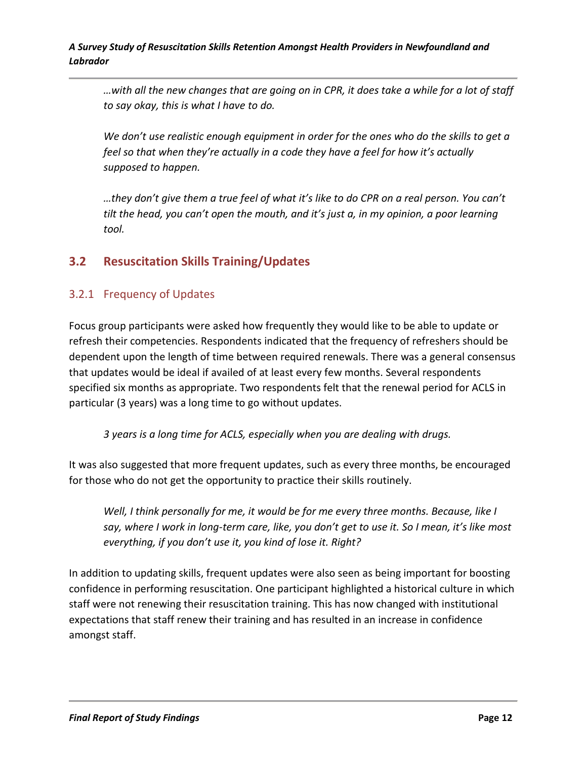*…with all the new changes that are going on in CPR, it does take a while for a lot of staff to say okay, this is what I have to do.*

*We don't use realistic enough equipment in order for the ones who do the skills to get a feel so that when they're actually in a code they have a feel for how it's actually supposed to happen.*

*…they don't give them a true feel of what it's like to do CPR on a real person. You can't tilt the head, you can't open the mouth, and it's just a, in my opinion, a poor learning tool.*

## 3.2 Resuscitation Skills Training/Updates

### 3.2.1 Frequency of Updates

Focus group participants were asked how frequently they would like to be able to update or refresh their competencies. Respondents indicated that the frequency of refreshers should be dependent upon the length of time between required renewals. There was a general consensus that updates would be ideal if availed of at least every few months. Several respondents specified six months as appropriate. Two respondents felt that the renewal period for ACLS in particular (3 years) was a long time to go without updates.

*3 years is a long time for ACLS, especially when you are dealing with drugs.*

It was also suggested that more frequent updates, such as every three months, be encouraged for those who do not get the opportunity to practice their skills routinely.

*Well, I think personally for me, it would be for me every three months. Because, like I say, where I work in long-term care, like, you don't get to use it. So I mean, it's like most everything, if you don't use it, you kind of lose it. Right?*

In addition to updating skills, frequent updates were also seen as being important for boosting confidence in performing resuscitation. One participant highlighted a historical culture in which staff were not renewing their resuscitation training. This has now changed with institutional expectations that staff renew their training and has resulted in an increase in confidence amongst staff.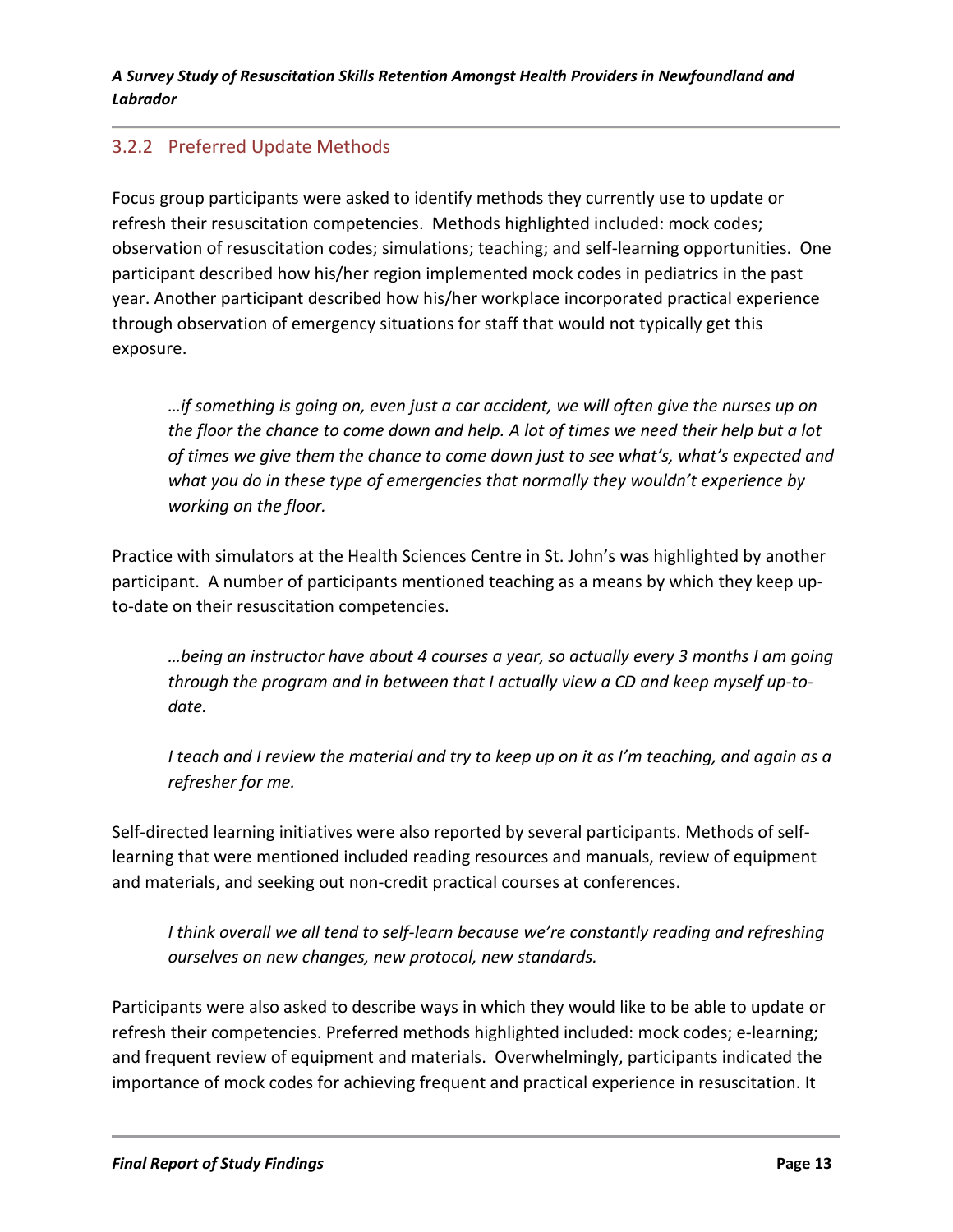### 3.2.2 Preferred Update Methods

Focus group participants were asked to identify methods they currently use to update or refresh their resuscitation competencies. Methods highlighted included: mock codes; observation of resuscitation codes; simulations; teaching; and self-learning opportunities. One participant described how his/her region implemented mock codes in pediatrics in the past year. Another participant described how his/her workplace incorporated practical experience through observation of emergency situations for staff that would not typically get this exposure.

> *…if something is going on, even just a car accident, we will often give the nurses up on the floor the chance to come down and help. A lot of times we need their help but a lot of times we give them the chance to come down just to see what's, what's expected and what you do in these type of emergencies that normally they wouldn't experience by working on the floor.*

Practice with simulators at the Health Sciences Centre in St. John's was highlighted by another participant. A number of participants mentioned teaching as a means by which they keep up-to-date on their resuscitation competencies.

> *…being an instructor have about 4 courses a year, so actually every 3 months I am going through the program and in between that I actually view a CD and keep myself up-to-date.*

> *I teach and I review the material and try to keep up on it as I'm teaching, and again as a refresher for me.*

Self-directed learning initiatives were also reported by several participants. Methods of self-learning that were mentioned included reading resources and manuals, review of equipment and materials, and seeking out non-credit practical courses at conferences.

> *I think overall we all tend to self-learn because we're constantly reading and refreshing ourselves on new changes, new protocol, new standards.*

Participants were also asked to describe ways in which they would like to be able to update or refresh their competencies. Preferred methods highlighted included: mock codes; e-learning; and frequent review of equipment and materials. Overwhelmingly, participants indicated the importance of mock codes for achieving frequent and practical experience in resuscitation. It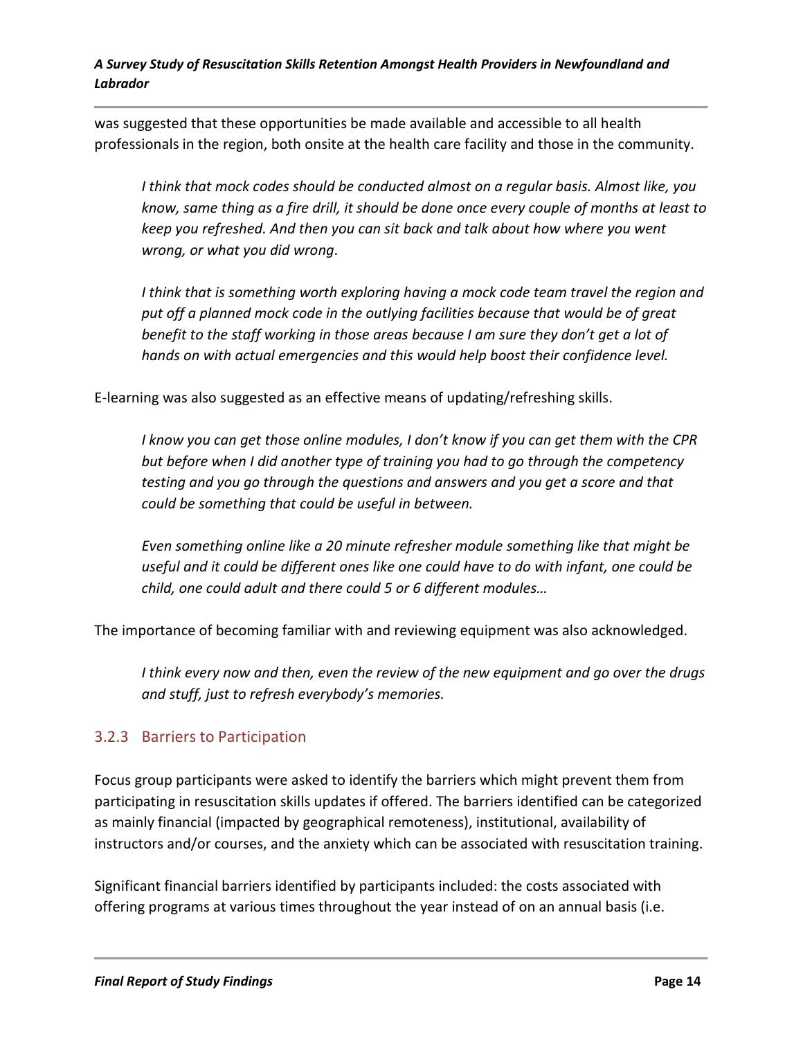was suggested that these opportunities be made available and accessible to all health professionals in the region, both onsite at the health care facility and those in the community.

> *I think that mock codes should be conducted almost on a regular basis. Almost like, you know, same thing as a fire drill, it should be done once every couple of months at least to keep you refreshed. And then you can sit back and talk about how where you went wrong, or what you did wrong.*

> *I think that is something worth exploring having a mock code team travel the region and put off a planned mock code in the outlying facilities because that would be of great benefit to the staff working in those areas because I am sure they don't get a lot of hands on with actual emergencies and this would help boost their confidence level.*

E-learning was also suggested as an effective means of updating/refreshing skills.

> *I know you can get those online modules, I don't know if you can get them with the CPR but before when I did another type of training you had to go through the competency testing and you go through the questions and answers and you get a score and that could be something that could be useful in between.*

> *Even something online like a 20 minute refresher module something like that might be useful and it could be different ones like one could have to do with infant, one could be child, one could adult and there could 5 or 6 different modules…*

The importance of becoming familiar with and reviewing equipment was also acknowledged.

> *I think every now and then, even the review of the new equipment and go over the drugs and stuff, just to refresh everybody's memories.*

### 3.2.3 Barriers to Participation

Focus group participants were asked to identify the barriers which might prevent them from participating in resuscitation skills updates if offered. The barriers identified can be categorized as mainly financial (impacted by geographical remoteness), institutional, availability of instructors and/or courses, and the anxiety which can be associated with resuscitation training.

Significant financial barriers identified by participants included: the costs associated with offering programs at various times throughout the year instead of on an annual basis (i.e.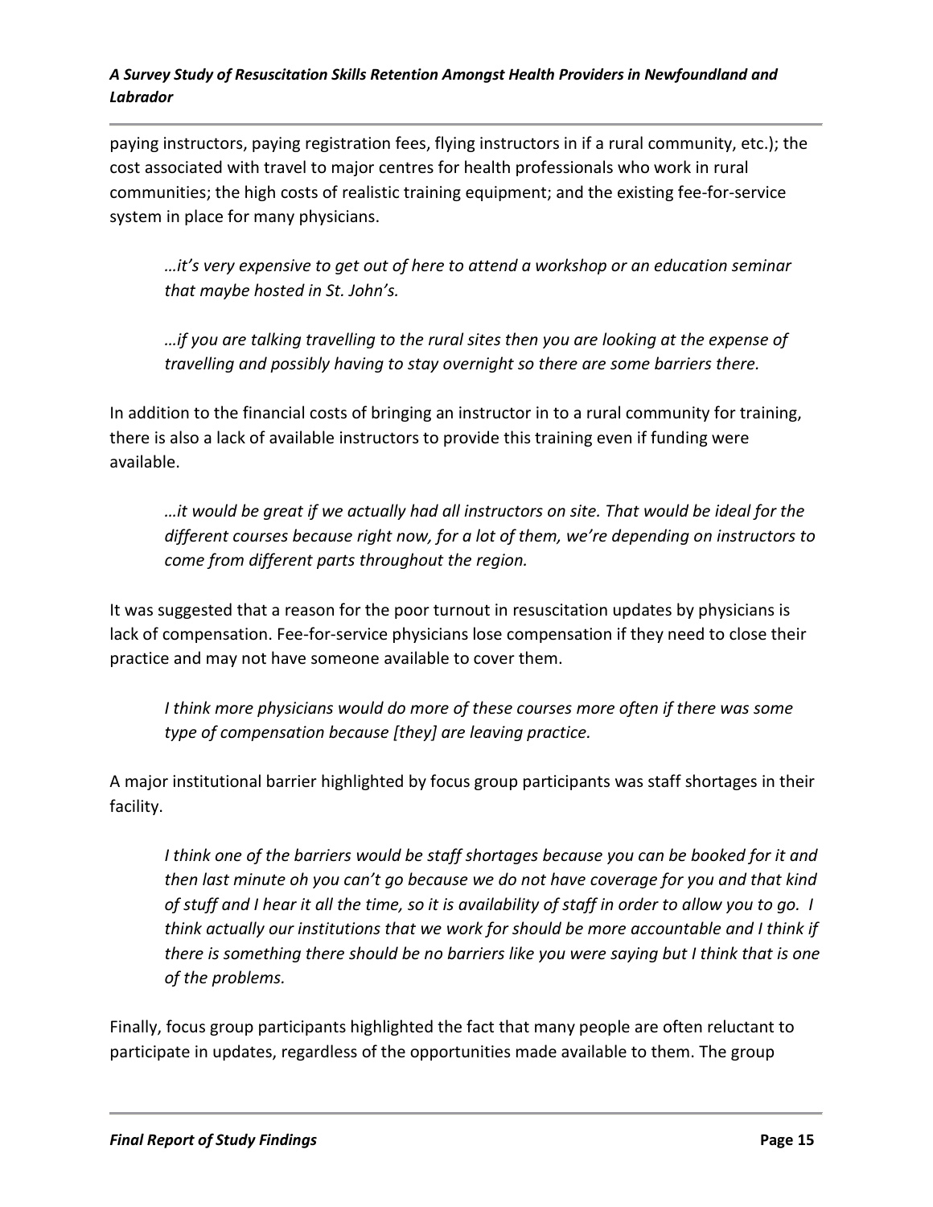paying instructors, paying registration fees, flying instructors in if a rural community, etc.); the cost associated with travel to major centres for health professionals who work in rural communities; the high costs of realistic training equipment; and the existing fee-for-service system in place for many physicians.

> *…it's very expensive to get out of here to attend a workshop or an education seminar that maybe hosted in St. John's.*

> *…if you are talking travelling to the rural sites then you are looking at the expense of travelling and possibly having to stay overnight so there are some barriers there.*

In addition to the financial costs of bringing an instructor in to a rural community for training, there is also a lack of available instructors to provide this training even if funding were available.

> *…it would be great if we actually had all instructors on site. That would be ideal for the different courses because right now, for a lot of them, we're depending on instructors to come from different parts throughout the region.*

It was suggested that a reason for the poor turnout in resuscitation updates by physicians is lack of compensation. Fee-for-service physicians lose compensation if they need to close their practice and may not have someone available to cover them.

> *I think more physicians would do more of these courses more often if there was some type of compensation because [they] are leaving practice.*

A major institutional barrier highlighted by focus group participants was staff shortages in their facility.

> *I think one of the barriers would be staff shortages because you can be booked for it and then last minute oh you can't go because we do not have coverage for you and that kind of stuff and I hear it all the time, so it is availability of staff in order to allow you to go. I think actually our institutions that we work for should be more accountable and I think if there is something there should be no barriers like you were saying but I think that is one of the problems.*

Finally, focus group participants highlighted the fact that many people are often reluctant to participate in updates, regardless of the opportunities made available to them. The group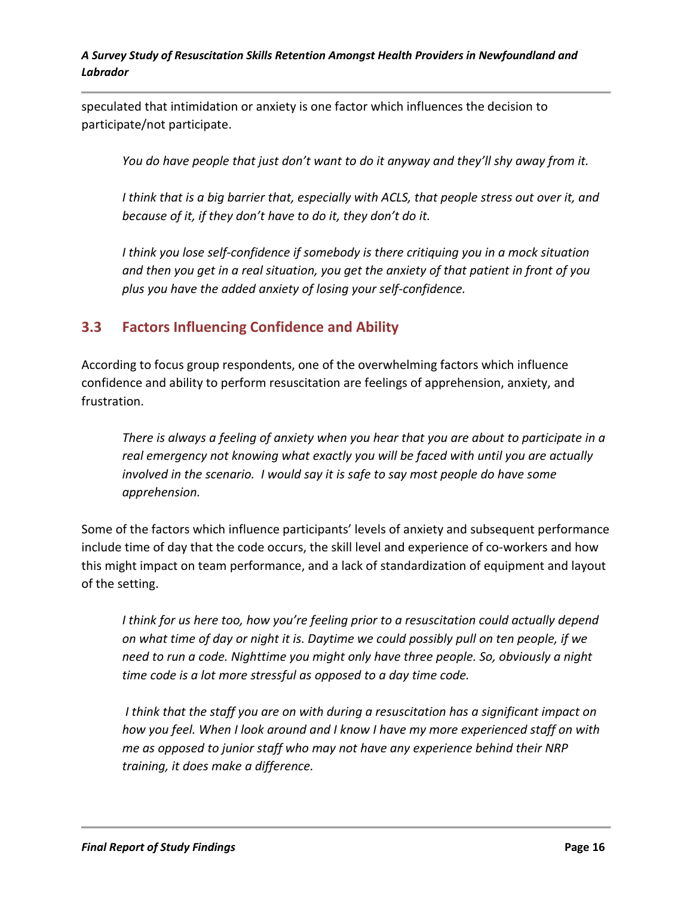speculated that intimidation or anxiety is one factor which influences the decision to participate/not participate.

> *You do have people that just don't want to do it anyway and they'll shy away from it.*
>
> *I think that is a big barrier that, especially with ACLS, that people stress out over it, and because of it, if they don't have to do it, they don't do it.*
>
> *I think you lose self-confidence if somebody is there critiquing you in a mock situation and then you get in a real situation, you get the anxiety of that patient in front of you plus you have the added anxiety of losing your self-confidence.*

## 3.3 Factors Influencing Confidence and Ability

According to focus group respondents, one of the overwhelming factors which influence confidence and ability to perform resuscitation are feelings of apprehension, anxiety, and frustration.

> *There is always a feeling of anxiety when you hear that you are about to participate in a real emergency not knowing what exactly you will be faced with until you are actually involved in the scenario. I would say it is safe to say most people do have some apprehension.*

Some of the factors which influence participants' levels of anxiety and subsequent performance include time of day that the code occurs, the skill level and experience of co-workers and how this might impact on team performance, and a lack of standardization of equipment and layout of the setting.

> *I think for us here too, how you're feeling prior to a resuscitation could actually depend on what time of day or night it is. Daytime we could possibly pull on ten people, if we need to run a code. Nighttime you might only have three people. So, obviously a night time code is a lot more stressful as opposed to a day time code.*
>
> *I think that the staff you are on with during a resuscitation has a significant impact on how you feel. When I look around and I know I have my more experienced staff on with me as opposed to junior staff who may not have any experience behind their NRP training, it does make a difference.*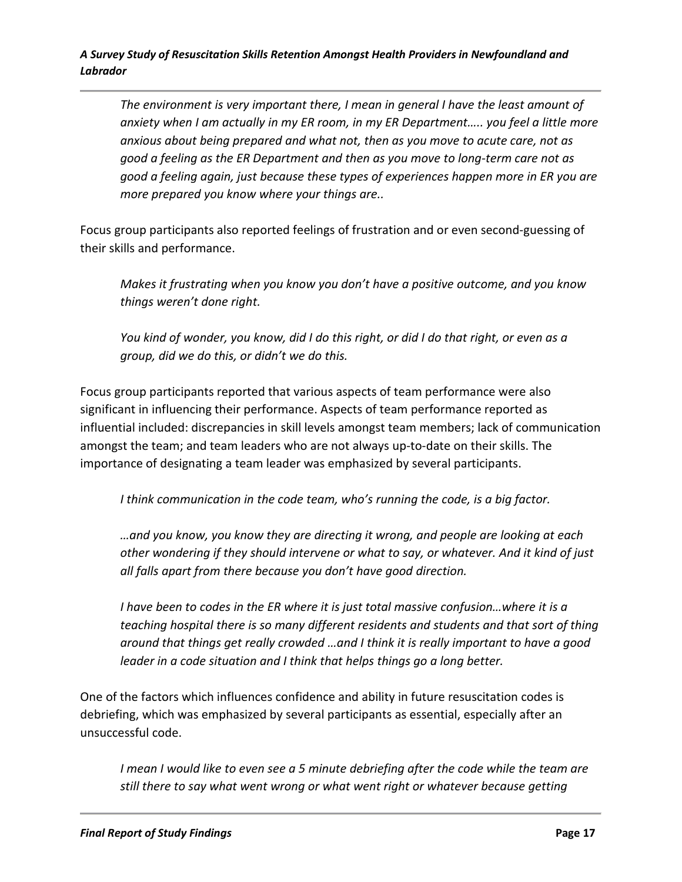*The environment is very important there, I mean in general I have the least amount of anxiety when I am actually in my ER room, in my ER Department….. you feel a little more anxious about being prepared and what not, then as you move to acute care, not as good a feeling as the ER Department and then as you move to long-term care not as good a feeling again, just because these types of experiences happen more in ER you are more prepared you know where your things are..*

Focus group participants also reported feelings of frustration and or even second-guessing of their skills and performance.

*Makes it frustrating when you know you don't have a positive outcome, and you know things weren't done right.*

*You kind of wonder, you know, did I do this right, or did I do that right, or even as a group, did we do this, or didn't we do this.*

Focus group participants reported that various aspects of team performance were also significant in influencing their performance. Aspects of team performance reported as influential included: discrepancies in skill levels amongst team members; lack of communication amongst the team; and team leaders who are not always up-to-date on their skills. The importance of designating a team leader was emphasized by several participants.

*I think communication in the code team, who's running the code, is a big factor.*

*…and you know, you know they are directing it wrong, and people are looking at each other wondering if they should intervene or what to say, or whatever. And it kind of just all falls apart from there because you don't have good direction.*

*I have been to codes in the ER where it is just total massive confusion…where it is a teaching hospital there is so many different residents and students and that sort of thing around that things get really crowded …and I think it is really important to have a good leader in a code situation and I think that helps things go a long better.*

One of the factors which influences confidence and ability in future resuscitation codes is debriefing, which was emphasized by several participants as essential, especially after an unsuccessful code.

*I mean I would like to even see a 5 minute debriefing after the code while the team are still there to say what went wrong or what went right or whatever because getting*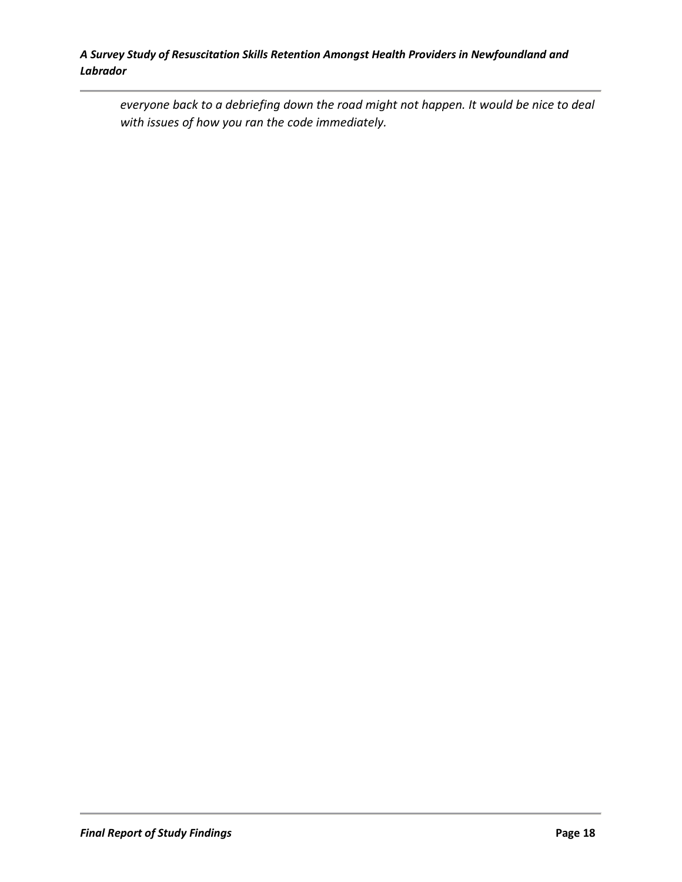*everyone back to a debriefing down the road might not happen. It would be nice to deal with issues of how you ran the code immediately.*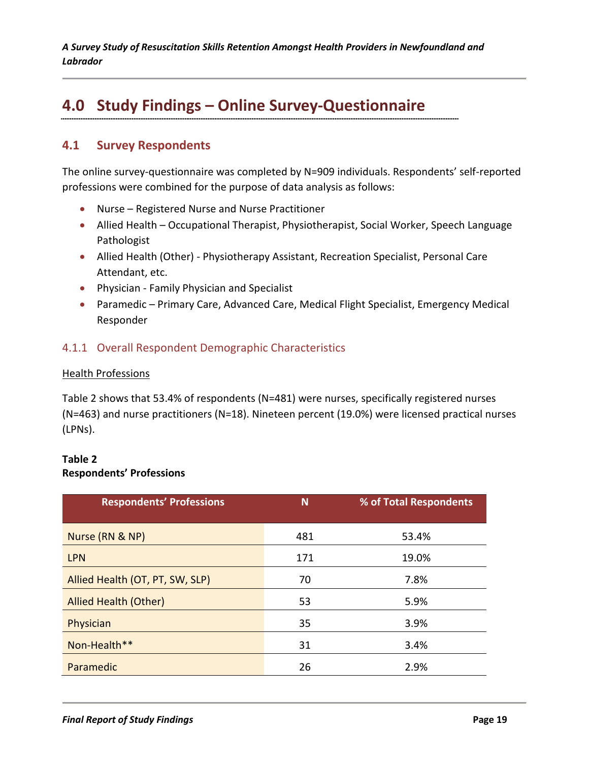# 4.0 Study Findings – Online Survey-Questionnaire

## 4.1 Survey Respondents

The online survey-questionnaire was completed by N=909 individuals. Respondents' self-reported professions were combined for the purpose of data analysis as follows:

- Nurse – Registered Nurse and Nurse Practitioner
- Allied Health – Occupational Therapist, Physiotherapist, Social Worker, Speech Language Pathologist
- Allied Health (Other) - Physiotherapy Assistant, Recreation Specialist, Personal Care Attendant, etc.
- Physician - Family Physician and Specialist
- Paramedic – Primary Care, Advanced Care, Medical Flight Specialist, Emergency Medical Responder

### 4.1.1 Overall Respondent Demographic Characteristics

<u>Health Professions</u>

Table 2 shows that 53.4% of respondents (N=481) were nurses, specifically registered nurses (N=463) and nurse practitioners (N=18). Nineteen percent (19.0%) were licensed practical nurses (LPNs).

**Table 2**
**Respondents' Professions**

| Respondents' Professions | N | % of Total Respondents |
|---|---|---|
| Nurse (RN & NP) | 481 | 53.4% |
| LPN | 171 | 19.0% |
| Allied Health (OT, PT, SW, SLP) | 70 | 7.8% |
| Allied Health (Other) | 53 | 5.9% |
| Physician | 35 | 3.9% |
| Non-Health** | 31 | 3.4% |
| Paramedic | 26 | 2.9% |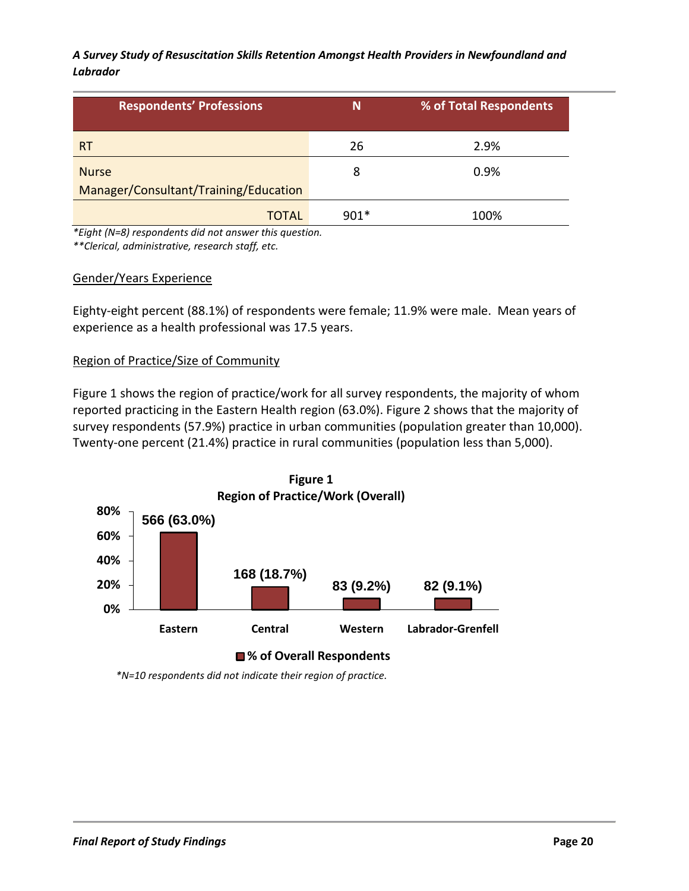| Respondents' Professions | N | % of Total Respondents |
|---|---|---|
| RT | 26 | 2.9% |
| Nurse Manager/Consultant/Training/Education | 8 | 0.9% |
| TOTAL | 901* | 100% |

*\*Eight (N=8) respondents did not answer this question.*
*\*\*Clerical, administrative, research staff, etc.*

Gender/Years Experience

Eighty-eight percent (88.1%) of respondents were female; 11.9% were male. Mean years of experience as a health professional was 17.5 years.

Region of Practice/Size of Community

Figure 1 shows the region of practice/work for all survey respondents, the majority of whom reported practicing in the Eastern Health region (63.0%). Figure 2 shows that the majority of survey respondents (57.9%) practice in urban communities (population greater than 10,000). Twenty-one percent (21.4%) practice in rural communities (population less than 5,000).

**Figure 1**
**Region of Practice/Work (Overall)**

| Region | % of Overall Respondents |
|---|---|
| Eastern | 566 (63.0%) |
| Central | 168 (18.7%) |
| Western | 83 (9.2%) |
| Labrador-Grenfell | 82 (9.1%) |

*\*N=10 respondents did not indicate their region of practice.*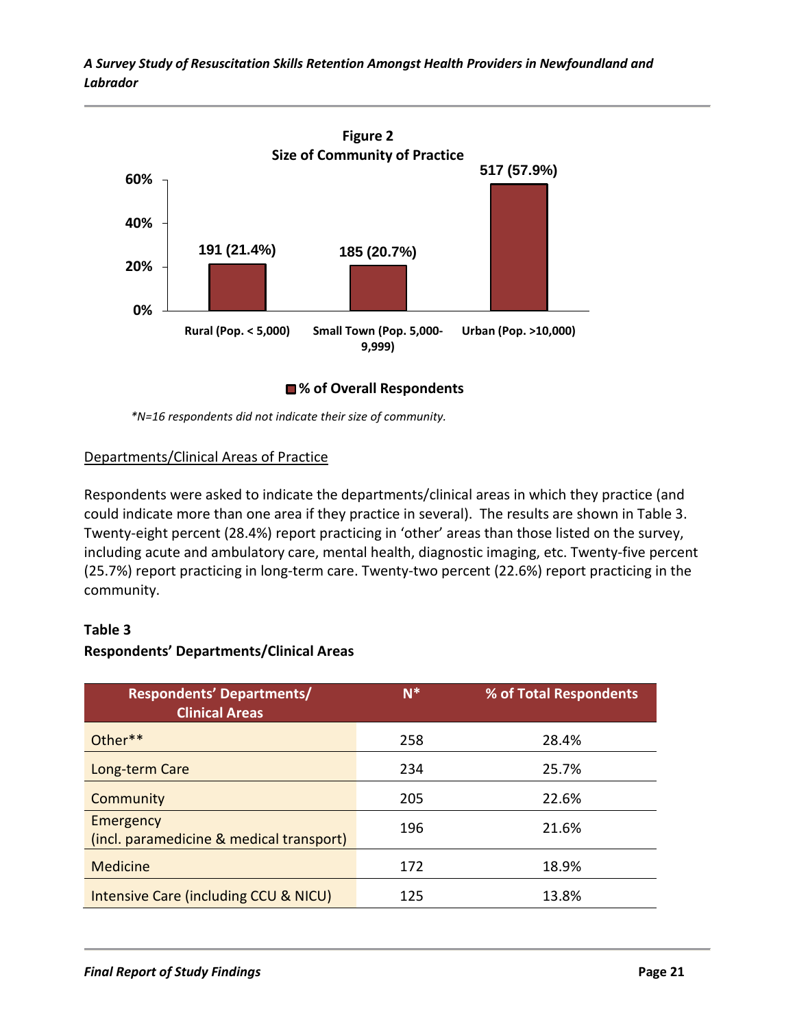**Figure 2**
**Size of Community of Practice**

| Size of Community | % of Overall Respondents |
|---|---|
| Rural (Pop. < 5,000) | 191 (21.4%) |
| Small Town (Pop. 5,000-9,999) | 185 (20.7%) |
| Urban (Pop. >10,000) | 517 (57.9%) |

*\*N=16 respondents did not indicate their size of community.*

Departments/Clinical Areas of Practice

Respondents were asked to indicate the departments/clinical areas in which they practice (and could indicate more than one area if they practice in several). The results are shown in Table 3. Twenty-eight percent (28.4%) report practicing in 'other' areas than those listed on the survey, including acute and ambulatory care, mental health, diagnostic imaging, etc. Twenty-five percent (25.7%) report practicing in long-term care. Twenty-two percent (22.6%) report practicing in the community.

**Table 3**
**Respondents' Departments/Clinical Areas**

| Respondents' Departments/ Clinical Areas | N* | % of Total Respondents |
|---|---|---|
| Other** | 258 | 28.4% |
| Long-term Care | 234 | 25.7% |
| Community | 205 | 22.6% |
| Emergency (incl. paramedicine & medical transport) | 196 | 21.6% |
| Medicine | 172 | 18.9% |
| Intensive Care (including CCU & NICU) | 125 | 13.8% |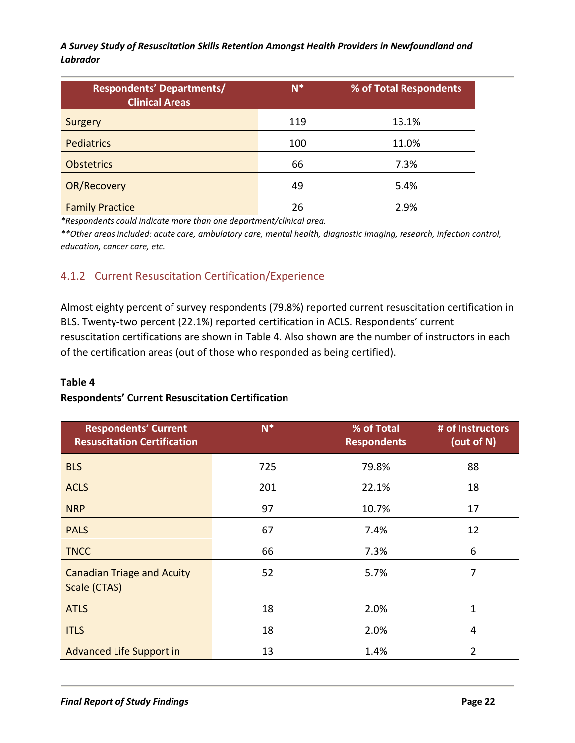| Respondents' Departments/ Clinical Areas | N* | % of Total Respondents |
|---|---|---|
| Surgery | 119 | 13.1% |
| Pediatrics | 100 | 11.0% |
| Obstetrics | 66 | 7.3% |
| OR/Recovery | 49 | 5.4% |
| Family Practice | 26 | 2.9% |

*\*Respondents could indicate more than one department/clinical area.*

*\*\*Other areas included: acute care, ambulatory care, mental health, diagnostic imaging, research, infection control, education, cancer care, etc.*

### 4.1.2 Current Resuscitation Certification/Experience

Almost eighty percent of survey respondents (79.8%) reported current resuscitation certification in BLS. Twenty-two percent (22.1%) reported certification in ACLS. Respondents' current resuscitation certifications are shown in Table 4. Also shown are the number of instructors in each of the certification areas (out of those who responded as being certified).

**Table 4**

**Respondents' Current Resuscitation Certification**

| Respondents' Current Resuscitation Certification | N* | % of Total Respondents | # of Instructors (out of N) |
|---|---|---|---|
| BLS | 725 | 79.8% | 88 |
| ACLS | 201 | 22.1% | 18 |
| NRP | 97 | 10.7% | 17 |
| PALS | 67 | 7.4% | 12 |
| TNCC | 66 | 7.3% | 6 |
| Canadian Triage and Acuity Scale (CTAS) | 52 | 5.7% | 7 |
| ATLS | 18 | 2.0% | 1 |
| ITLS | 18 | 2.0% | 4 |
| Advanced Life Support in | 13 | 1.4% | 2 |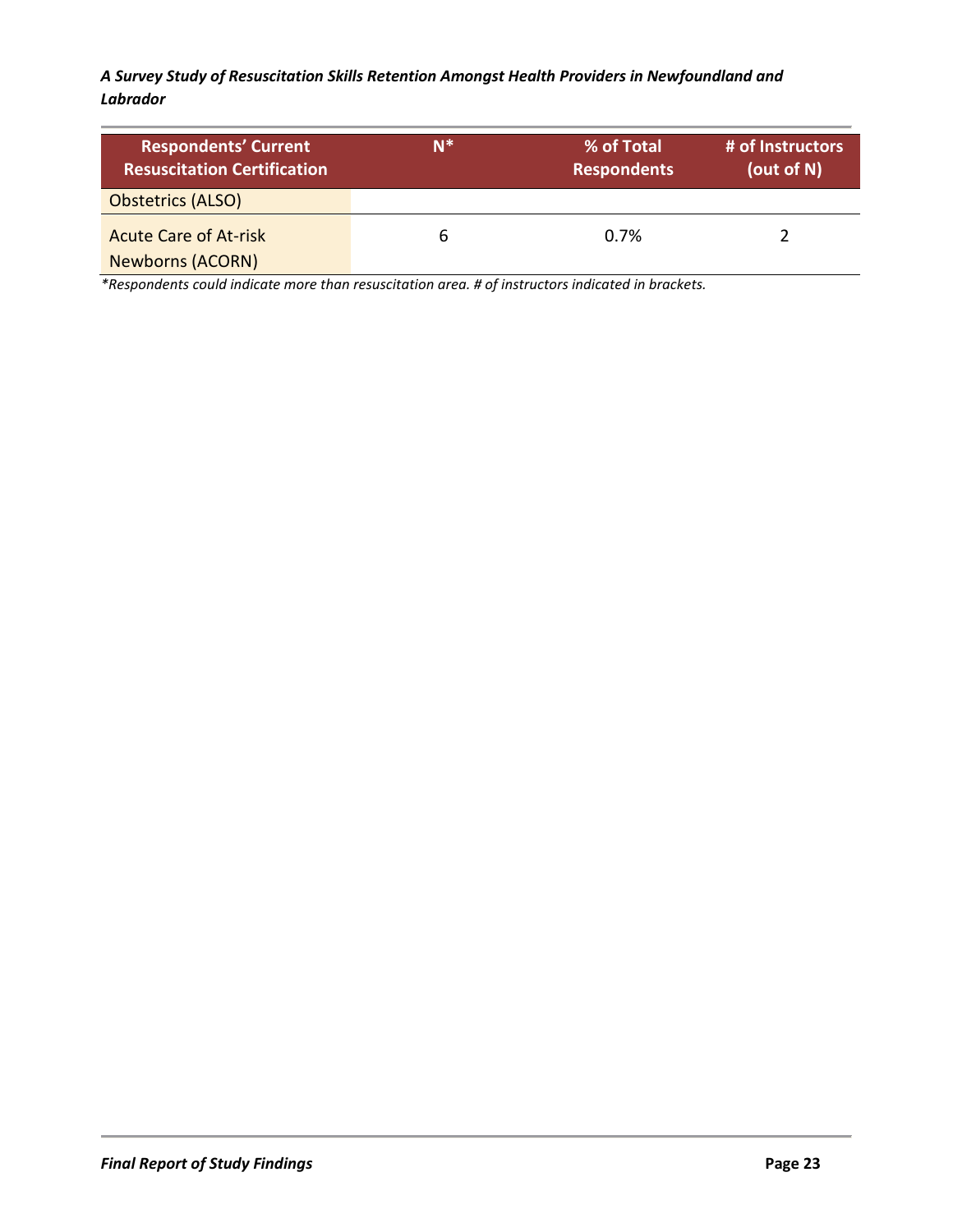| Respondents' Current Resuscitation Certification | N* | % of Total Respondents | # of Instructors (out of N) |
|---|---|---|---|
| Obstetrics (ALSO) | | | |
| Acute Care of At-risk Newborns (ACORN) | 6 | 0.7% | 2 |

*\*Respondents could indicate more than resuscitation area. # of instructors indicated in brackets.*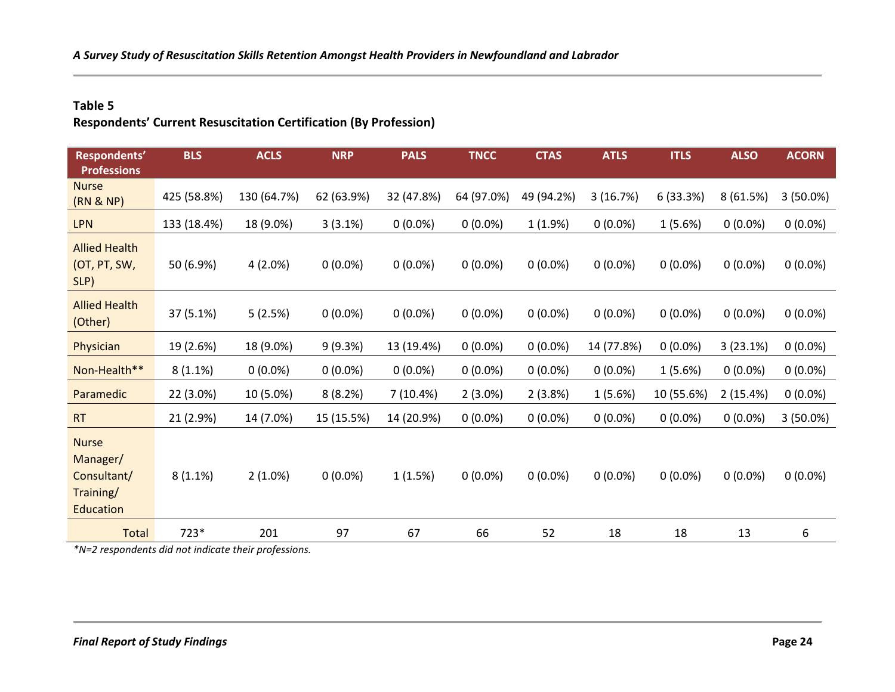**Table 5**
**Respondents' Current Resuscitation Certification (By Profession)**

| Respondents' Professions | BLS | ACLS | NRP | PALS | TNCC | CTAS | ATLS | ITLS | ALSO | ACORN |
|---|---|---|---|---|---|---|---|---|---|---|
| Nurse (RN & NP) | 425 (58.8%) | 130 (64.7%) | 62 (63.9%) | 32 (47.8%) | 64 (97.0%) | 49 (94.2%) | 3 (16.7%) | 6 (33.3%) | 8 (61.5%) | 3 (50.0%) |
| LPN | 133 (18.4%) | 18 (9.0%) | 3 (3.1%) | 0 (0.0%) | 0 (0.0%) | 1 (1.9%) | 0 (0.0%) | 1 (5.6%) | 0 (0.0%) | 0 (0.0%) |
| Allied Health (OT, PT, SW, SLP) | 50 (6.9%) | 4 (2.0%) | 0 (0.0%) | 0 (0.0%) | 0 (0.0%) | 0 (0.0%) | 0 (0.0%) | 0 (0.0%) | 0 (0.0%) | 0 (0.0%) |
| Allied Health (Other) | 37 (5.1%) | 5 (2.5%) | 0 (0.0%) | 0 (0.0%) | 0 (0.0%) | 0 (0.0%) | 0 (0.0%) | 0 (0.0%) | 0 (0.0%) | 0 (0.0%) |
| Physician | 19 (2.6%) | 18 (9.0%) | 9 (9.3%) | 13 (19.4%) | 0 (0.0%) | 0 (0.0%) | 14 (77.8%) | 0 (0.0%) | 3 (23.1%) | 0 (0.0%) |
| Non-Health** | 8 (1.1%) | 0 (0.0%) | 0 (0.0%) | 0 (0.0%) | 0 (0.0%) | 0 (0.0%) | 0 (0.0%) | 1 (5.6%) | 0 (0.0%) | 0 (0.0%) |
| Paramedic | 22 (3.0%) | 10 (5.0%) | 8 (8.2%) | 7 (10.4%) | 2 (3.0%) | 2 (3.8%) | 1 (5.6%) | 10 (55.6%) | 2 (15.4%) | 0 (0.0%) |
| RT | 21 (2.9%) | 14 (7.0%) | 15 (15.5%) | 14 (20.9%) | 0 (0.0%) | 0 (0.0%) | 0 (0.0%) | 0 (0.0%) | 0 (0.0%) | 3 (50.0%) |
| Nurse Manager/ Consultant/ Training/ Education | 8 (1.1%) | 2 (1.0%) | 0 (0.0%) | 1 (1.5%) | 0 (0.0%) | 0 (0.0%) | 0 (0.0%) | 0 (0.0%) | 0 (0.0%) | 0 (0.0%) |
| Total | 723* | 201 | 97 | 67 | 66 | 52 | 18 | 18 | 13 | 6 |

*\*N=2 respondents did not indicate their professions.*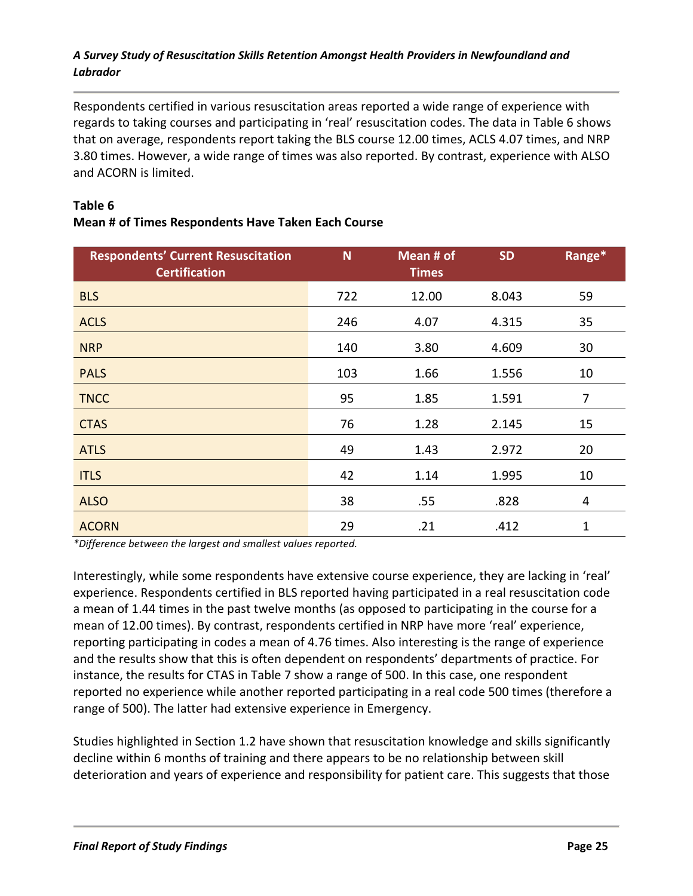Respondents certified in various resuscitation areas reported a wide range of experience with regards to taking courses and participating in 'real' resuscitation codes. The data in Table 6 shows that on average, respondents report taking the BLS course 12.00 times, ACLS 4.07 times, and NRP 3.80 times. However, a wide range of times was also reported. By contrast, experience with ALSO and ACORN is limited.

**Table 6**
**Mean # of Times Respondents Have Taken Each Course**

| Respondents' Current Resuscitation Certification | N | Mean # of Times | SD | Range* |
|---|---|---|---|---|
| BLS | 722 | 12.00 | 8.043 | 59 |
| ACLS | 246 | 4.07 | 4.315 | 35 |
| NRP | 140 | 3.80 | 4.609 | 30 |
| PALS | 103 | 1.66 | 1.556 | 10 |
| TNCC | 95 | 1.85 | 1.591 | 7 |
| CTAS | 76 | 1.28 | 2.145 | 15 |
| ATLS | 49 | 1.43 | 2.972 | 20 |
| ITLS | 42 | 1.14 | 1.995 | 10 |
| ALSO | 38 | .55 | .828 | 4 |
| ACORN | 29 | .21 | .412 | 1 |

*\*Difference between the largest and smallest values reported.*

Interestingly, while some respondents have extensive course experience, they are lacking in 'real' experience. Respondents certified in BLS reported having participated in a real resuscitation code a mean of 1.44 times in the past twelve months (as opposed to participating in the course for a mean of 12.00 times). By contrast, respondents certified in NRP have more 'real' experience, reporting participating in codes a mean of 4.76 times. Also interesting is the range of experience and the results show that this is often dependent on respondents' departments of practice. For instance, the results for CTAS in Table 7 show a range of 500. In this case, one respondent reported no experience while another reported participating in a real code 500 times (therefore a range of 500). The latter had extensive experience in Emergency.

Studies highlighted in Section 1.2 have shown that resuscitation knowledge and skills significantly decline within 6 months of training and there appears to be no relationship between skill deterioration and years of experience and responsibility for patient care. This suggests that those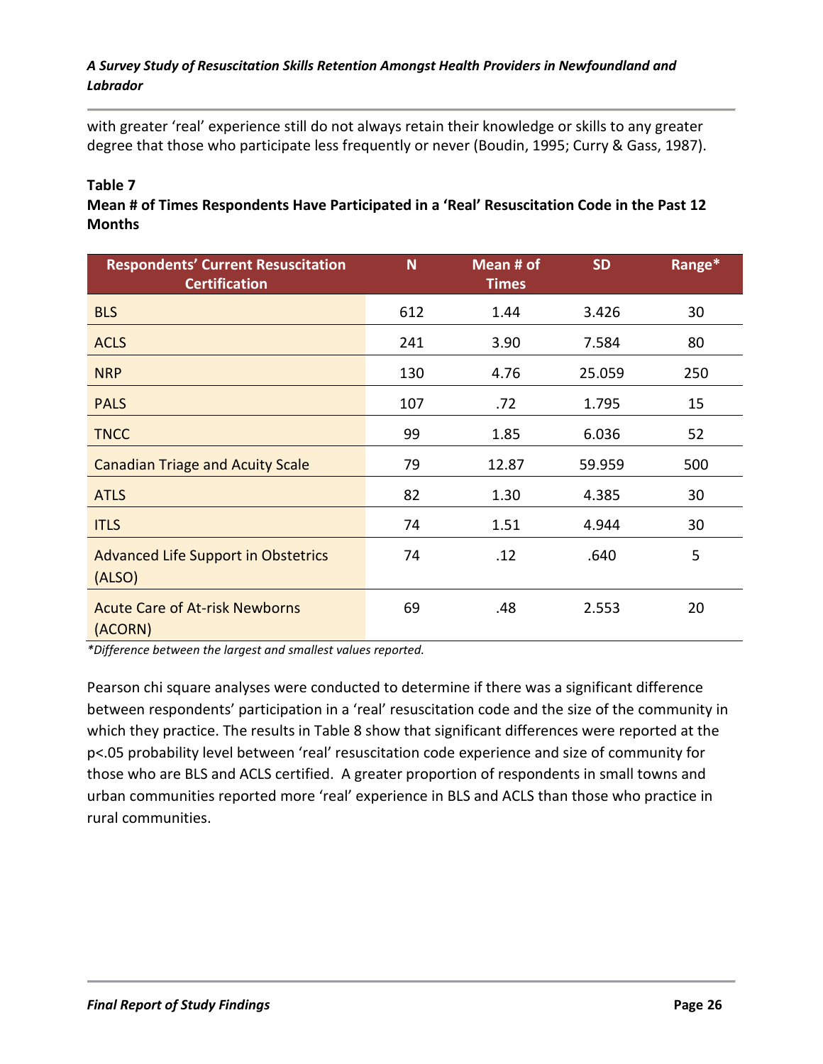with greater 'real' experience still do not always retain their knowledge or skills to any greater degree that those who participate less frequently or never (Boudin, 1995; Curry & Gass, 1987).

**Table 7**
**Mean # of Times Respondents Have Participated in a 'Real' Resuscitation Code in the Past 12 Months**

| Respondents' Current Resuscitation Certification | N | Mean # of Times | SD | Range* |
|---|---|---|---|---|
| BLS | 612 | 1.44 | 3.426 | 30 |
| ACLS | 241 | 3.90 | 7.584 | 80 |
| NRP | 130 | 4.76 | 25.059 | 250 |
| PALS | 107 | .72 | 1.795 | 15 |
| TNCC | 99 | 1.85 | 6.036 | 52 |
| Canadian Triage and Acuity Scale | 79 | 12.87 | 59.959 | 500 |
| ATLS | 82 | 1.30 | 4.385 | 30 |
| ITLS | 74 | 1.51 | 4.944 | 30 |
| Advanced Life Support in Obstetrics (ALSO) | 74 | .12 | .640 | 5 |
| Acute Care of At-risk Newborns (ACORN) | 69 | .48 | 2.553 | 20 |

*\*Difference between the largest and smallest values reported.*

Pearson chi square analyses were conducted to determine if there was a significant difference between respondents' participation in a 'real' resuscitation code and the size of the community in which they practice. The results in Table 8 show that significant differences were reported at the $p<.05$ probability level between 'real' resuscitation code experience and size of community for those who are BLS and ACLS certified. A greater proportion of respondents in small towns and urban communities reported more 'real' experience in BLS and ACLS than those who practice in rural communities.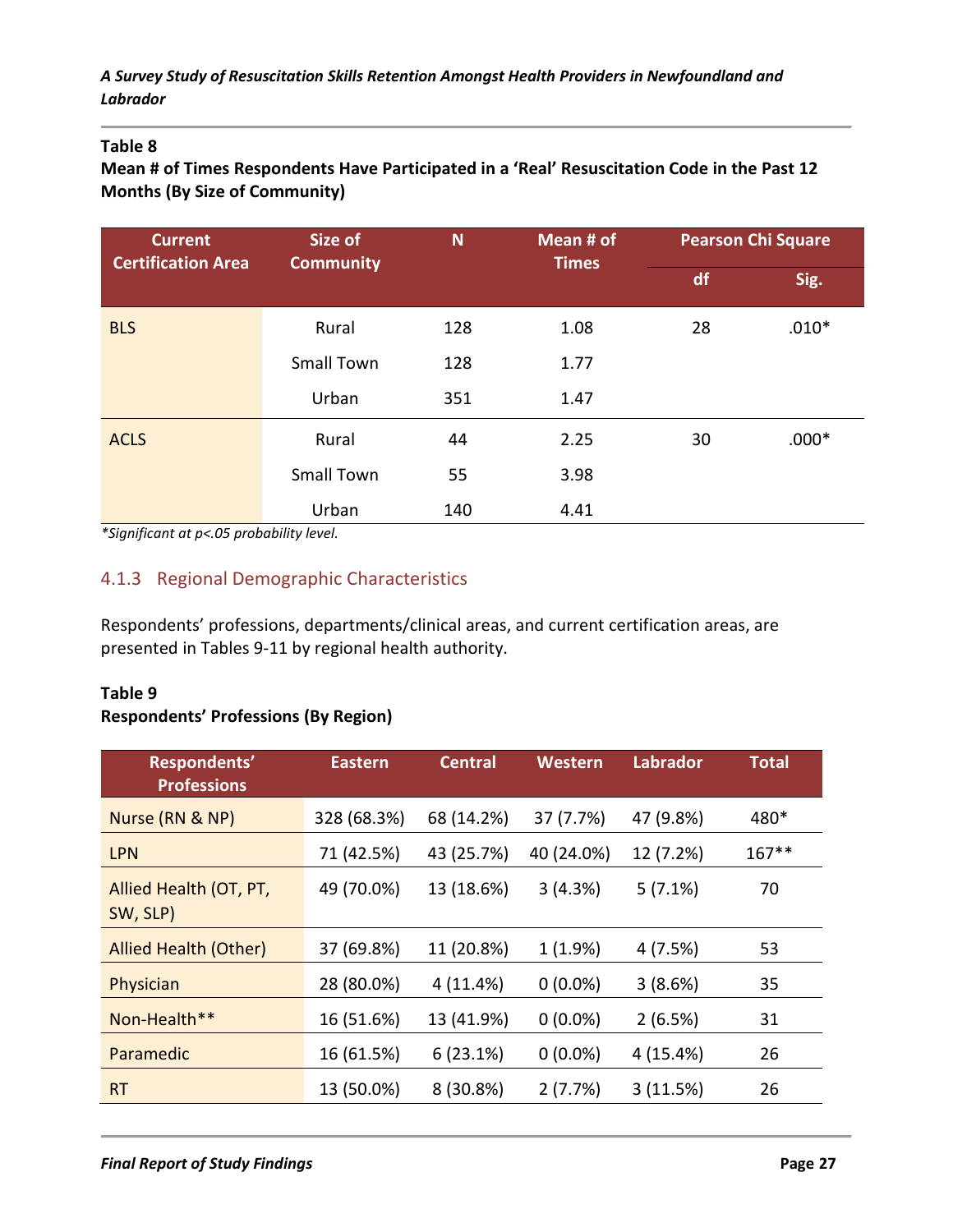**Table 8**
**Mean # of Times Respondents Have Participated in a 'Real' Resuscitation Code in the Past 12 Months (By Size of Community)**

| Current Certification Area | Size of Community | N | Mean # of Times | Pearson Chi Square | |
|---|---|---|---|---|---|
| | | | | df | Sig. |
| BLS | Rural | 128 | 1.08 | 28 | .010* |
| | Small Town | 128 | 1.77 | | |
| | Urban | 351 | 1.47 | | |
| ACLS | Rural | 44 | 2.25 | 30 | .000* |
| | Small Town | 55 | 3.98 | | |
| | Urban | 140 | 4.41 | | |

*\*Significant at p<.05 probability level.*

### 4.1.3 Regional Demographic Characteristics

Respondents' professions, departments/clinical areas, and current certification areas, are presented in Tables 9-11 by regional health authority.

**Table 9**
**Respondents' Professions (By Region)**

| Respondents' Professions | Eastern | Central | Western | Labrador | Total |
|---|---|---|---|---|---|
| Nurse (RN & NP) | 328 (68.3%) | 68 (14.2%) | 37 (7.7%) | 47 (9.8%) | 480* |
| LPN | 71 (42.5%) | 43 (25.7%) | 40 (24.0%) | 12 (7.2%) | 167** |
| Allied Health (OT, PT, SW, SLP) | 49 (70.0%) | 13 (18.6%) | 3 (4.3%) | 5 (7.1%) | 70 |
| Allied Health (Other) | 37 (69.8%) | 11 (20.8%) | 1 (1.9%) | 4 (7.5%) | 53 |
| Physician | 28 (80.0%) | 4 (11.4%) | 0 (0.0%) | 3 (8.6%) | 35 |
| Non-Health** | 16 (51.6%) | 13 (41.9%) | 0 (0.0%) | 2 (6.5%) | 31 |
| Paramedic | 16 (61.5%) | 6 (23.1%) | 0 (0.0%) | 4 (15.4%) | 26 |
| RT | 13 (50.0%) | 8 (30.8%) | 2 (7.7%) | 3 (11.5%) | 26 |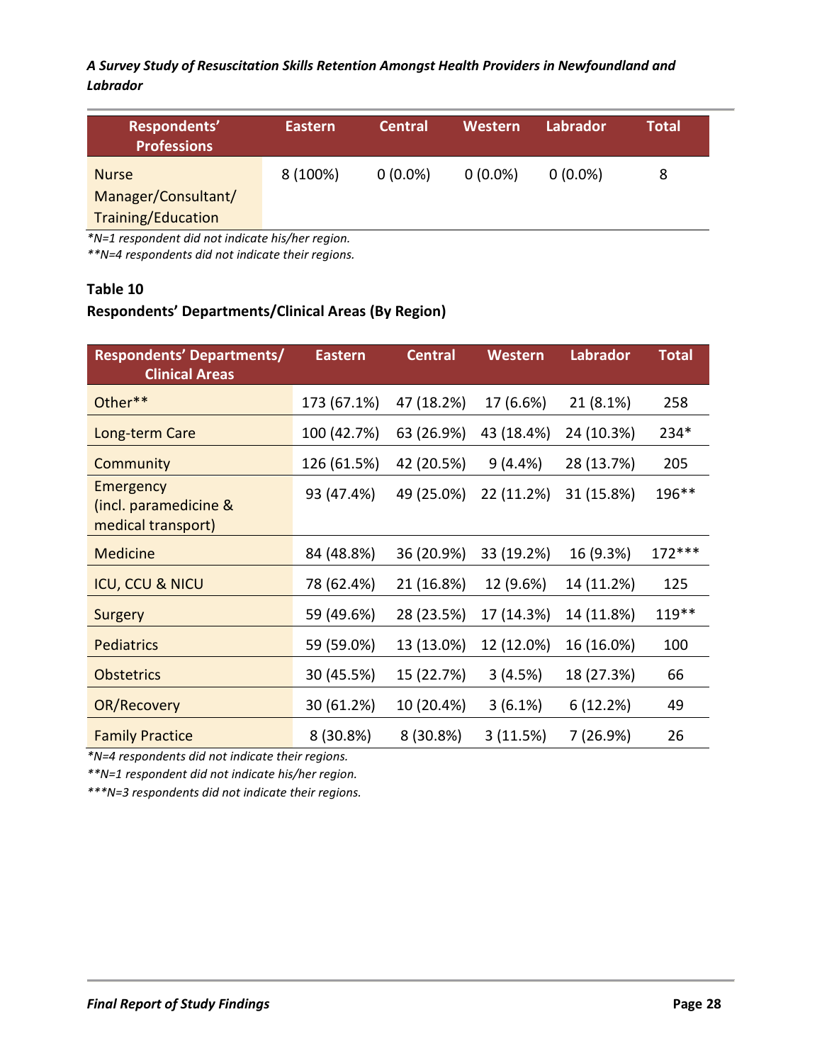| Respondents' Professions | Eastern | Central | Western | Labrador | Total |
|---|---|---|---|---|---|
| Nurse Manager/Consultant/ Training/Education | 8 (100%) | 0 (0.0%) | 0 (0.0%) | 0 (0.0%) | 8 |

*\*N=1 respondent did not indicate his/her region.*

*\*\*N=4 respondents did not indicate their regions.*

**Table 10**

**Respondents' Departments/Clinical Areas (By Region)**

| Respondents' Departments/ Clinical Areas | Eastern | Central | Western | Labrador | Total |
|---|---|---|---|---|---|
| Other** | 173 (67.1%) | 47 (18.2%) | 17 (6.6%) | 21 (8.1%) | 258 |
| Long-term Care | 100 (42.7%) | 63 (26.9%) | 43 (18.4%) | 24 (10.3%) | 234* |
| Community | 126 (61.5%) | 42 (20.5%) | 9 (4.4%) | 28 (13.7%) | 205 |
| Emergency (incl. paramedicine & medical transport) | 93 (47.4%) | 49 (25.0%) | 22 (11.2%) | 31 (15.8%) | 196** |
| Medicine | 84 (48.8%) | 36 (20.9%) | 33 (19.2%) | 16 (9.3%) | 172*** |
| ICU, CCU & NICU | 78 (62.4%) | 21 (16.8%) | 12 (9.6%) | 14 (11.2%) | 125 |
| Surgery | 59 (49.6%) | 28 (23.5%) | 17 (14.3%) | 14 (11.8%) | 119** |
| Pediatrics | 59 (59.0%) | 13 (13.0%) | 12 (12.0%) | 16 (16.0%) | 100 |
| Obstetrics | 30 (45.5%) | 15 (22.7%) | 3 (4.5%) | 18 (27.3%) | 66 |
| OR/Recovery | 30 (61.2%) | 10 (20.4%) | 3 (6.1%) | 6 (12.2%) | 49 |
| Family Practice | 8 (30.8%) | 8 (30.8%) | 3 (11.5%) | 7 (26.9%) | 26 |

*\*N=4 respondents did not indicate their regions.*

*\*\*N=1 respondent did not indicate his/her region.*

*\*\*\*N=3 respondents did not indicate their regions.*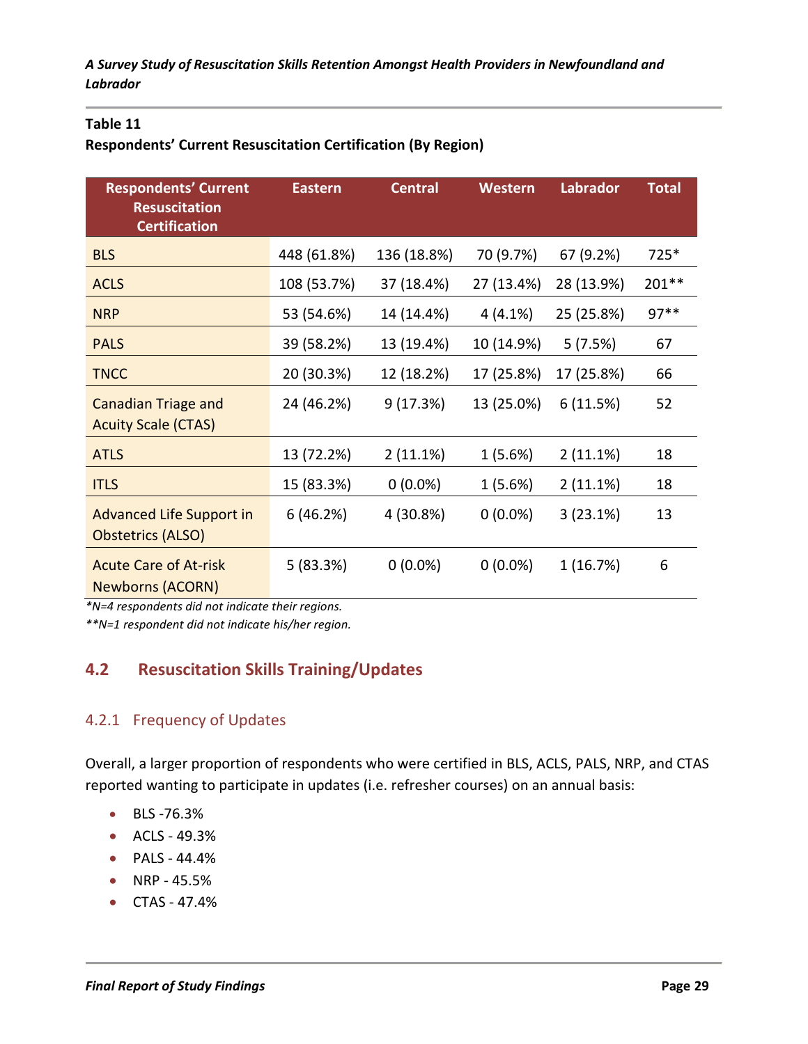**Table 11**

**Respondents' Current Resuscitation Certification (By Region)**

| Respondents' Current Resuscitation Certification | Eastern | Central | Western | Labrador | Total |
|---|---|---|---|---|---|
| BLS | 448 (61.8%) | 136 (18.8%) | 70 (9.7%) | 67 (9.2%) | 725* |
| ACLS | 108 (53.7%) | 37 (18.4%) | 27 (13.4%) | 28 (13.9%) | 201** |
| NRP | 53 (54.6%) | 14 (14.4%) | 4 (4.1%) | 25 (25.8%) | 97** |
| PALS | 39 (58.2%) | 13 (19.4%) | 10 (14.9%) | 5 (7.5%) | 67 |
| TNCC | 20 (30.3%) | 12 (18.2%) | 17 (25.8%) | 17 (25.8%) | 66 |
| Canadian Triage and Acuity Scale (CTAS) | 24 (46.2%) | 9 (17.3%) | 13 (25.0%) | 6 (11.5%) | 52 |
| ATLS | 13 (72.2%) | 2 (11.1%) | 1 (5.6%) | 2 (11.1%) | 18 |
| ITLS | 15 (83.3%) | 0 (0.0%) | 1 (5.6%) | 2 (11.1%) | 18 |
| Advanced Life Support in Obstetrics (ALSO) | 6 (46.2%) | 4 (30.8%) | 0 (0.0%) | 3 (23.1%) | 13 |
| Acute Care of At-risk Newborns (ACORN) | 5 (83.3%) | 0 (0.0%) | 0 (0.0%) | 1 (16.7%) | 6 |

*\*N=4 respondents did not indicate their regions.*

*\*\*N=1 respondent did not indicate his/her region.*

## 4.2 Resuscitation Skills Training/Updates

### 4.2.1 Frequency of Updates

Overall, a larger proportion of respondents who were certified in BLS, ACLS, PALS, NRP, and CTAS reported wanting to participate in updates (i.e. refresher courses) on an annual basis:

- BLS -76.3%
- ACLS - 49.3%
- PALS - 44.4%
- NRP - 45.5%
- CTAS - 47.4%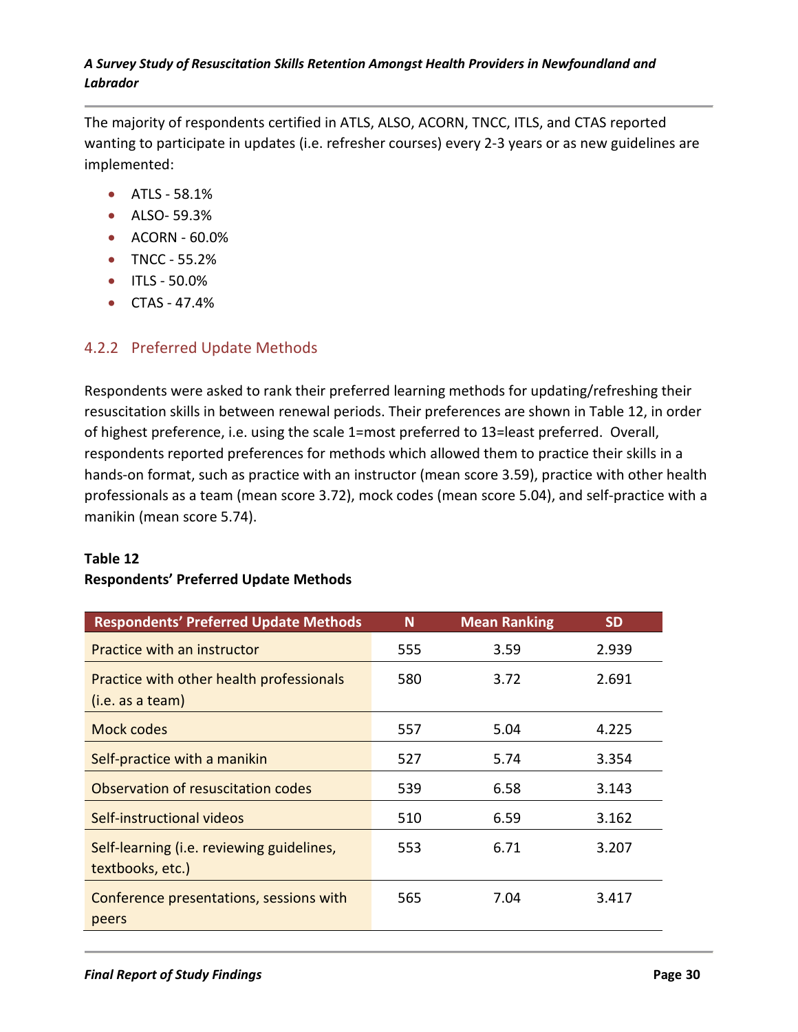The majority of respondents certified in ATLS, ALSO, ACORN, TNCC, ITLS, and CTAS reported wanting to participate in updates (i.e. refresher courses) every 2-3 years or as new guidelines are implemented:

- ATLS - 58.1%
- ALSO- 59.3%
- ACORN - 60.0%
- TNCC - 55.2%
- ITLS - 50.0%
- CTAS - 47.4%

### 4.2.2 Preferred Update Methods

Respondents were asked to rank their preferred learning methods for updating/refreshing their resuscitation skills in between renewal periods. Their preferences are shown in Table 12, in order of highest preference, i.e. using the scale 1=most preferred to 13=least preferred. Overall, respondents reported preferences for methods which allowed them to practice their skills in a hands-on format, such as practice with an instructor (mean score 3.59), practice with other health professionals as a team (mean score 3.72), mock codes (mean score 5.04), and self-practice with a manikin (mean score 5.74).

**Table 12**
**Respondents' Preferred Update Methods**

| Respondents' Preferred Update Methods | N | Mean Ranking | SD |
|---|---|---|---|
| Practice with an instructor | 555 | 3.59 | 2.939 |
| Practice with other health professionals (i.e. as a team) | 580 | 3.72 | 2.691 |
| Mock codes | 557 | 5.04 | 4.225 |
| Self-practice with a manikin | 527 | 5.74 | 3.354 |
| Observation of resuscitation codes | 539 | 6.58 | 3.143 |
| Self-instructional videos | 510 | 6.59 | 3.162 |
| Self-learning (i.e. reviewing guidelines, textbooks, etc.) | 553 | 6.71 | 3.207 |
| Conference presentations, sessions with peers | 565 | 7.04 | 3.417 |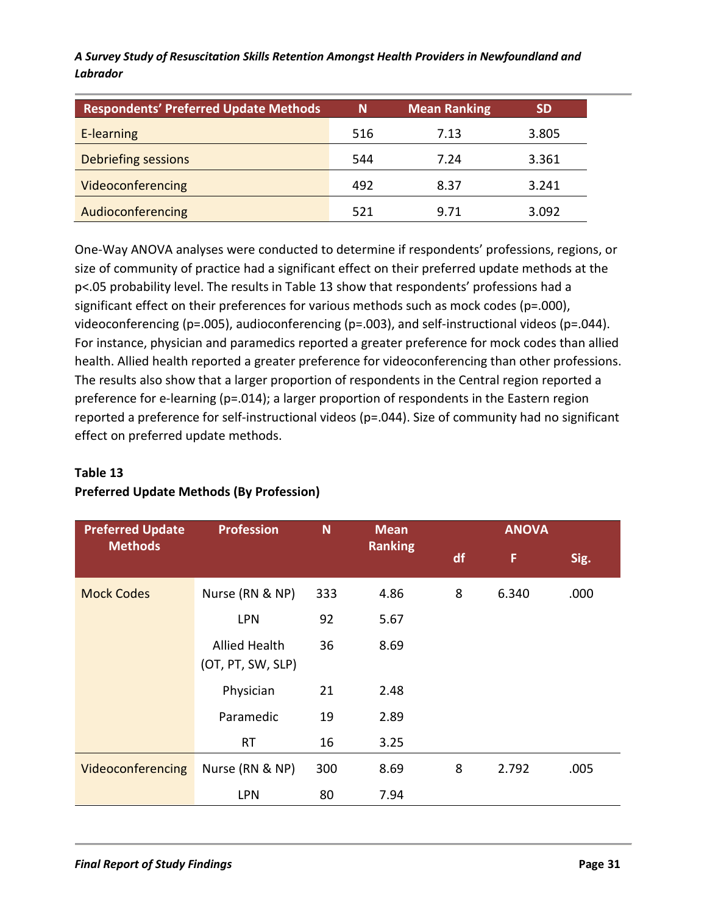| Respondents' Preferred Update Methods | N | Mean Ranking | SD |
|---|---|---|---|
| E-learning | 516 | 7.13 | 3.805 |
| Debriefing sessions | 544 | 7.24 | 3.361 |
| Videoconferencing | 492 | 8.37 | 3.241 |
| Audioconferencing | 521 | 9.71 | 3.092 |

One-Way ANOVA analyses were conducted to determine if respondents' professions, regions, or size of community of practice had a significant effect on their preferred update methods at the p<.05 probability level. The results in Table 13 show that respondents' professions had a significant effect on their preferences for various methods such as mock codes (p=.000), videoconferencing (p=.005), audioconferencing (p=.003), and self-instructional videos (p=.044). For instance, physician and paramedics reported a greater preference for mock codes than allied health. Allied health reported a greater preference for videoconferencing than other professions. The results also show that a larger proportion of respondents in the Central region reported a preference for e-learning (p=.014); a larger proportion of respondents in the Eastern region reported a preference for self-instructional videos (p=.044). Size of community had no significant effect on preferred update methods.

**Table 13**
**Preferred Update Methods (By Profession)**

| Preferred Update Methods | Profession | N | Mean Ranking | ANOVA | | |
|---|---|---|---|---|---|---|
| | | | | df | F | Sig. |
| Mock Codes | Nurse (RN & NP) | 333 | 4.86 | 8 | 6.340 | .000 |
| | LPN | 92 | 5.67 | | | |
| | Allied Health (OT, PT, SW, SLP) | 36 | 8.69 | | | |
| | Physician | 21 | 2.48 | | | |
| | Paramedic | 19 | 2.89 | | | |
| | RT | 16 | 3.25 | | | |
| Videoconferencing | Nurse (RN & NP) | 300 | 8.69 | 8 | 2.792 | .005 |
| | LPN | 80 | 7.94 | | | |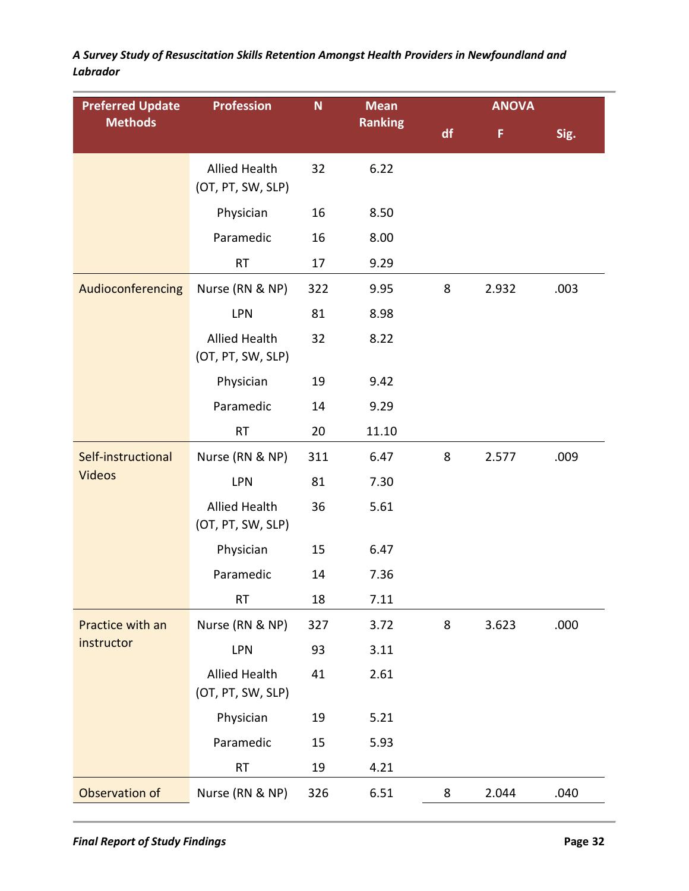| Preferred Update Methods | Profession | N | Mean Ranking | ANOVA | | |
|---|---|---|---|---|---|---|
| | | | | df | F | Sig. |
| | Allied Health (OT, PT, SW, SLP) | 32 | 6.22 | | | |
| | Physician | 16 | 8.50 | | | |
| | Paramedic | 16 | 8.00 | | | |
| | RT | 17 | 9.29 | | | |
| Audioconferencing | Nurse (RN & NP) | 322 | 9.95 | 8 | 2.932 | .003 |
| | LPN | 81 | 8.98 | | | |
| | Allied Health (OT, PT, SW, SLP) | 32 | 8.22 | | | |
| | Physician | 19 | 9.42 | | | |
| | Paramedic | 14 | 9.29 | | | |
| | RT | 20 | 11.10 | | | |
| Self-instructional Videos | Nurse (RN & NP) | 311 | 6.47 | 8 | 2.577 | .009 |
| | LPN | 81 | 7.30 | | | |
| | Allied Health (OT, PT, SW, SLP) | 36 | 5.61 | | | |
| | Physician | 15 | 6.47 | | | |
| | Paramedic | 14 | 7.36 | | | |
| | RT | 18 | 7.11 | | | |
| Practice with an instructor | Nurse (RN & NP) | 327 | 3.72 | 8 | 3.623 | .000 |
| | LPN | 93 | 3.11 | | | |
| | Allied Health (OT, PT, SW, SLP) | 41 | 2.61 | | | |
| | Physician | 19 | 5.21 | | | |
| | Paramedic | 15 | 5.93 | | | |
| | RT | 19 | 4.21 | | | |
| Observation of | Nurse (RN & NP) | 326 | 6.51 | 8 | 2.044 | .040 |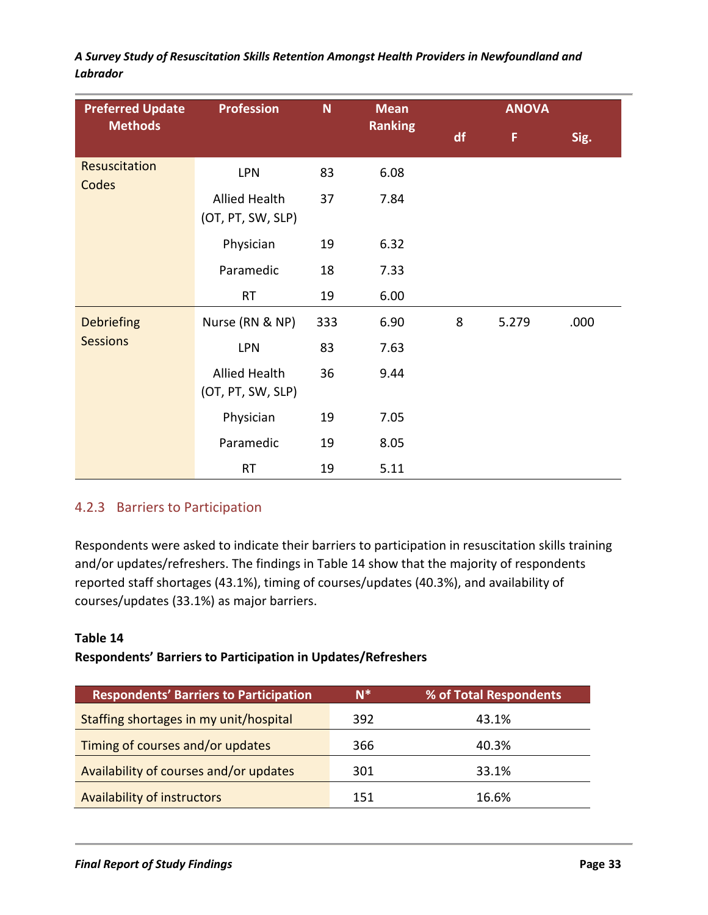| Preferred Update Methods | Profession | N | Mean Ranking | ANOVA | | |
|---|---|---|---|---|---|---|
| | | | | df | F | Sig. |
| Resuscitation Codes | LPN | 83 | 6.08 | | | |
| | Allied Health (OT, PT, SW, SLP) | 37 | 7.84 | | | |
| | Physician | 19 | 6.32 | | | |
| | Paramedic | 18 | 7.33 | | | |
| | RT | 19 | 6.00 | | | |
| Debriefing Sessions | Nurse (RN & NP) | 333 | 6.90 | 8 | 5.279 | .000 |
| | LPN | 83 | 7.63 | | | |
| | Allied Health (OT, PT, SW, SLP) | 36 | 9.44 | | | |
| | Physician | 19 | 7.05 | | | |
| | Paramedic | 19 | 8.05 | | | |
| | RT | 19 | 5.11 | | | |

### 4.2.3 Barriers to Participation

Respondents were asked to indicate their barriers to participation in resuscitation skills training and/or updates/refreshers. The findings in Table 14 show that the majority of respondents reported staff shortages (43.1%), timing of courses/updates (40.3%), and availability of courses/updates (33.1%) as major barriers.

**Table 14**

**Respondents' Barriers to Participation in Updates/Refreshers**

| Respondents' Barriers to Participation | N* | % of Total Respondents |
|---|---|---|
| Staffing shortages in my unit/hospital | 392 | 43.1% |
| Timing of courses and/or updates | 366 | 40.3% |
| Availability of courses and/or updates | 301 | 33.1% |
| Availability of instructors | 151 | 16.6% |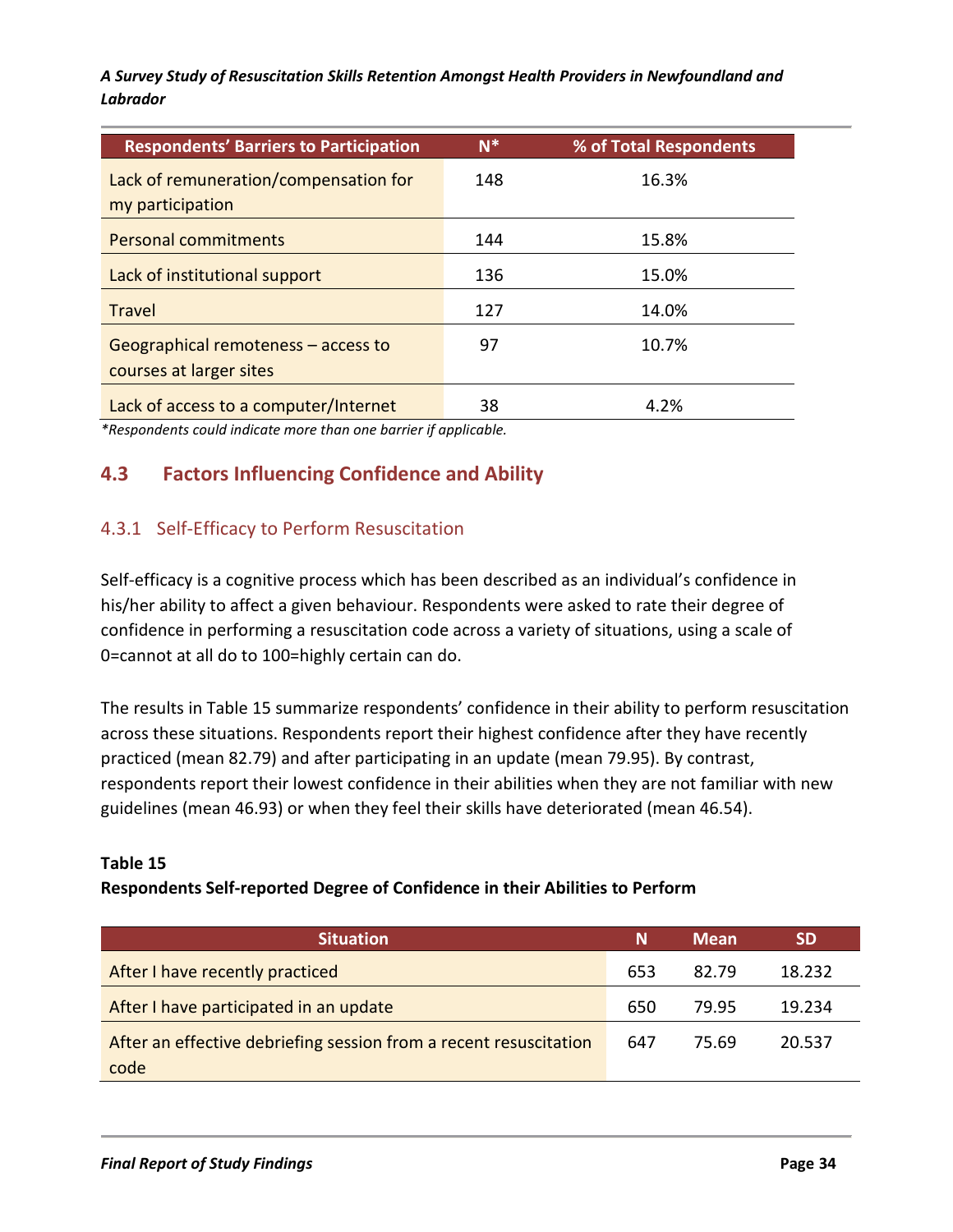| Respondents' Barriers to Participation | N* | % of Total Respondents |
|---|---|---|
| Lack of remuneration/compensation for my participation | 148 | 16.3% |
| Personal commitments | 144 | 15.8% |
| Lack of institutional support | 136 | 15.0% |
| Travel | 127 | 14.0% |
| Geographical remoteness – access to courses at larger sites | 97 | 10.7% |
| Lack of access to a computer/Internet | 38 | 4.2% |

*\*Respondents could indicate more than one barrier if applicable.*

## 4.3 Factors Influencing Confidence and Ability

### 4.3.1 Self-Efficacy to Perform Resuscitation

Self-efficacy is a cognitive process which has been described as an individual's confidence in his/her ability to affect a given behaviour. Respondents were asked to rate their degree of confidence in performing a resuscitation code across a variety of situations, using a scale of 0=cannot at all do to 100=highly certain can do.

The results in Table 15 summarize respondents' confidence in their ability to perform resuscitation across these situations. Respondents report their highest confidence after they have recently practiced (mean 82.79) and after participating in an update (mean 79.95). By contrast, respondents report their lowest confidence in their abilities when they are not familiar with new guidelines (mean 46.93) or when they feel their skills have deteriorated (mean 46.54).

**Table 15**

**Respondents Self-reported Degree of Confidence in their Abilities to Perform**

| Situation | N | Mean | SD |
|---|---|---|---|
| After I have recently practiced | 653 | 82.79 | 18.232 |
| After I have participated in an update | 650 | 79.95 | 19.234 |
| After an effective debriefing session from a recent resuscitation code | 647 | 75.69 | 20.537 |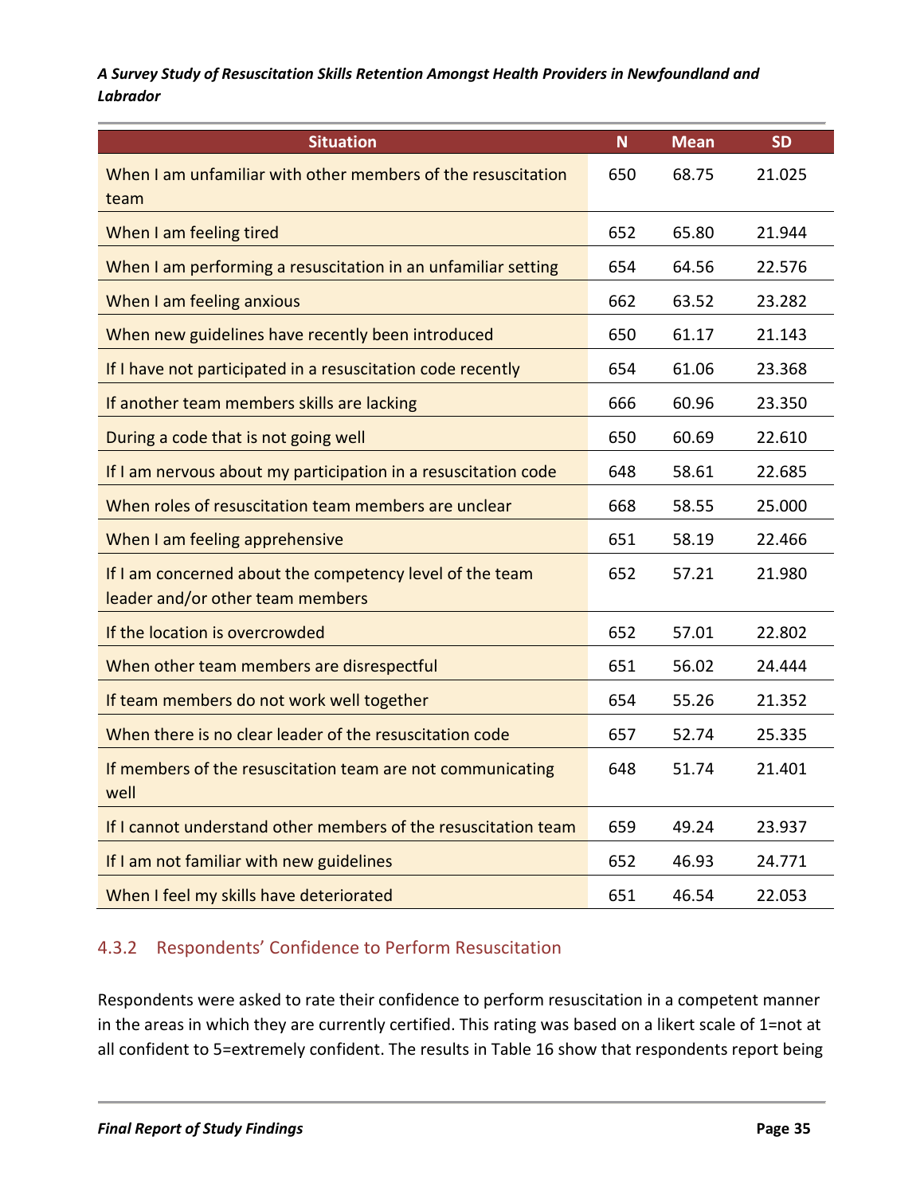| Situation | N | Mean | SD |
|---|---|---|---|
| When I am unfamiliar with other members of the resuscitation team | 650 | 68.75 | 21.025 |
| When I am feeling tired | 652 | 65.80 | 21.944 |
| When I am performing a resuscitation in an unfamiliar setting | 654 | 64.56 | 22.576 |
| When I am feeling anxious | 662 | 63.52 | 23.282 |
| When new guidelines have recently been introduced | 650 | 61.17 | 21.143 |
| If I have not participated in a resuscitation code recently | 654 | 61.06 | 23.368 |
| If another team members skills are lacking | 666 | 60.96 | 23.350 |
| During a code that is not going well | 650 | 60.69 | 22.610 |
| If I am nervous about my participation in a resuscitation code | 648 | 58.61 | 22.685 |
| When roles of resuscitation team members are unclear | 668 | 58.55 | 25.000 |
| When I am feeling apprehensive | 651 | 58.19 | 22.466 |
| If I am concerned about the competency level of the team leader and/or other team members | 652 | 57.21 | 21.980 |
| If the location is overcrowded | 652 | 57.01 | 22.802 |
| When other team members are disrespectful | 651 | 56.02 | 24.444 |
| If team members do not work well together | 654 | 55.26 | 21.352 |
| When there is no clear leader of the resuscitation code | 657 | 52.74 | 25.335 |
| If members of the resuscitation team are not communicating well | 648 | 51.74 | 21.401 |
| If I cannot understand other members of the resuscitation team | 659 | 49.24 | 23.937 |
| If I am not familiar with new guidelines | 652 | 46.93 | 24.771 |
| When I feel my skills have deteriorated | 651 | 46.54 | 22.053 |

### 4.3.2 Respondents' Confidence to Perform Resuscitation

Respondents were asked to rate their confidence to perform resuscitation in a competent manner in the areas in which they are currently certified. This rating was based on a likert scale of 1=not at all confident to 5=extremely confident. The results in Table 16 show that respondents report being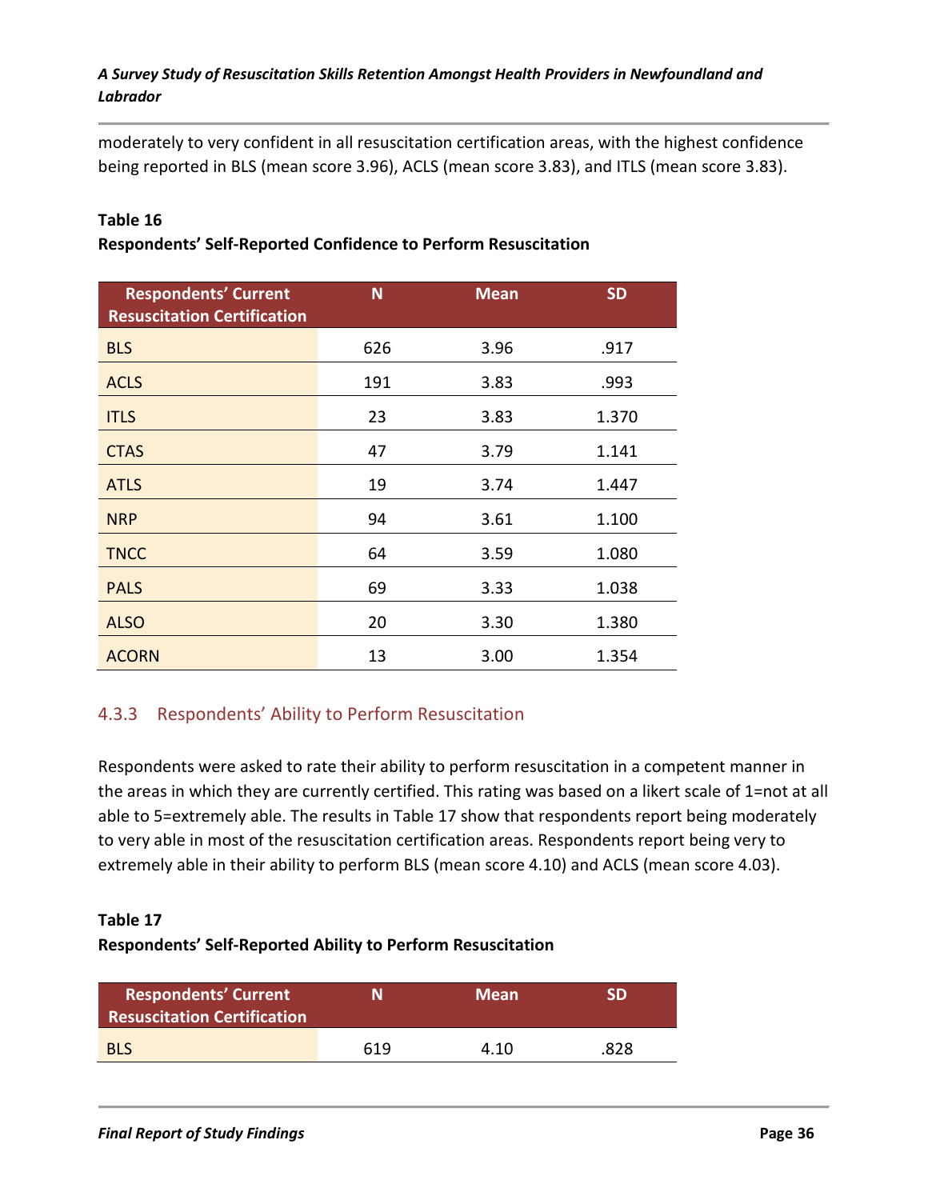moderately to very confident in all resuscitation certification areas, with the highest confidence being reported in BLS (mean score 3.96), ACLS (mean score 3.83), and ITLS (mean score 3.83).

**Table 16**
**Respondents' Self-Reported Confidence to Perform Resuscitation**

| Respondents' Current Resuscitation Certification | N | Mean | SD |
|---|---|---|---|
| BLS | 626 | 3.96 | .917 |
| ACLS | 191 | 3.83 | .993 |
| ITLS | 23 | 3.83 | 1.370 |
| CTAS | 47 | 3.79 | 1.141 |
| ATLS | 19 | 3.74 | 1.447 |
| NRP | 94 | 3.61 | 1.100 |
| TNCC | 64 | 3.59 | 1.080 |
| PALS | 69 | 3.33 | 1.038 |
| ALSO | 20 | 3.30 | 1.380 |
| ACORN | 13 | 3.00 | 1.354 |

### 4.3.3 Respondents' Ability to Perform Resuscitation

Respondents were asked to rate their ability to perform resuscitation in a competent manner in the areas in which they are currently certified. This rating was based on a likert scale of 1=not at all able to 5=extremely able. The results in Table 17 show that respondents report being moderately to very able in most of the resuscitation certification areas. Respondents report being very to extremely able in their ability to perform BLS (mean score 4.10) and ACLS (mean score 4.03).

**Table 17**
**Respondents' Self-Reported Ability to Perform Resuscitation**

| Respondents' Current Resuscitation Certification | N | Mean | SD |
|---|---|---|---|
| BLS | 619 | 4.10 | .828 |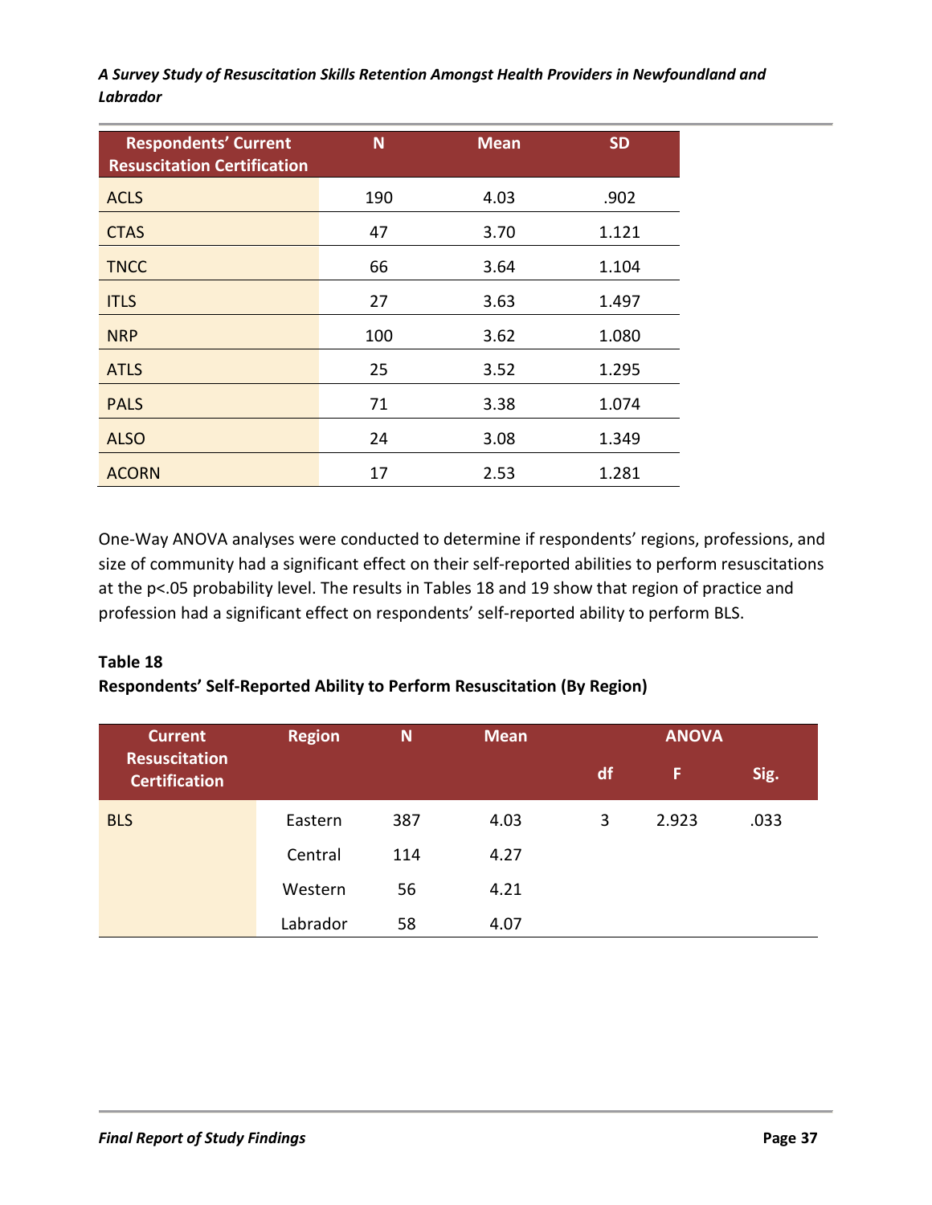| Respondents' Current Resuscitation Certification | N | Mean | SD |
|---|---|---|---|
| ACLS | 190 | 4.03 | .902 |
| CTAS | 47 | 3.70 | 1.121 |
| TNCC | 66 | 3.64 | 1.104 |
| ITLS | 27 | 3.63 | 1.497 |
| NRP | 100 | 3.62 | 1.080 |
| ATLS | 25 | 3.52 | 1.295 |
| PALS | 71 | 3.38 | 1.074 |
| ALSO | 24 | 3.08 | 1.349 |
| ACORN | 17 | 2.53 | 1.281 |

One-Way ANOVA analyses were conducted to determine if respondents' regions, professions, and size of community had a significant effect on their self-reported abilities to perform resuscitations at the $p<.05$ probability level. The results in Tables 18 and 19 show that region of practice and profession had a significant effect on respondents' self-reported ability to perform BLS.

**Table 18**
**Respondents' Self-Reported Ability to Perform Resuscitation (By Region)**

| Current Resuscitation Certification | Region | N | Mean | ANOVA | | |
|---|---|---|---|---|---|---|
| | | | | df | F | Sig. |
| BLS | Eastern | 387 | 4.03 | 3 | 2.923 | .033 |
| | Central | 114 | 4.27 | | | |
| | Western | 56 | 4.21 | | | |
| | Labrador | 58 | 4.07 | | | |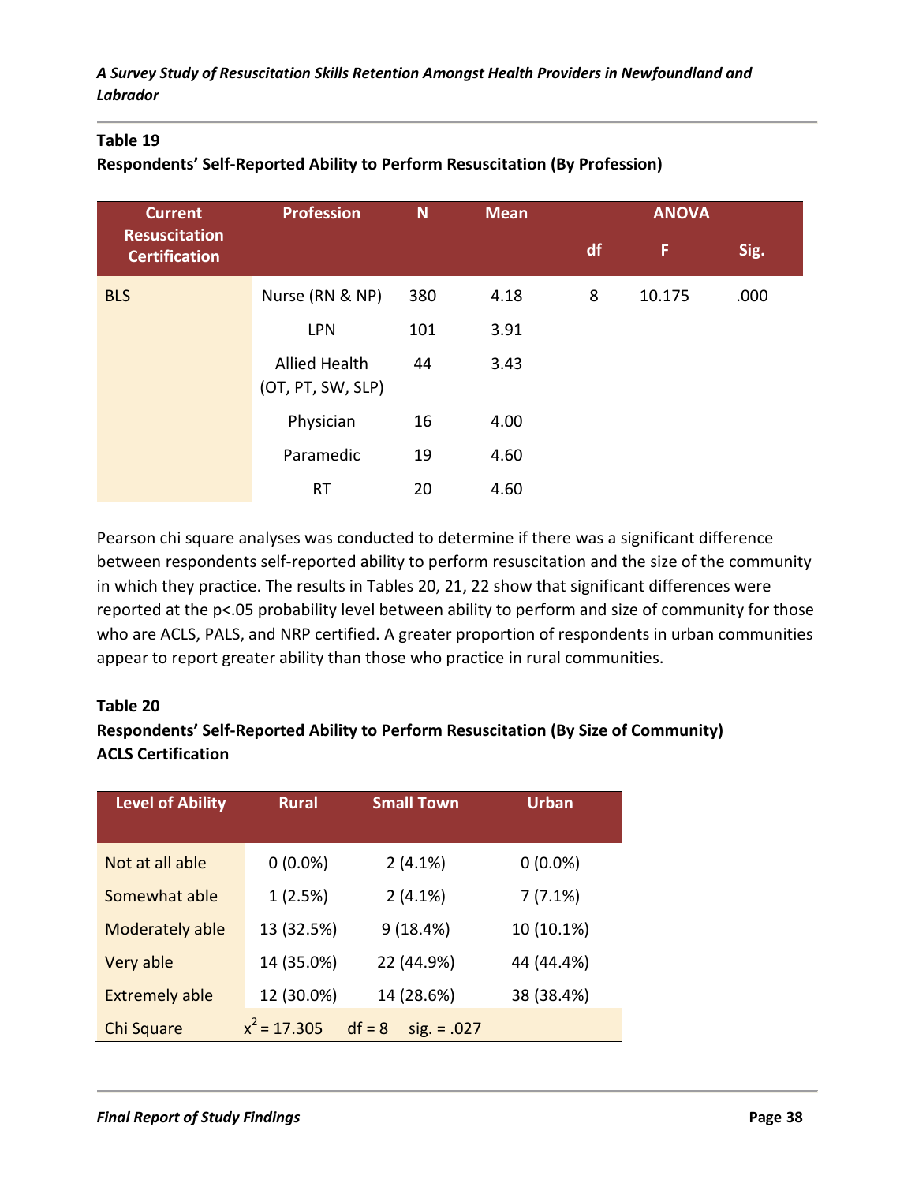**Table 19**

**Respondents' Self-Reported Ability to Perform Resuscitation (By Profession)**

| Current Resuscitation Certification | Profession | N | Mean | ANOVA | | |
|---|---|---|---|---|---|---|
| | | | | df | F | Sig. |
| BLS | Nurse (RN & NP) | 380 | 4.18 | 8 | 10.175 | .000 |
| | LPN | 101 | 3.91 | | | |
| | Allied Health (OT, PT, SW, SLP) | 44 | 3.43 | | | |
| | Physician | 16 | 4.00 | | | |
| | Paramedic | 19 | 4.60 | | | |
| | RT | 20 | 4.60 | | | |

Pearson chi square analyses was conducted to determine if there was a significant difference between respondents self-reported ability to perform resuscitation and the size of the community in which they practice. The results in Tables 20, 21, 22 show that significant differences were reported at the p<.05 probability level between ability to perform and size of community for those who are ACLS, PALS, and NRP certified. A greater proportion of respondents in urban communities appear to report greater ability than those who practice in rural communities.

**Table 20**

**Respondents' Self-Reported Ability to Perform Resuscitation (By Size of Community) ACLS Certification**

| Level of Ability | Rural | Small Town | Urban |
|---|---|---|---|
| Not at all able | 0 (0.0%) | 2 (4.1%) | 0 (0.0%) |
| Somewhat able | 1 (2.5%) | 2 (4.1%) | 7 (7.1%) |
| Moderately able | 13 (32.5%) | 9 (18.4%) | 10 (10.1%) |
| Very able | 14 (35.0%) | 22 (44.9%) | 44 (44.4%) |
| Extremely able | 12 (30.0%) | 14 (28.6%) | 38 (38.4%) |
| Chi Square | $x^2$ = 17.305 | df = 8 | sig. = .027 |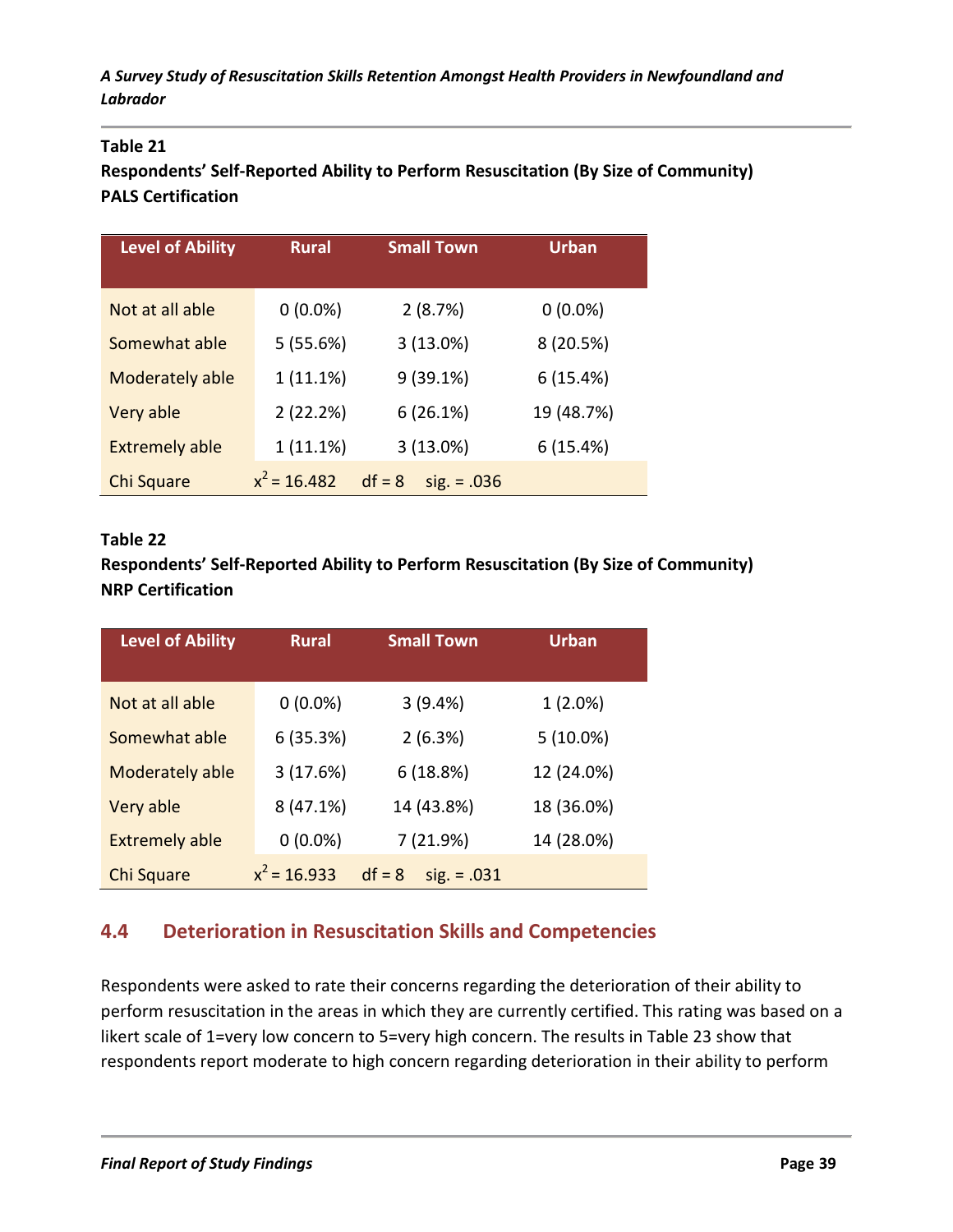**Table 21**
**Respondents' Self-Reported Ability to Perform Resuscitation (By Size of Community)**
**PALS Certification**

| Level of Ability | Rural | Small Town | Urban |
|---|---|---|---|
| Not at all able | 0 (0.0%) | 2 (8.7%) | 0 (0.0%) |
| Somewhat able | 5 (55.6%) | 3 (13.0%) | 8 (20.5%) |
| Moderately able | 1 (11.1%) | 9 (39.1%) | 6 (15.4%) |
| Very able | 2 (22.2%) | 6 (26.1%) | 19 (48.7%) |
| Extremely able | 1 (11.1%) | 3 (13.0%) | 6 (15.4%) |
| Chi Square | $x^2$ = 16.482 | df = 8 | sig. = .036 |

**Table 22**
**Respondents' Self-Reported Ability to Perform Resuscitation (By Size of Community)**
**NRP Certification**

| Level of Ability | Rural | Small Town | Urban |
|---|---|---|---|
| Not at all able | 0 (0.0%) | 3 (9.4%) | 1 (2.0%) |
| Somewhat able | 6 (35.3%) | 2 (6.3%) | 5 (10.0%) |
| Moderately able | 3 (17.6%) | 6 (18.8%) | 12 (24.0%) |
| Very able | 8 (47.1%) | 14 (43.8%) | 18 (36.0%) |
| Extremely able | 0 (0.0%) | 7 (21.9%) | 14 (28.0%) |
| Chi Square | $x^2$ = 16.933 | df = 8 | sig. = .031 |

## 4.4 Deterioration in Resuscitation Skills and Competencies

Respondents were asked to rate their concerns regarding the deterioration of their ability to perform resuscitation in the areas in which they are currently certified. This rating was based on a likert scale of 1=very low concern to 5=very high concern. The results in Table 23 show that respondents report moderate to high concern regarding deterioration in their ability to perform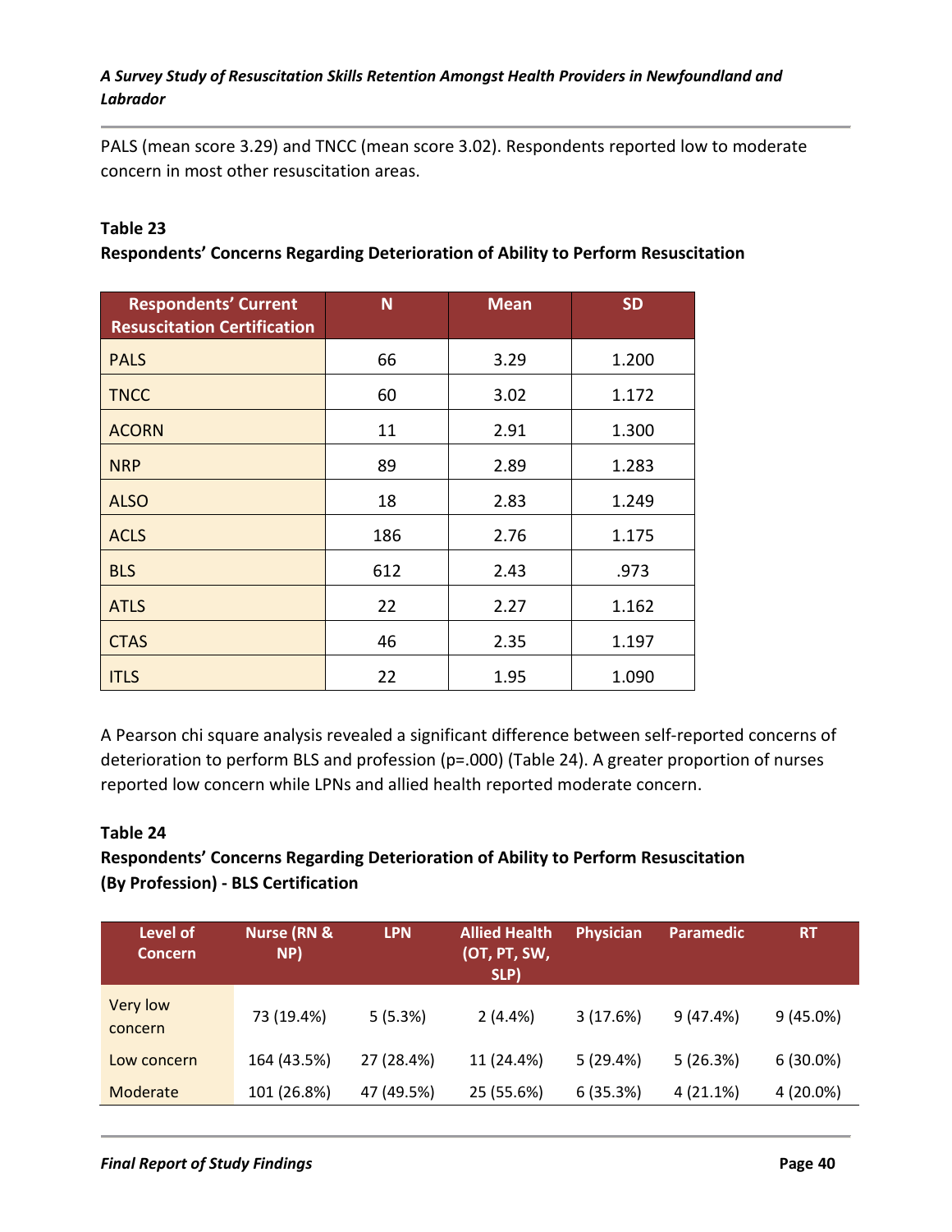PALS (mean score 3.29) and TNCC (mean score 3.02). Respondents reported low to moderate concern in most other resuscitation areas.

**Table 23**

**Respondents' Concerns Regarding Deterioration of Ability to Perform Resuscitation**

| Respondents' Current Resuscitation Certification | N | Mean | SD |
|---|---|---|---|
| PALS | 66 | 3.29 | 1.200 |
| TNCC | 60 | 3.02 | 1.172 |
| ACORN | 11 | 2.91 | 1.300 |
| NRP | 89 | 2.89 | 1.283 |
| ALSO | 18 | 2.83 | 1.249 |
| ACLS | 186 | 2.76 | 1.175 |
| BLS | 612 | 2.43 | .973 |
| ATLS | 22 | 2.27 | 1.162 |
| CTAS | 46 | 2.35 | 1.197 |
| ITLS | 22 | 1.95 | 1.090 |

A Pearson chi square analysis revealed a significant difference between self-reported concerns of deterioration to perform BLS and profession (p=.000) (Table 24). A greater proportion of nurses reported low concern while LPNs and allied health reported moderate concern.

**Table 24**

**Respondents' Concerns Regarding Deterioration of Ability to Perform Resuscitation (By Profession) - BLS Certification**

| Level of Concern | Nurse (RN & NP) | LPN | Allied Health (OT, PT, SW, SLP) | Physician | Paramedic | RT |
|---|---|---|---|---|---|---|
| Very low concern | 73 (19.4%) | 5 (5.3%) | 2 (4.4%) | 3 (17.6%) | 9 (47.4%) | 9 (45.0%) |
| Low concern | 164 (43.5%) | 27 (28.4%) | 11 (24.4%) | 5 (29.4%) | 5 (26.3%) | 6 (30.0%) |
| Moderate | 101 (26.8%) | 47 (49.5%) | 25 (55.6%) | 6 (35.3%) | 4 (21.1%) | 4 (20.0%) |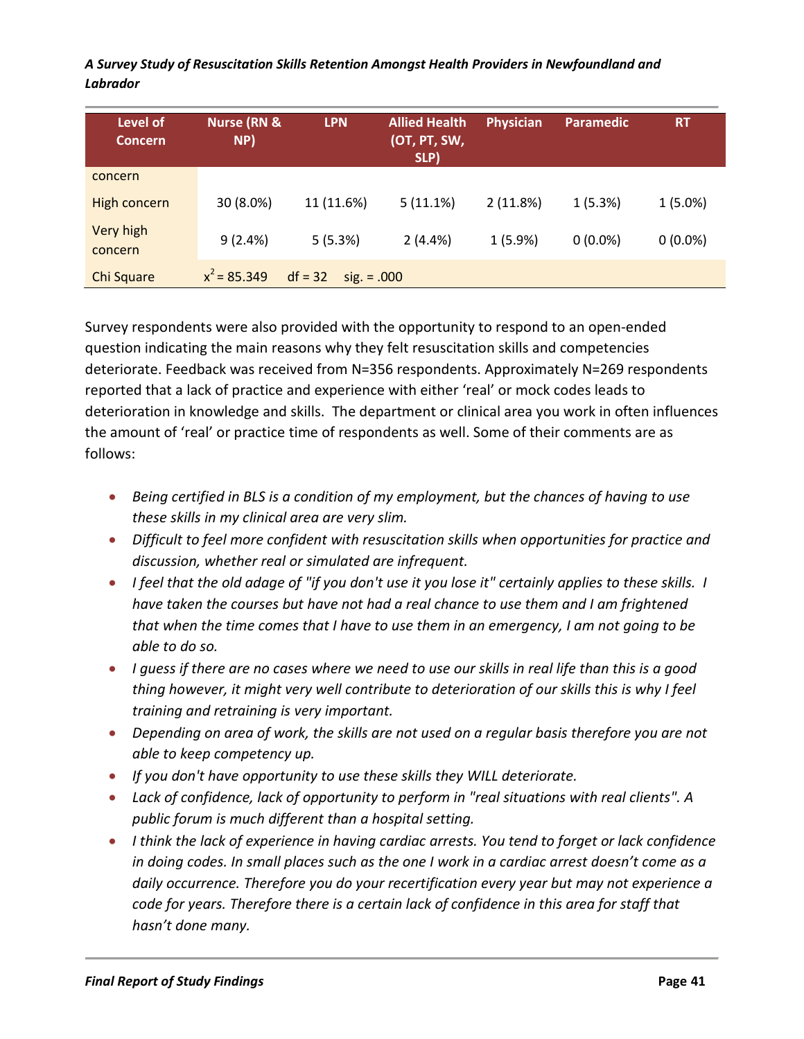| Level of Concern | Nurse (RN & NP) | LPN | Allied Health (OT, PT, SW, SLP) | Physician | Paramedic | RT |
|---|---|---|---|---|---|---|
| concern | | | | | | |
| High concern | 30 (8.0%) | 11 (11.6%) | 5 (11.1%) | 2 (11.8%) | 1 (5.3%) | 1 (5.0%) |
| Very high concern | 9 (2.4%) | 5 (5.3%) | 2 (4.4%) | 1 (5.9%) | 0 (0.0%) | 0 (0.0%) |
| Chi Square | $x^2 = 85.349$ df = 32 sig. = .000 | | | | | |

Survey respondents were also provided with the opportunity to respond to an open-ended question indicating the main reasons why they felt resuscitation skills and competencies deteriorate. Feedback was received from N=356 respondents. Approximately N=269 respondents reported that a lack of practice and experience with either 'real' or mock codes leads to deterioration in knowledge and skills. The department or clinical area you work in often influences the amount of 'real' or practice time of respondents as well. Some of their comments are as follows:

- *Being certified in BLS is a condition of my employment, but the chances of having to use these skills in my clinical area are very slim.*
- *Difficult to feel more confident with resuscitation skills when opportunities for practice and discussion, whether real or simulated are infrequent.*
- *I feel that the old adage of "if you don't use it you lose it" certainly applies to these skills. I have taken the courses but have not had a real chance to use them and I am frightened that when the time comes that I have to use them in an emergency, I am not going to be able to do so.*
- *I guess if there are no cases where we need to use our skills in real life than this is a good thing however, it might very well contribute to deterioration of our skills this is why I feel training and retraining is very important.*
- *Depending on area of work, the skills are not used on a regular basis therefore you are not able to keep competency up.*
- *If you don't have opportunity to use these skills they WILL deteriorate.*
- *Lack of confidence, lack of opportunity to perform in "real situations with real clients". A public forum is much different than a hospital setting.*
- *I think the lack of experience in having cardiac arrests. You tend to forget or lack confidence in doing codes. In small places such as the one I work in a cardiac arrest doesn't come as a daily occurrence. Therefore you do your recertification every year but may not experience a code for years. Therefore there is a certain lack of confidence in this area for staff that hasn't done many.*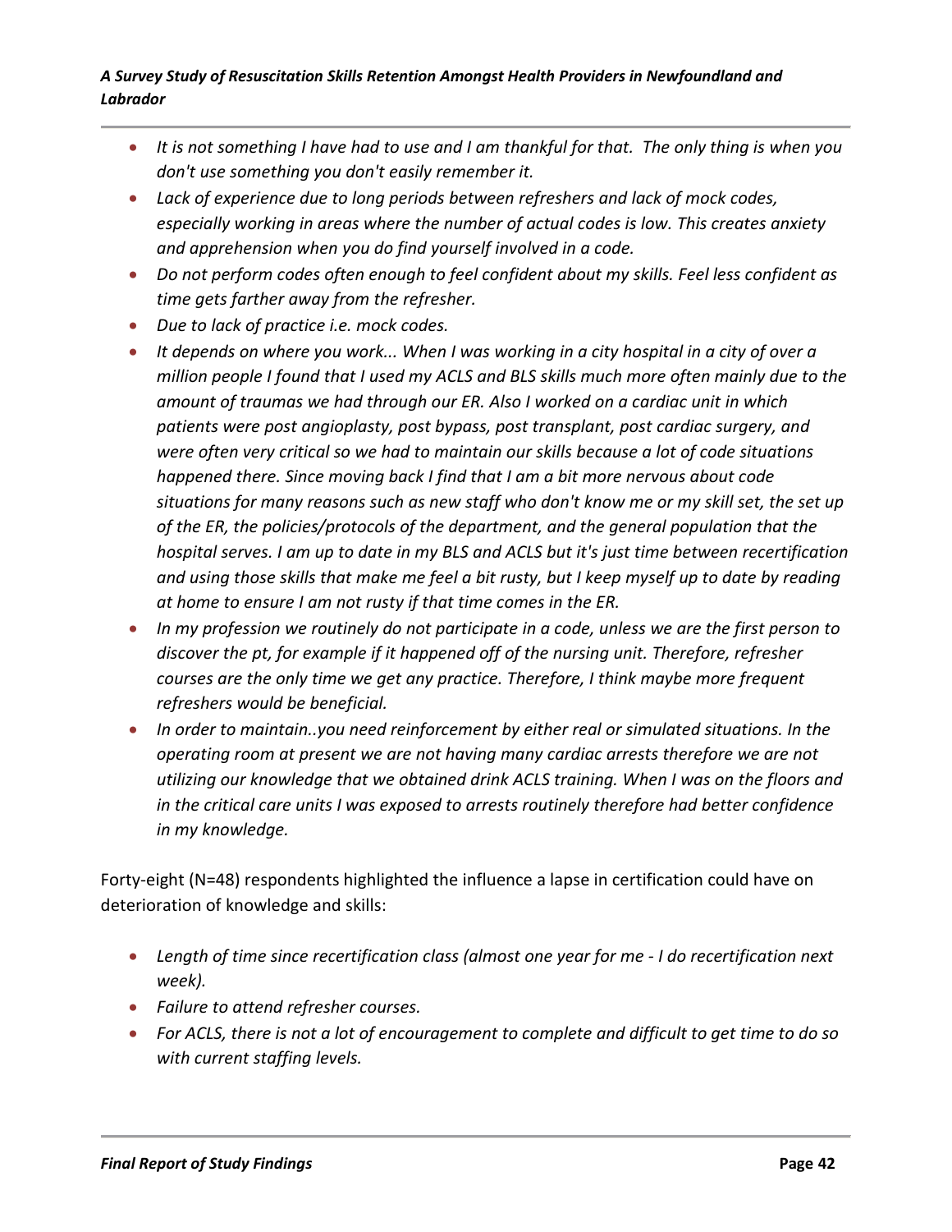- *It is not something I have had to use and I am thankful for that. The only thing is when you don't use something you don't easily remember it.*
- *Lack of experience due to long periods between refreshers and lack of mock codes, especially working in areas where the number of actual codes is low. This creates anxiety and apprehension when you do find yourself involved in a code.*
- *Do not perform codes often enough to feel confident about my skills. Feel less confident as time gets farther away from the refresher.*
- *Due to lack of practice i.e. mock codes.*
- *It depends on where you work... When I was working in a city hospital in a city of over a million people I found that I used my ACLS and BLS skills much more often mainly due to the amount of traumas we had through our ER. Also I worked on a cardiac unit in which patients were post angioplasty, post bypass, post transplant, post cardiac surgery, and were often very critical so we had to maintain our skills because a lot of code situations happened there. Since moving back I find that I am a bit more nervous about code situations for many reasons such as new staff who don't know me or my skill set, the set up of the ER, the policies/protocols of the department, and the general population that the hospital serves. I am up to date in my BLS and ACLS but it's just time between recertification and using those skills that make me feel a bit rusty, but I keep myself up to date by reading at home to ensure I am not rusty if that time comes in the ER.*
- *In my profession we routinely do not participate in a code, unless we are the first person to discover the pt, for example if it happened off of the nursing unit. Therefore, refresher courses are the only time we get any practice. Therefore, I think maybe more frequent refreshers would be beneficial.*
- *In order to maintain..you need reinforcement by either real or simulated situations. In the operating room at present we are not having many cardiac arrests therefore we are not utilizing our knowledge that we obtained drink ACLS training. When I was on the floors and in the critical care units I was exposed to arrests routinely therefore had better confidence in my knowledge.*

Forty-eight (N=48) respondents highlighted the influence a lapse in certification could have on deterioration of knowledge and skills:

- *Length of time since recertification class (almost one year for me - I do recertification next week).*
- *Failure to attend refresher courses.*
- *For ACLS, there is not a lot of encouragement to complete and difficult to get time to do so with current staffing levels.*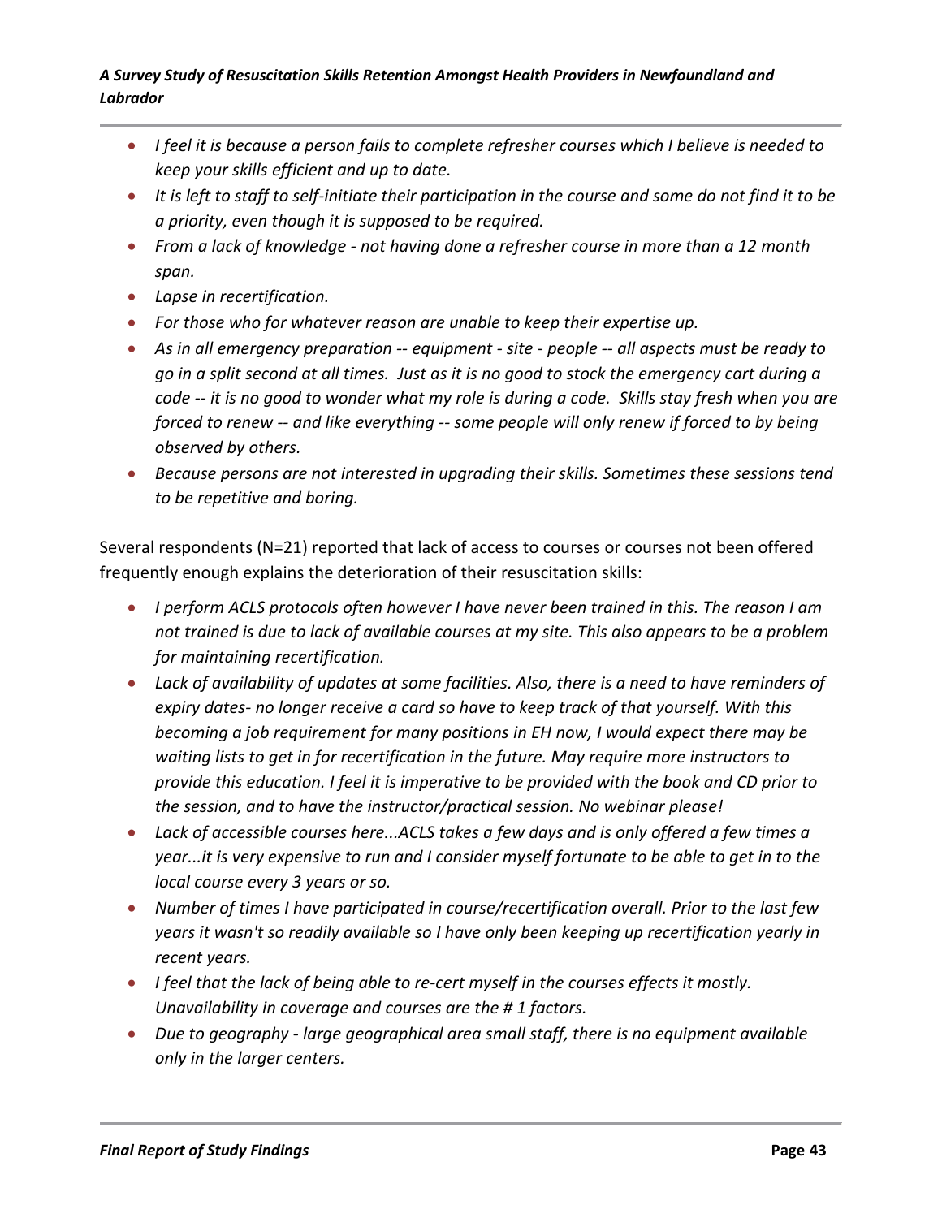- *I feel it is because a person fails to complete refresher courses which I believe is needed to keep your skills efficient and up to date.*
- *It is left to staff to self-initiate their participation in the course and some do not find it to be a priority, even though it is supposed to be required.*
- *From a lack of knowledge - not having done a refresher course in more than a 12 month span.*
- *Lapse in recertification.*
- *For those who for whatever reason are unable to keep their expertise up.*
- *As in all emergency preparation -- equipment - site - people -- all aspects must be ready to go in a split second at all times. Just as it is no good to stock the emergency cart during a code -- it is no good to wonder what my role is during a code. Skills stay fresh when you are forced to renew -- and like everything -- some people will only renew if forced to by being observed by others.*
- *Because persons are not interested in upgrading their skills. Sometimes these sessions tend to be repetitive and boring.*

Several respondents (N=21) reported that lack of access to courses or courses not been offered frequently enough explains the deterioration of their resuscitation skills:

- *I perform ACLS protocols often however I have never been trained in this. The reason I am not trained is due to lack of available courses at my site. This also appears to be a problem for maintaining recertification.*
- *Lack of availability of updates at some facilities. Also, there is a need to have reminders of expiry dates- no longer receive a card so have to keep track of that yourself. With this becoming a job requirement for many positions in EH now, I would expect there may be waiting lists to get in for recertification in the future. May require more instructors to provide this education. I feel it is imperative to be provided with the book and CD prior to the session, and to have the instructor/practical session. No webinar please!*
- *Lack of accessible courses here...ACLS takes a few days and is only offered a few times a year...it is very expensive to run and I consider myself fortunate to be able to get in to the local course every 3 years or so.*
- *Number of times I have participated in course/recertification overall. Prior to the last few years it wasn't so readily available so I have only been keeping up recertification yearly in recent years.*
- *I feel that the lack of being able to re-cert myself in the courses effects it mostly. Unavailability in coverage and courses are the # 1 factors.*
- *Due to geography - large geographical area small staff, there is no equipment available only in the larger centers.*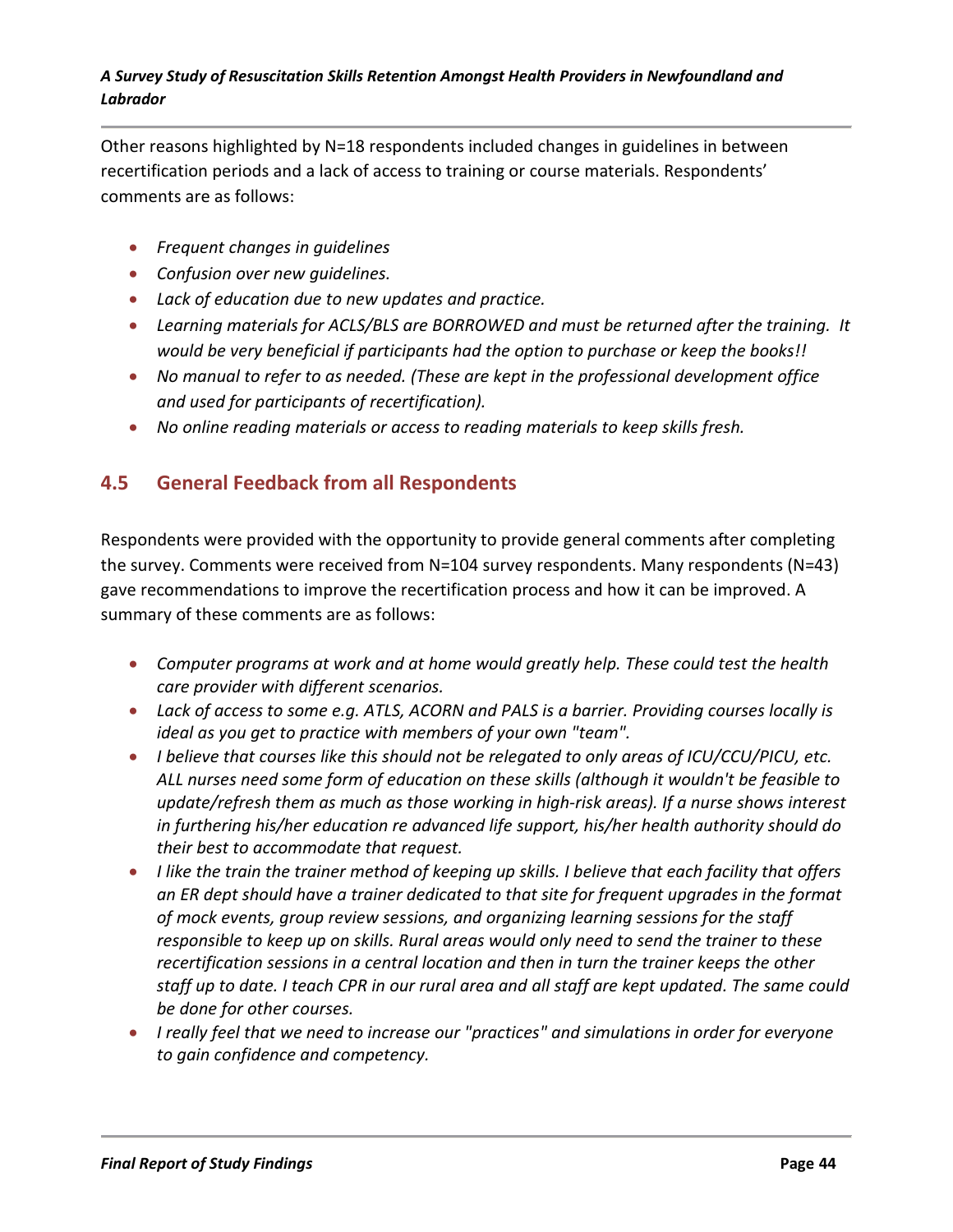Other reasons highlighted by N=18 respondents included changes in guidelines in between recertification periods and a lack of access to training or course materials. Respondents' comments are as follows:

- *Frequent changes in guidelines*
- *Confusion over new guidelines.*
- *Lack of education due to new updates and practice.*
- *Learning materials for ACLS/BLS are BORROWED and must be returned after the training. It would be very beneficial if participants had the option to purchase or keep the books!!*
- *No manual to refer to as needed. (These are kept in the professional development office and used for participants of recertification).*
- *No online reading materials or access to reading materials to keep skills fresh.*

## 4.5 General Feedback from all Respondents

Respondents were provided with the opportunity to provide general comments after completing the survey. Comments were received from N=104 survey respondents. Many respondents (N=43) gave recommendations to improve the recertification process and how it can be improved. A summary of these comments are as follows:

- *Computer programs at work and at home would greatly help. These could test the health care provider with different scenarios.*
- *Lack of access to some e.g. ATLS, ACORN and PALS is a barrier. Providing courses locally is ideal as you get to practice with members of your own "team".*
- *I believe that courses like this should not be relegated to only areas of ICU/CCU/PICU, etc. ALL nurses need some form of education on these skills (although it wouldn't be feasible to update/refresh them as much as those working in high-risk areas). If a nurse shows interest in furthering his/her education re advanced life support, his/her health authority should do their best to accommodate that request.*
- *I like the train the trainer method of keeping up skills. I believe that each facility that offers an ER dept should have a trainer dedicated to that site for frequent upgrades in the format of mock events, group review sessions, and organizing learning sessions for the staff responsible to keep up on skills. Rural areas would only need to send the trainer to these recertification sessions in a central location and then in turn the trainer keeps the other staff up to date. I teach CPR in our rural area and all staff are kept updated. The same could be done for other courses.*
- *I really feel that we need to increase our "practices" and simulations in order for everyone to gain confidence and competency.*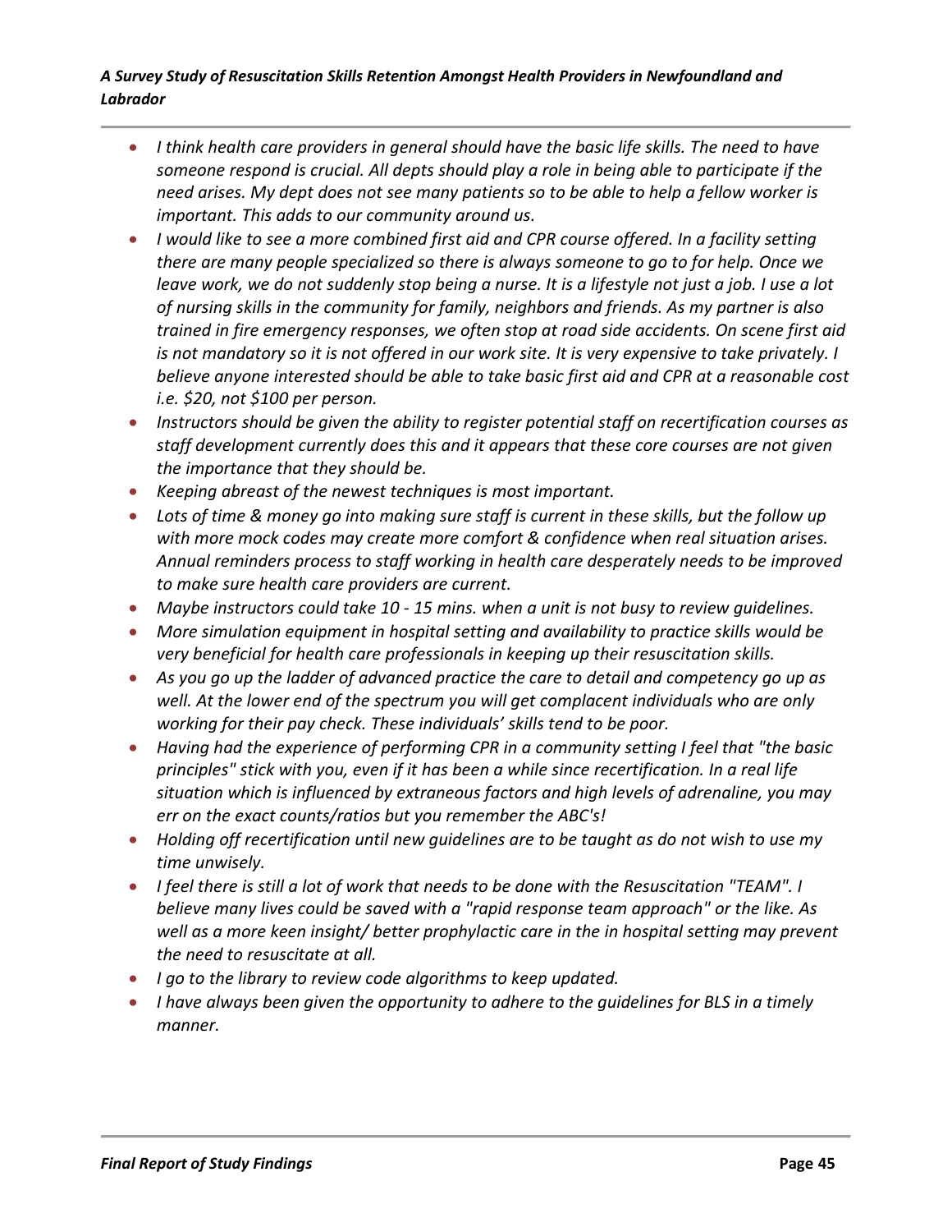- *I think health care providers in general should have the basic life skills. The need to have someone respond is crucial. All depts should play a role in being able to participate if the need arises. My dept does not see many patients so to be able to help a fellow worker is important. This adds to our community around us.*
- *I would like to see a more combined first aid and CPR course offered. In a facility setting there are many people specialized so there is always someone to go to for help. Once we leave work, we do not suddenly stop being a nurse. It is a lifestyle not just a job. I use a lot of nursing skills in the community for family, neighbors and friends. As my partner is also trained in fire emergency responses, we often stop at road side accidents. On scene first aid is not mandatory so it is not offered in our work site. It is very expensive to take privately. I believe anyone interested should be able to take basic first aid and CPR at a reasonable cost i.e. $20, not $100 per person.*
- *Instructors should be given the ability to register potential staff on recertification courses as staff development currently does this and it appears that these core courses are not given the importance that they should be.*
- *Keeping abreast of the newest techniques is most important.*
- *Lots of time & money go into making sure staff is current in these skills, but the follow up with more mock codes may create more comfort & confidence when real situation arises. Annual reminders process to staff working in health care desperately needs to be improved to make sure health care providers are current.*
- *Maybe instructors could take 10 - 15 mins. when a unit is not busy to review guidelines.*
- *More simulation equipment in hospital setting and availability to practice skills would be very beneficial for health care professionals in keeping up their resuscitation skills.*
- *As you go up the ladder of advanced practice the care to detail and competency go up as well. At the lower end of the spectrum you will get complacent individuals who are only working for their pay check. These individuals' skills tend to be poor.*
- *Having had the experience of performing CPR in a community setting I feel that "the basic principles" stick with you, even if it has been a while since recertification. In a real life situation which is influenced by extraneous factors and high levels of adrenaline, you may err on the exact counts/ratios but you remember the ABC's!*
- *Holding off recertification until new guidelines are to be taught as do not wish to use my time unwisely.*
- *I feel there is still a lot of work that needs to be done with the Resuscitation "TEAM". I believe many lives could be saved with a "rapid response team approach" or the like. As well as a more keen insight/ better prophylactic care in the in hospital setting may prevent the need to resuscitate at all.*
- *I go to the library to review code algorithms to keep updated.*
- *I have always been given the opportunity to adhere to the guidelines for BLS in a timely manner.*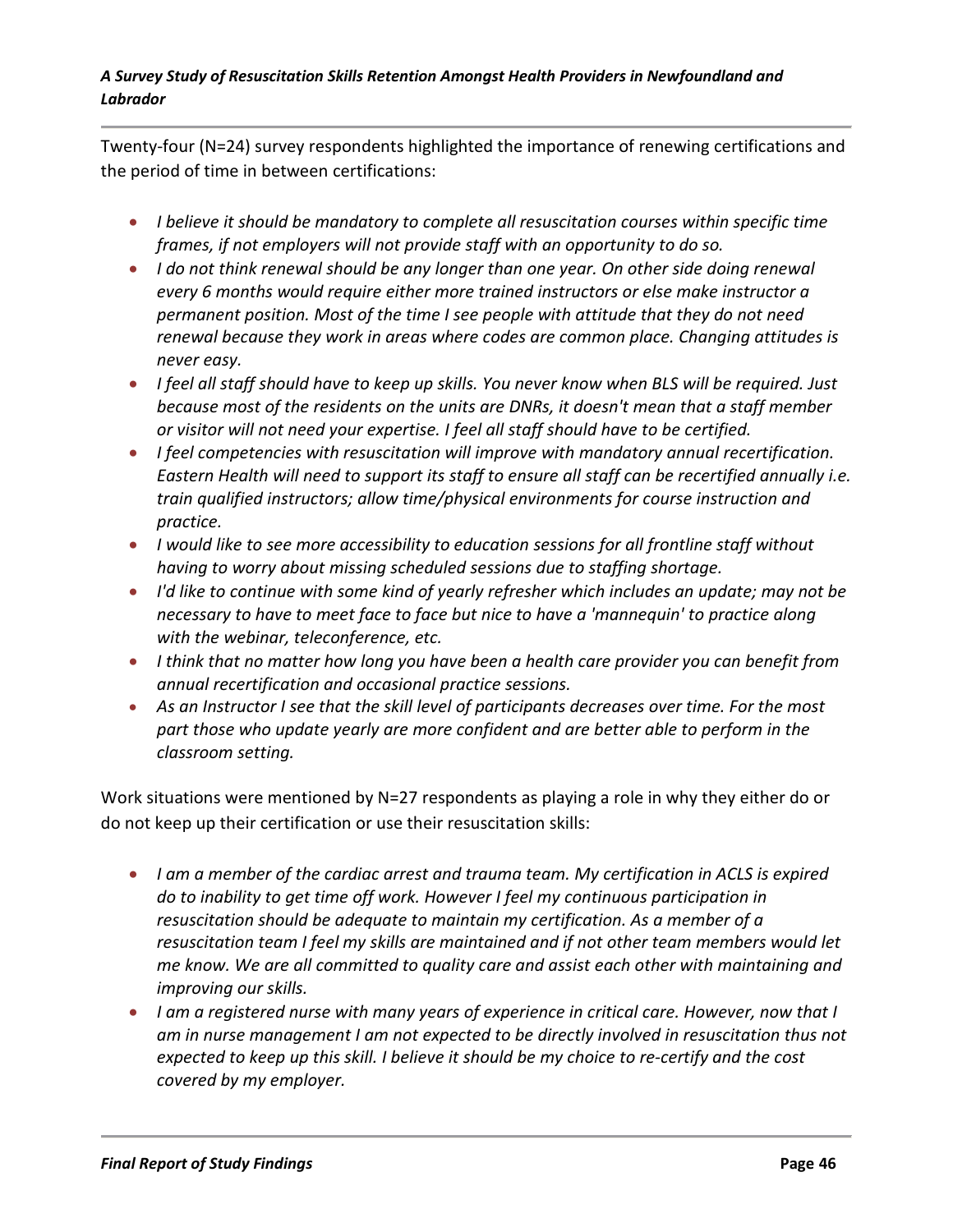Twenty-four (N=24) survey respondents highlighted the importance of renewing certifications and the period of time in between certifications:

- *I believe it should be mandatory to complete all resuscitation courses within specific time frames, if not employers will not provide staff with an opportunity to do so.*
- *I do not think renewal should be any longer than one year. On other side doing renewal every 6 months would require either more trained instructors or else make instructor a permanent position. Most of the time I see people with attitude that they do not need renewal because they work in areas where codes are common place. Changing attitudes is never easy.*
- *I feel all staff should have to keep up skills. You never know when BLS will be required. Just because most of the residents on the units are DNRs, it doesn't mean that a staff member or visitor will not need your expertise. I feel all staff should have to be certified.*
- *I feel competencies with resuscitation will improve with mandatory annual recertification. Eastern Health will need to support its staff to ensure all staff can be recertified annually i.e. train qualified instructors; allow time/physical environments for course instruction and practice.*
- *I would like to see more accessibility to education sessions for all frontline staff without having to worry about missing scheduled sessions due to staffing shortage.*
- *I'd like to continue with some kind of yearly refresher which includes an update; may not be necessary to have to meet face to face but nice to have a 'mannequin' to practice along with the webinar, teleconference, etc.*
- *I think that no matter how long you have been a health care provider you can benefit from annual recertification and occasional practice sessions.*
- *As an Instructor I see that the skill level of participants decreases over time. For the most part those who update yearly are more confident and are better able to perform in the classroom setting.*

Work situations were mentioned by N=27 respondents as playing a role in why they either do or do not keep up their certification or use their resuscitation skills:

- *I am a member of the cardiac arrest and trauma team. My certification in ACLS is expired do to inability to get time off work. However I feel my continuous participation in resuscitation should be adequate to maintain my certification. As a member of a resuscitation team I feel my skills are maintained and if not other team members would let me know. We are all committed to quality care and assist each other with maintaining and improving our skills.*
- *I am a registered nurse with many years of experience in critical care. However, now that I am in nurse management I am not expected to be directly involved in resuscitation thus not expected to keep up this skill. I believe it should be my choice to re-certify and the cost covered by my employer.*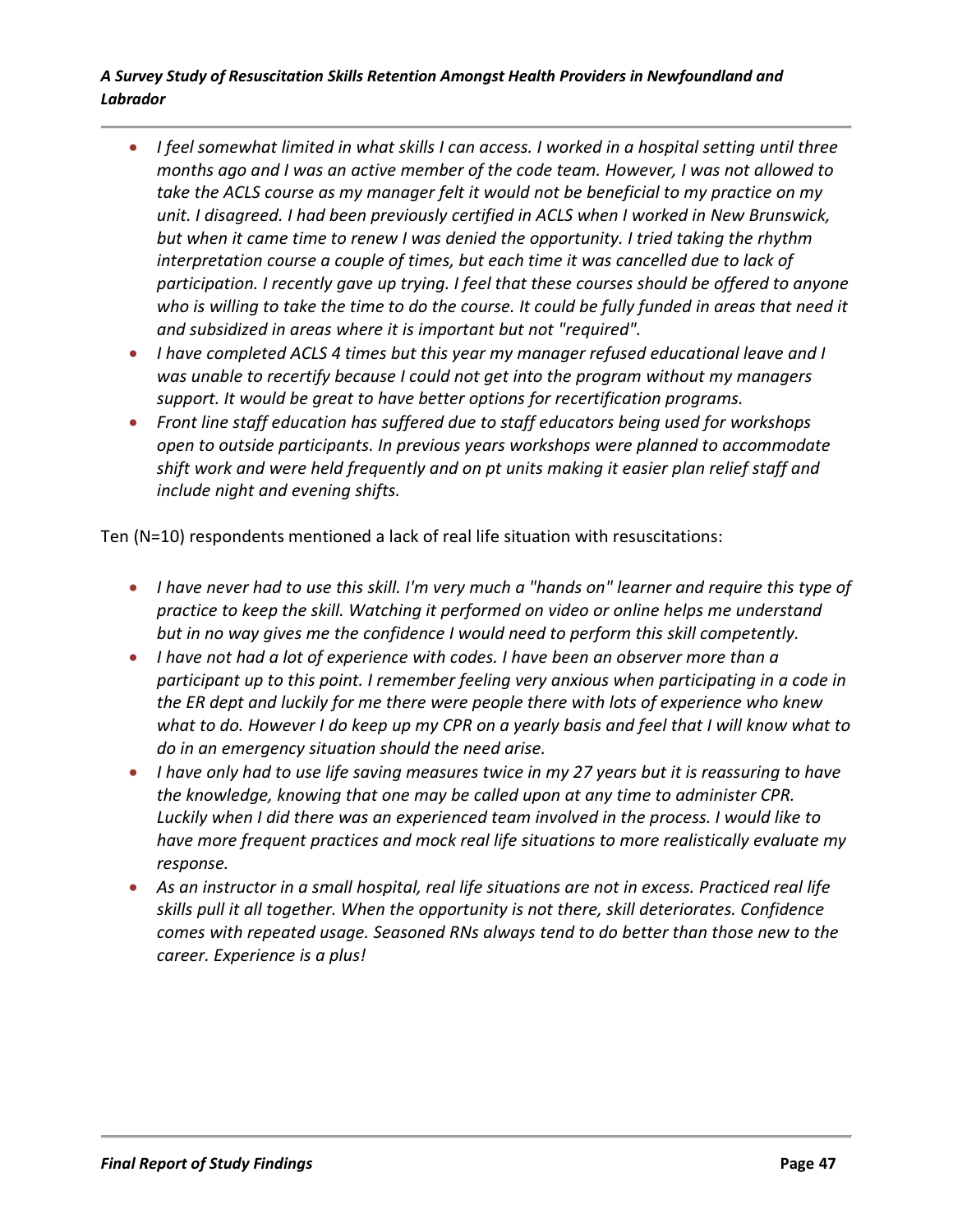- *I feel somewhat limited in what skills I can access. I worked in a hospital setting until three months ago and I was an active member of the code team. However, I was not allowed to take the ACLS course as my manager felt it would not be beneficial to my practice on my unit. I disagreed. I had been previously certified in ACLS when I worked in New Brunswick, but when it came time to renew I was denied the opportunity. I tried taking the rhythm interpretation course a couple of times, but each time it was cancelled due to lack of participation. I recently gave up trying. I feel that these courses should be offered to anyone who is willing to take the time to do the course. It could be fully funded in areas that need it and subsidized in areas where it is important but not "required".*
- *I have completed ACLS 4 times but this year my manager refused educational leave and I was unable to recertify because I could not get into the program without my managers support. It would be great to have better options for recertification programs.*
- *Front line staff education has suffered due to staff educators being used for workshops open to outside participants. In previous years workshops were planned to accommodate shift work and were held frequently and on pt units making it easier plan relief staff and include night and evening shifts.*

Ten (N=10) respondents mentioned a lack of real life situation with resuscitations:

- *I have never had to use this skill. I'm very much a "hands on" learner and require this type of practice to keep the skill. Watching it performed on video or online helps me understand but in no way gives me the confidence I would need to perform this skill competently.*
- *I have not had a lot of experience with codes. I have been an observer more than a participant up to this point. I remember feeling very anxious when participating in a code in the ER dept and luckily for me there were people there with lots of experience who knew what to do. However I do keep up my CPR on a yearly basis and feel that I will know what to do in an emergency situation should the need arise.*
- *I have only had to use life saving measures twice in my 27 years but it is reassuring to have the knowledge, knowing that one may be called upon at any time to administer CPR. Luckily when I did there was an experienced team involved in the process. I would like to have more frequent practices and mock real life situations to more realistically evaluate my response.*
- *As an instructor in a small hospital, real life situations are not in excess. Practiced real life skills pull it all together. When the opportunity is not there, skill deteriorates. Confidence comes with repeated usage. Seasoned RNs always tend to do better than those new to the career. Experience is a plus!*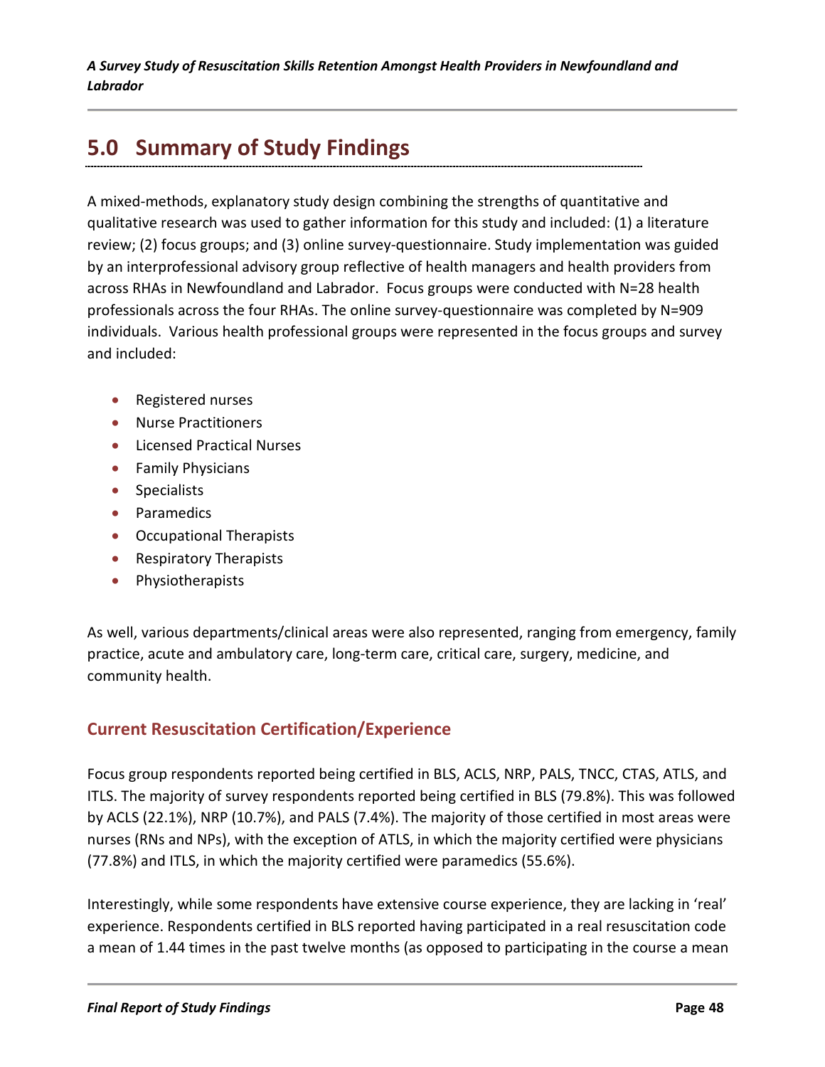# 5.0 Summary of Study Findings

A mixed-methods, explanatory study design combining the strengths of quantitative and qualitative research was used to gather information for this study and included: (1) a literature review; (2) focus groups; and (3) online survey-questionnaire. Study implementation was guided by an interprofessional advisory group reflective of health managers and health providers from across RHAs in Newfoundland and Labrador. Focus groups were conducted with N=28 health professionals across the four RHAs. The online survey-questionnaire was completed by N=909 individuals. Various health professional groups were represented in the focus groups and survey and included:

- Registered nurses
- Nurse Practitioners
- Licensed Practical Nurses
- Family Physicians
- Specialists
- Paramedics
- Occupational Therapists
- Respiratory Therapists
- Physiotherapists

As well, various departments/clinical areas were also represented, ranging from emergency, family practice, acute and ambulatory care, long-term care, critical care, surgery, medicine, and community health.

## Current Resuscitation Certification/Experience

Focus group respondents reported being certified in BLS, ACLS, NRP, PALS, TNCC, CTAS, ATLS, and ITLS. The majority of survey respondents reported being certified in BLS (79.8%). This was followed by ACLS (22.1%), NRP (10.7%), and PALS (7.4%). The majority of those certified in most areas were nurses (RNs and NPs), with the exception of ATLS, in which the majority certified were physicians (77.8%) and ITLS, in which the majority certified were paramedics (55.6%).

Interestingly, while some respondents have extensive course experience, they are lacking in 'real' experience. Respondents certified in BLS reported having participated in a real resuscitation code a mean of 1.44 times in the past twelve months (as opposed to participating in the course a mean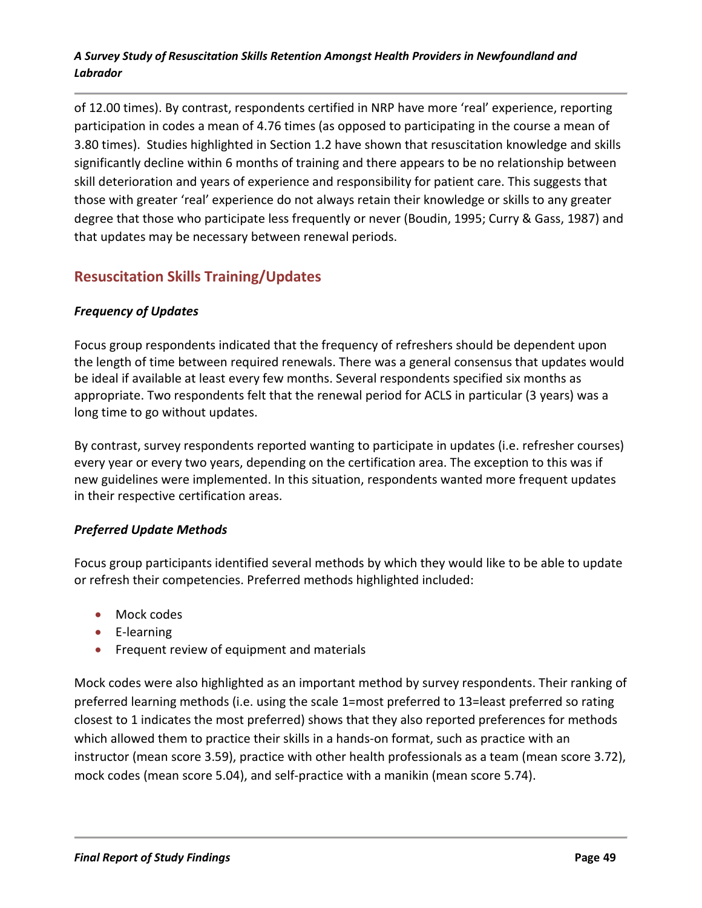of 12.00 times). By contrast, respondents certified in NRP have more 'real' experience, reporting participation in codes a mean of 4.76 times (as opposed to participating in the course a mean of 3.80 times). Studies highlighted in Section 1.2 have shown that resuscitation knowledge and skills significantly decline within 6 months of training and there appears to be no relationship between skill deterioration and years of experience and responsibility for patient care. This suggests that those with greater 'real' experience do not always retain their knowledge or skills to any greater degree that those who participate less frequently or never (Boudin, 1995; Curry & Gass, 1987) and that updates may be necessary between renewal periods.

## Resuscitation Skills Training/Updates

### *Frequency of Updates*

Focus group respondents indicated that the frequency of refreshers should be dependent upon the length of time between required renewals. There was a general consensus that updates would be ideal if available at least every few months. Several respondents specified six months as appropriate. Two respondents felt that the renewal period for ACLS in particular (3 years) was a long time to go without updates.

By contrast, survey respondents reported wanting to participate in updates (i.e. refresher courses) every year or every two years, depending on the certification area. The exception to this was if new guidelines were implemented. In this situation, respondents wanted more frequent updates in their respective certification areas.

### *Preferred Update Methods*

Focus group participants identified several methods by which they would like to be able to update or refresh their competencies. Preferred methods highlighted included:

- Mock codes
- E-learning
- Frequent review of equipment and materials

Mock codes were also highlighted as an important method by survey respondents. Their ranking of preferred learning methods (i.e. using the scale 1=most preferred to 13=least preferred so rating closest to 1 indicates the most preferred) shows that they also reported preferences for methods which allowed them to practice their skills in a hands-on format, such as practice with an instructor (mean score 3.59), practice with other health professionals as a team (mean score 3.72), mock codes (mean score 5.04), and self-practice with a manikin (mean score 5.74).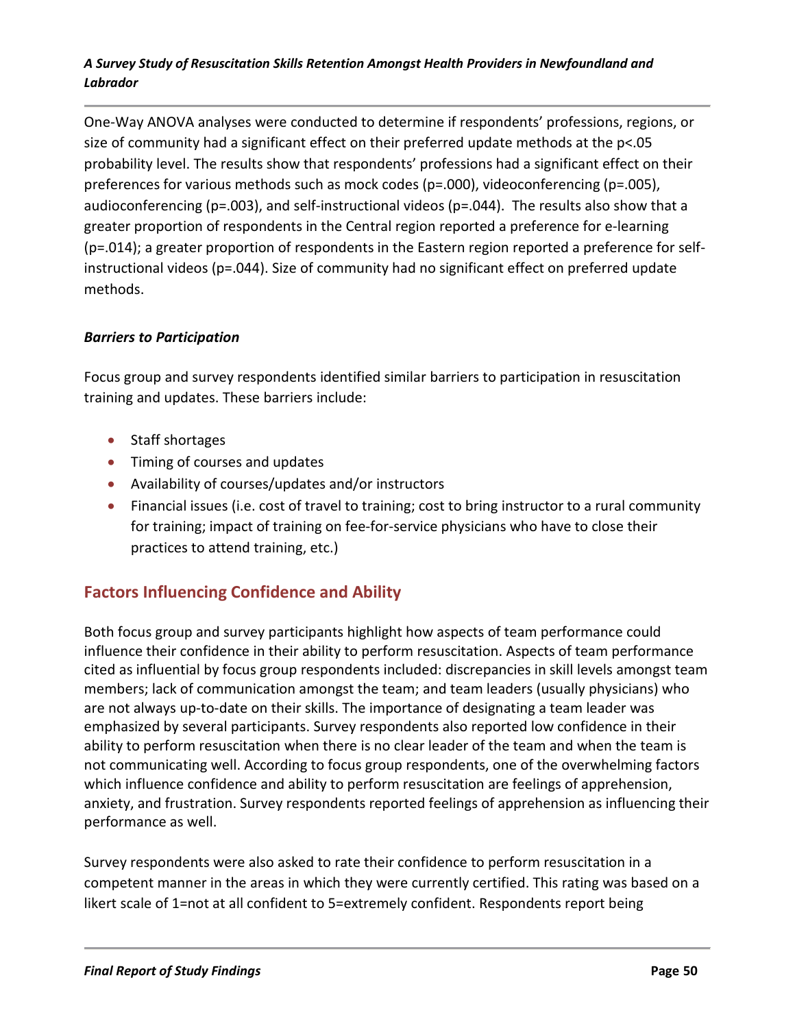One-Way ANOVA analyses were conducted to determine if respondents' professions, regions, or size of community had a significant effect on their preferred update methods at the $p<.05$ probability level. The results show that respondents' professions had a significant effect on their preferences for various methods such as mock codes ($p=.000$), videoconferencing ($p=.005$), audioconferencing ($p=.003$), and self-instructional videos ($p=.044$). The results also show that a greater proportion of respondents in the Central region reported a preference for e-learning ($p=.014$); a greater proportion of respondents in the Eastern region reported a preference for self-instructional videos ($p=.044$). Size of community had no significant effect on preferred update methods.

### *Barriers to Participation*

Focus group and survey respondents identified similar barriers to participation in resuscitation training and updates. These barriers include:

- Staff shortages
- Timing of courses and updates
- Availability of courses/updates and/or instructors
- Financial issues (i.e. cost of travel to training; cost to bring instructor to a rural community for training; impact of training on fee-for-service physicians who have to close their practices to attend training, etc.)

## Factors Influencing Confidence and Ability

Both focus group and survey participants highlight how aspects of team performance could influence their confidence in their ability to perform resuscitation. Aspects of team performance cited as influential by focus group respondents included: discrepancies in skill levels amongst team members; lack of communication amongst the team; and team leaders (usually physicians) who are not always up-to-date on their skills. The importance of designating a team leader was emphasized by several participants. Survey respondents also reported low confidence in their ability to perform resuscitation when there is no clear leader of the team and when the team is not communicating well. According to focus group respondents, one of the overwhelming factors which influence confidence and ability to perform resuscitation are feelings of apprehension, anxiety, and frustration. Survey respondents reported feelings of apprehension as influencing their performance as well.

Survey respondents were also asked to rate their confidence to perform resuscitation in a competent manner in the areas in which they were currently certified. This rating was based on a likert scale of 1=not at all confident to 5=extremely confident. Respondents report being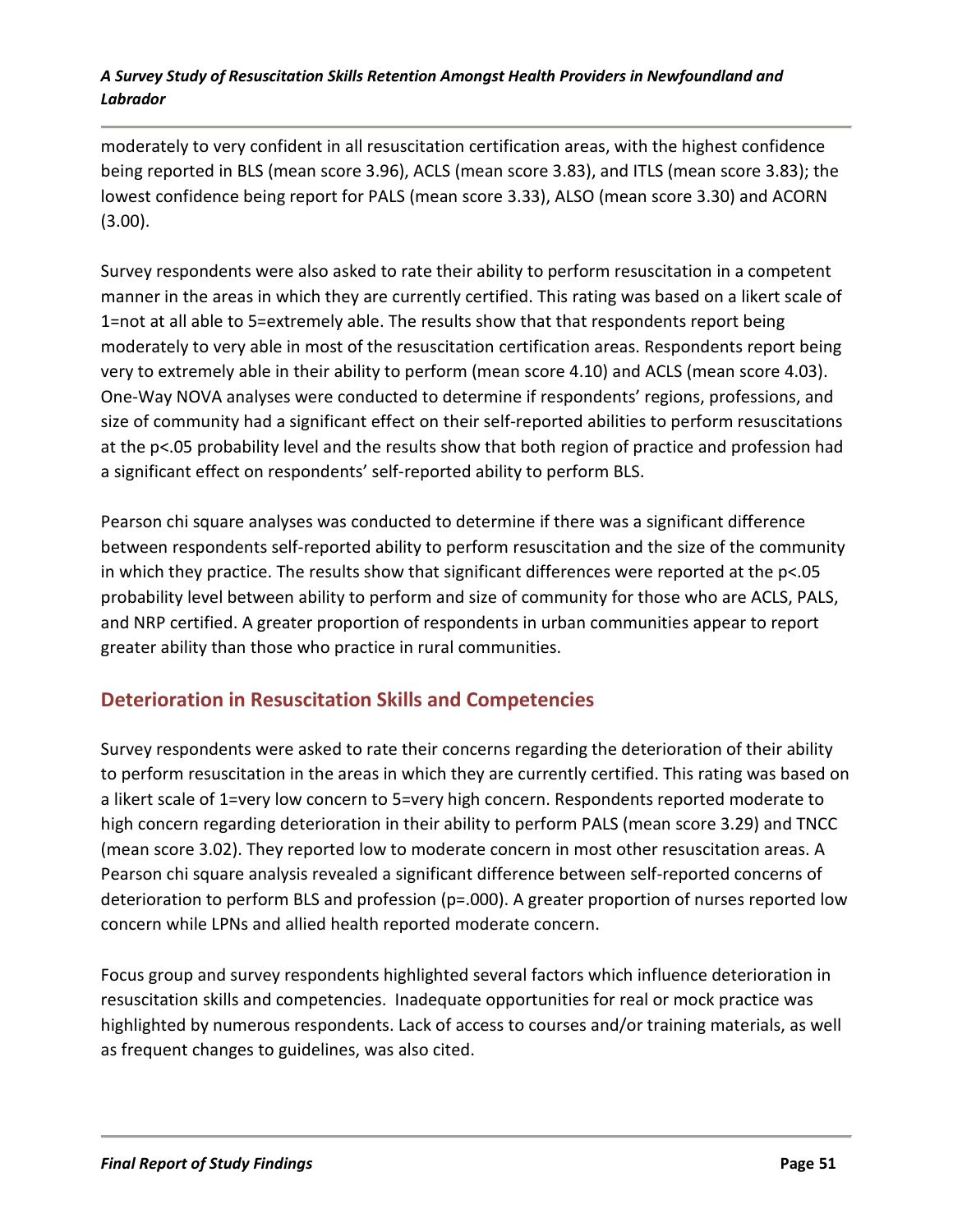moderately to very confident in all resuscitation certification areas, with the highest confidence being reported in BLS (mean score 3.96), ACLS (mean score 3.83), and ITLS (mean score 3.83); the lowest confidence being report for PALS (mean score 3.33), ALSO (mean score 3.30) and ACORN (3.00).

Survey respondents were also asked to rate their ability to perform resuscitation in a competent manner in the areas in which they are currently certified. This rating was based on a likert scale of 1=not at all able to 5=extremely able. The results show that that respondents report being moderately to very able in most of the resuscitation certification areas. Respondents report being very to extremely able in their ability to perform (mean score 4.10) and ACLS (mean score 4.03). One-Way NOVA analyses were conducted to determine if respondents' regions, professions, and size of community had a significant effect on their self-reported abilities to perform resuscitations at the $p<.05$ probability level and the results show that both region of practice and profession had a significant effect on respondents' self-reported ability to perform BLS.

Pearson chi square analyses was conducted to determine if there was a significant difference between respondents self-reported ability to perform resuscitation and the size of the community in which they practice. The results show that significant differences were reported at the $p<.05$ probability level between ability to perform and size of community for those who are ACLS, PALS, and NRP certified. A greater proportion of respondents in urban communities appear to report greater ability than those who practice in rural communities.

## Deterioration in Resuscitation Skills and Competencies

Survey respondents were asked to rate their concerns regarding the deterioration of their ability to perform resuscitation in the areas in which they are currently certified. This rating was based on a likert scale of 1=very low concern to 5=very high concern. Respondents reported moderate to high concern regarding deterioration in their ability to perform PALS (mean score 3.29) and TNCC (mean score 3.02). They reported low to moderate concern in most other resuscitation areas. A Pearson chi square analysis revealed a significant difference between self-reported concerns of deterioration to perform BLS and profession ($p=.000$). A greater proportion of nurses reported low concern while LPNs and allied health reported moderate concern.

Focus group and survey respondents highlighted several factors which influence deterioration in resuscitation skills and competencies. Inadequate opportunities for real or mock practice was highlighted by numerous respondents. Lack of access to courses and/or training materials, as well as frequent changes to guidelines, was also cited.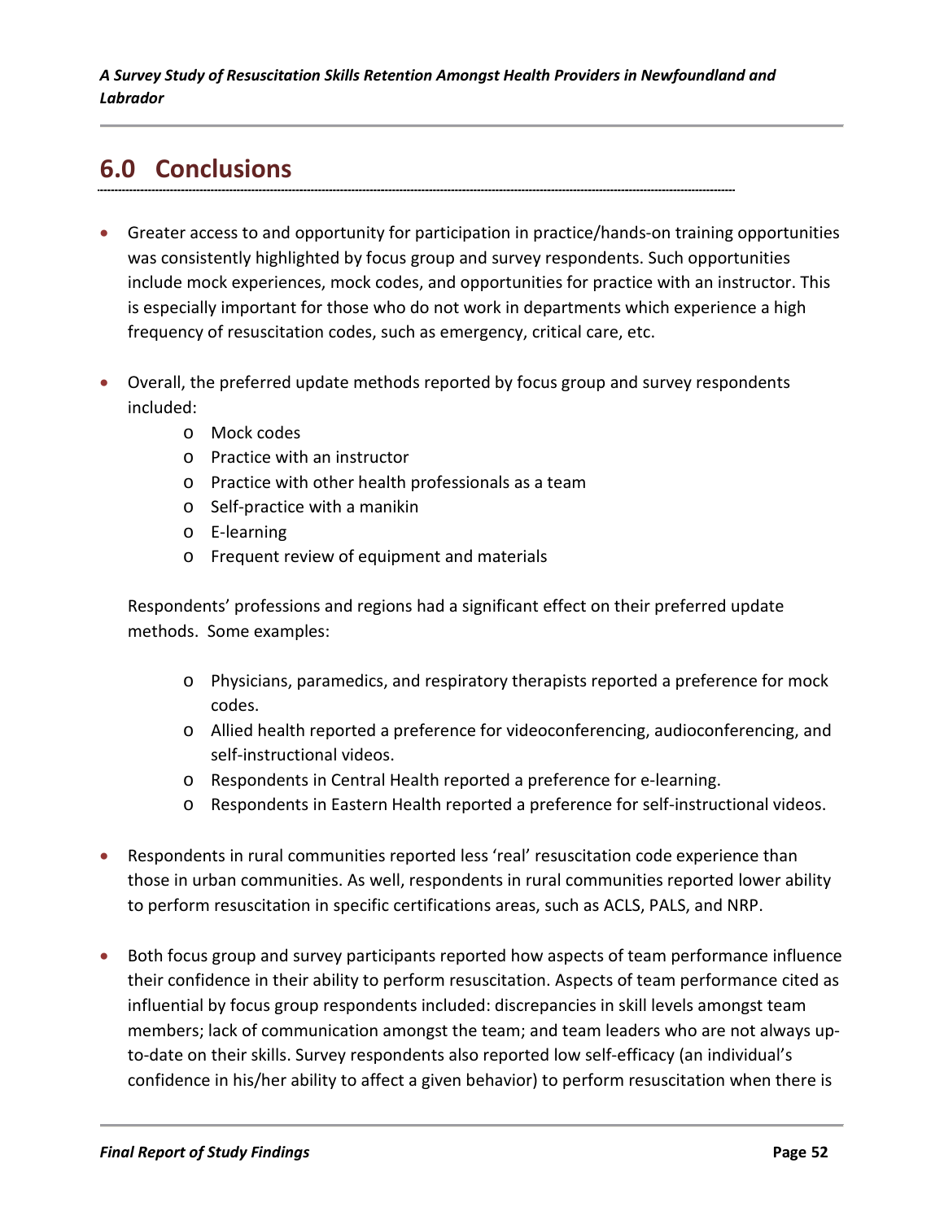# 6.0 Conclusions

- Greater access to and opportunity for participation in practice/hands-on training opportunities was consistently highlighted by focus group and survey respondents. Such opportunities include mock experiences, mock codes, and opportunities for practice with an instructor. This is especially important for those who do not work in departments which experience a high frequency of resuscitation codes, such as emergency, critical care, etc.

- Overall, the preferred update methods reported by focus group and survey respondents included:
  - Mock codes
  - Practice with an instructor
  - Practice with other health professionals as a team
  - Self-practice with a manikin
  - E-learning
  - Frequent review of equipment and materials

  Respondents' professions and regions had a significant effect on their preferred update methods. Some examples:

  - Physicians, paramedics, and respiratory therapists reported a preference for mock codes.
  - Allied health reported a preference for videoconferencing, audioconferencing, and self-instructional videos.
  - Respondents in Central Health reported a preference for e-learning.
  - Respondents in Eastern Health reported a preference for self-instructional videos.

- Respondents in rural communities reported less 'real' resuscitation code experience than those in urban communities. As well, respondents in rural communities reported lower ability to perform resuscitation in specific certifications areas, such as ACLS, PALS, and NRP.

- Both focus group and survey participants reported how aspects of team performance influence their confidence in their ability to perform resuscitation. Aspects of team performance cited as influential by focus group respondents included: discrepancies in skill levels amongst team members; lack of communication amongst the team; and team leaders who are not always up-to-date on their skills. Survey respondents also reported low self-efficacy (an individual's confidence in his/her ability to affect a given behavior) to perform resuscitation when there is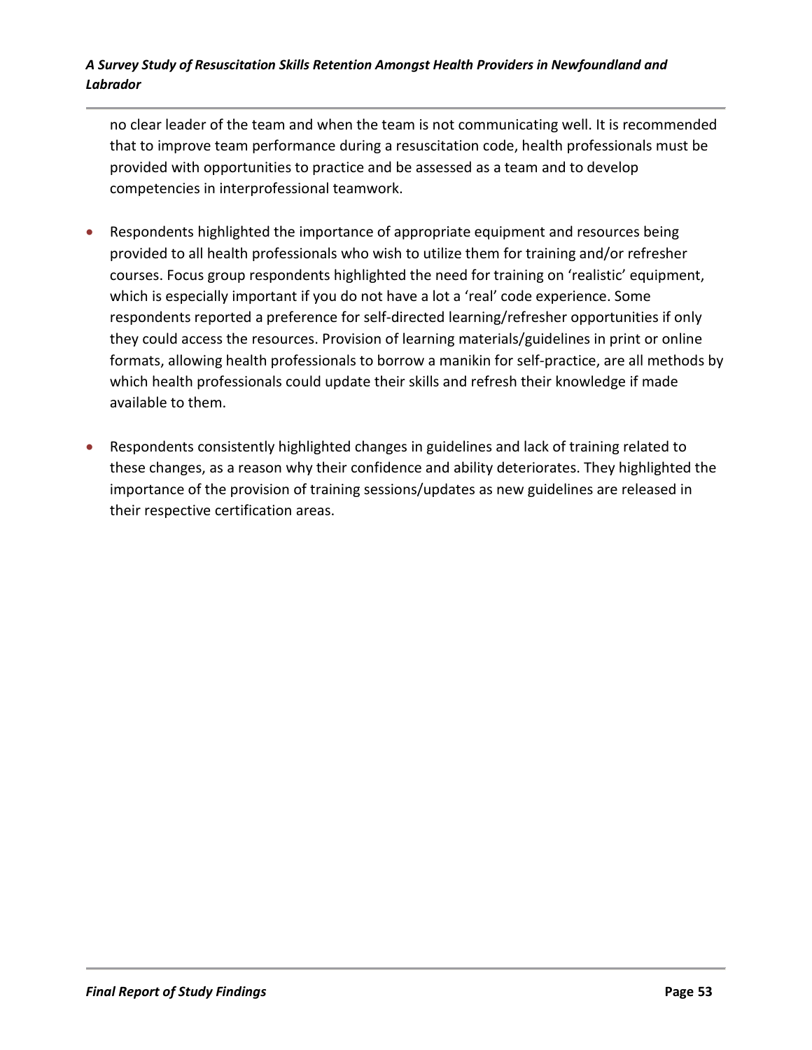no clear leader of the team and when the team is not communicating well. It is recommended that to improve team performance during a resuscitation code, health professionals must be provided with opportunities to practice and be assessed as a team and to develop competencies in interprofessional teamwork.

- Respondents highlighted the importance of appropriate equipment and resources being provided to all health professionals who wish to utilize them for training and/or refresher courses. Focus group respondents highlighted the need for training on 'realistic' equipment, which is especially important if you do not have a lot a 'real' code experience. Some respondents reported a preference for self-directed learning/refresher opportunities if only they could access the resources. Provision of learning materials/guidelines in print or online formats, allowing health professionals to borrow a manikin for self-practice, are all methods by which health professionals could update their skills and refresh their knowledge if made available to them.

- Respondents consistently highlighted changes in guidelines and lack of training related to these changes, as a reason why their confidence and ability deteriorates. They highlighted the importance of the provision of training sessions/updates as new guidelines are released in their respective certification areas.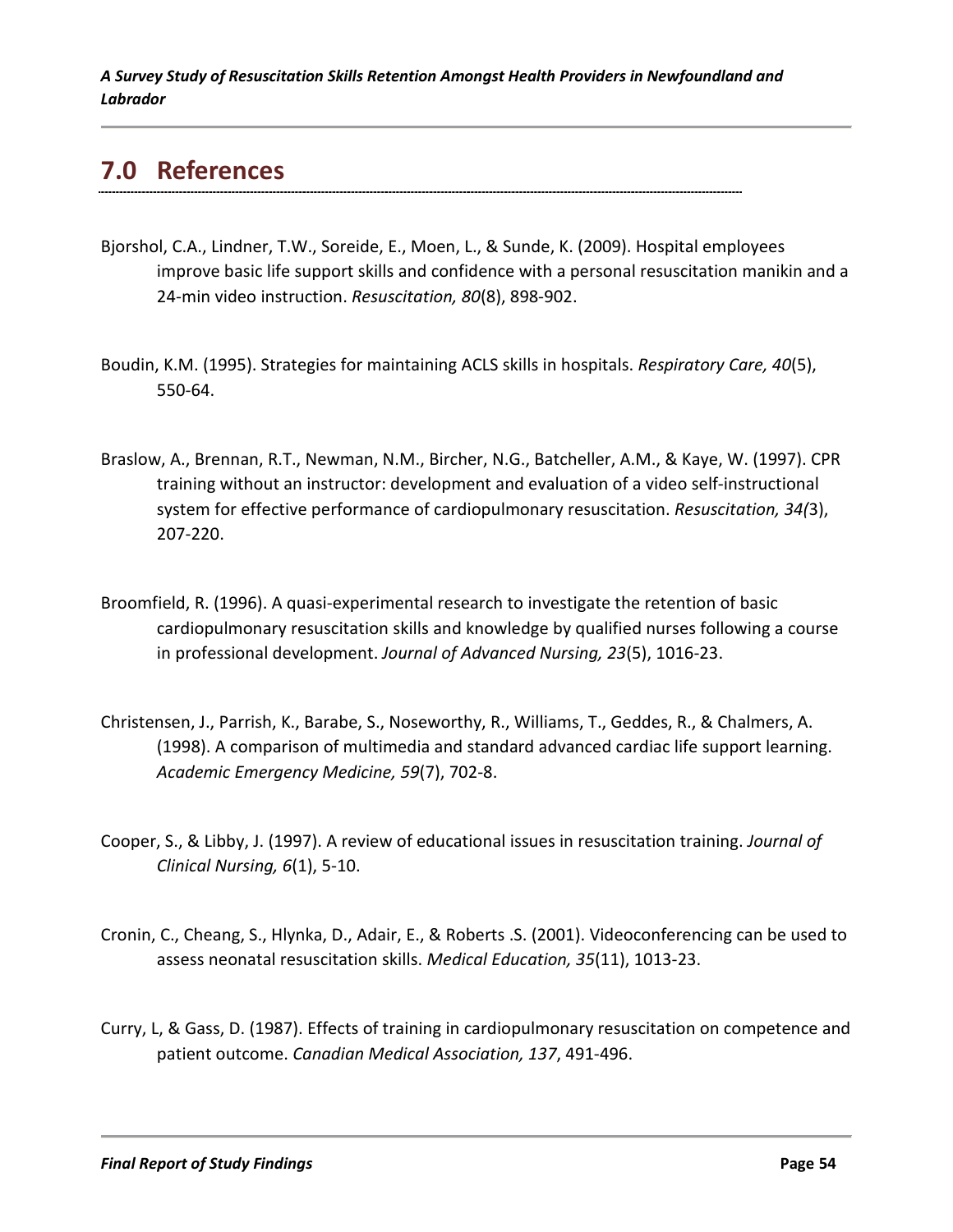## 7.0 References

Bjorshol, C.A., Lindner, T.W., Soreide, E., Moen, L., & Sunde, K. (2009). Hospital employees improve basic life support skills and confidence with a personal resuscitation manikin and a 24-min video instruction. *Resuscitation, 80*(8), 898-902.

Boudin, K.M. (1995). Strategies for maintaining ACLS skills in hospitals. *Respiratory Care, 40*(5), 550-64.

Braslow, A., Brennan, R.T., Newman, N.M., Bircher, N.G., Batcheller, A.M., & Kaye, W. (1997). CPR training without an instructor: development and evaluation of a video self-instructional system for effective performance of cardiopulmonary resuscitation. *Resuscitation, 34(*3), 207-220.

Broomfield, R. (1996). A quasi-experimental research to investigate the retention of basic cardiopulmonary resuscitation skills and knowledge by qualified nurses following a course in professional development. *Journal of Advanced Nursing, 23*(5), 1016-23.

Christensen, J., Parrish, K., Barabe, S., Noseworthy, R., Williams, T., Geddes, R., & Chalmers, A. (1998). A comparison of multimedia and standard advanced cardiac life support learning. *Academic Emergency Medicine, 59*(7), 702-8.

Cooper, S., & Libby, J. (1997). A review of educational issues in resuscitation training. *Journal of Clinical Nursing, 6*(1), 5-10.

Cronin, C., Cheang, S., Hlynka, D., Adair, E., & Roberts .S. (2001). Videoconferencing can be used to assess neonatal resuscitation skills. *Medical Education, 35*(11), 1013-23.

Curry, L, & Gass, D. (1987). Effects of training in cardiopulmonary resuscitation on competence and patient outcome. *Canadian Medical Association, 137*, 491-496.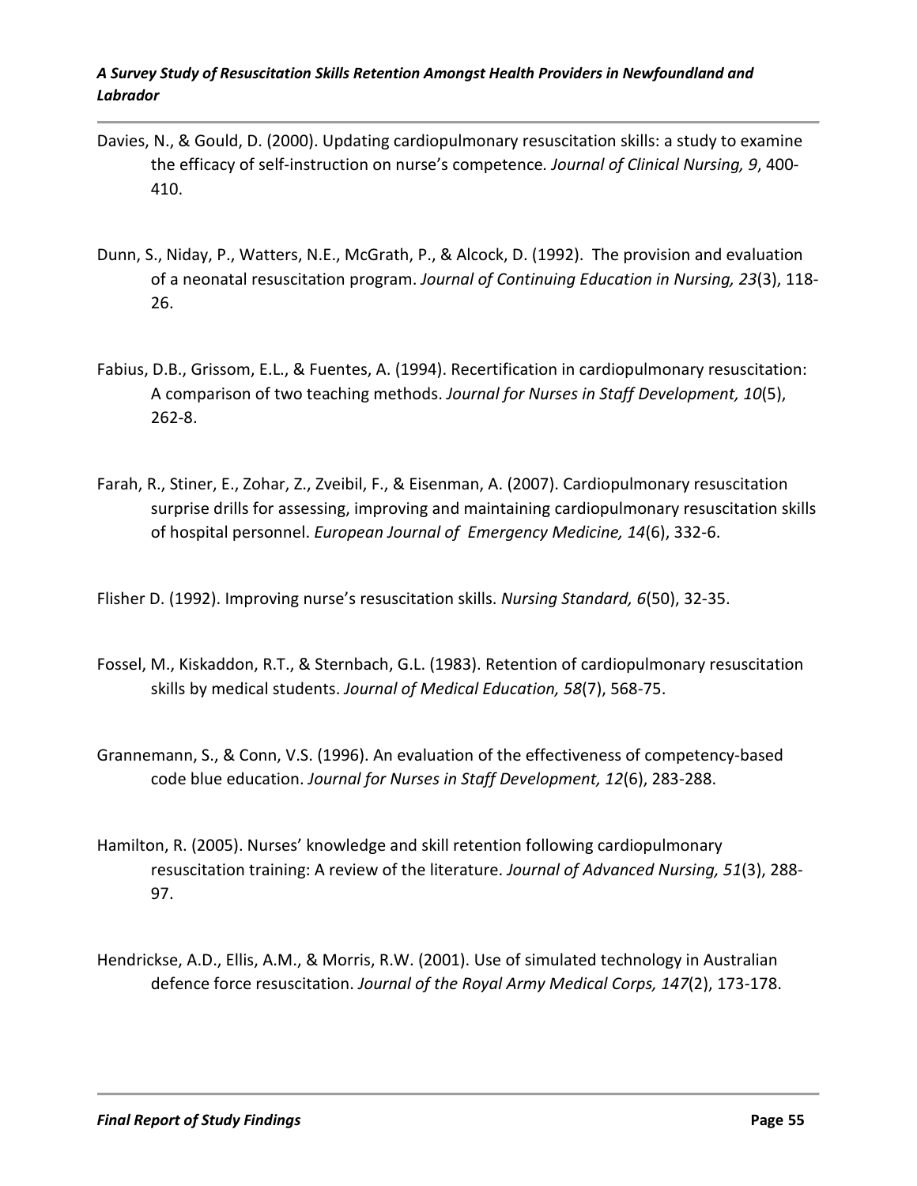Davies, N., & Gould, D. (2000). Updating cardiopulmonary resuscitation skills: a study to examine the efficacy of self-instruction on nurse's competence. *Journal of Clinical Nursing, 9*, 400-410.

Dunn, S., Niday, P., Watters, N.E., McGrath, P., & Alcock, D. (1992). The provision and evaluation of a neonatal resuscitation program. *Journal of Continuing Education in Nursing, 23*(3), 118-26.

Fabius, D.B., Grissom, E.L., & Fuentes, A. (1994). Recertification in cardiopulmonary resuscitation: A comparison of two teaching methods. *Journal for Nurses in Staff Development, 10*(5), 262-8.

Farah, R., Stiner, E., Zohar, Z., Zveibil, F., & Eisenman, A. (2007). Cardiopulmonary resuscitation surprise drills for assessing, improving and maintaining cardiopulmonary resuscitation skills of hospital personnel. *European Journal of Emergency Medicine, 14*(6), 332-6.

Flisher D. (1992). Improving nurse's resuscitation skills. *Nursing Standard, 6*(50), 32-35.

Fossel, M., Kiskaddon, R.T., & Sternbach, G.L. (1983). Retention of cardiopulmonary resuscitation skills by medical students. *Journal of Medical Education, 58*(7), 568-75.

Grannemann, S., & Conn, V.S. (1996). An evaluation of the effectiveness of competency-based code blue education. *Journal for Nurses in Staff Development, 12*(6), 283-288.

Hamilton, R. (2005). Nurses' knowledge and skill retention following cardiopulmonary resuscitation training: A review of the literature. *Journal of Advanced Nursing, 51*(3), 288-97.

Hendrickse, A.D., Ellis, A.M., & Morris, R.W. (2001). Use of simulated technology in Australian defence force resuscitation. *Journal of the Royal Army Medical Corps, 147*(2), 173-178.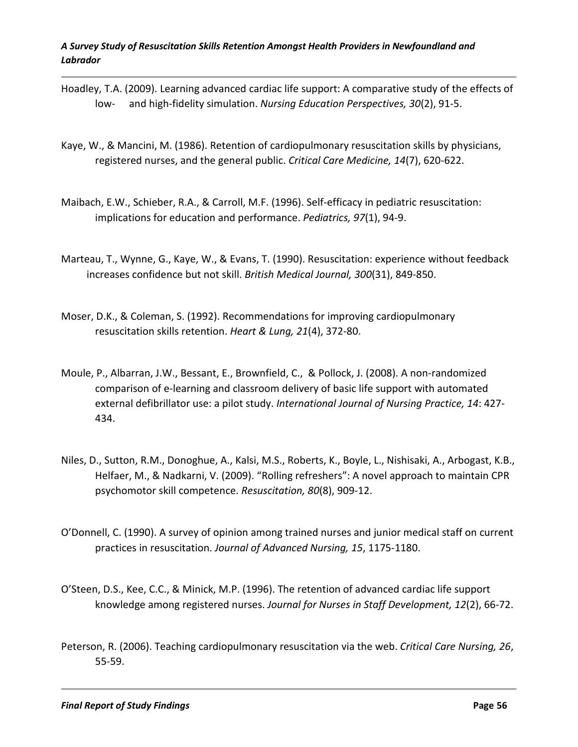Hoadley, T.A. (2009). Learning advanced cardiac life support: A comparative study of the effects of low- and high-fidelity simulation. *Nursing Education Perspectives, 30*(2), 91-5.

Kaye, W., & Mancini, M. (1986). Retention of cardiopulmonary resuscitation skills by physicians, registered nurses, and the general public. *Critical Care Medicine, 14*(7), 620-622.

Maibach, E.W., Schieber, R.A., & Carroll, M.F. (1996). Self-efficacy in pediatric resuscitation: implications for education and performance. *Pediatrics, 97*(1), 94-9.

Marteau, T., Wynne, G., Kaye, W., & Evans, T. (1990). Resuscitation: experience without feedback increases confidence but not skill. *British Medical Journal, 300*(31), 849-850.

Moser, D.K., & Coleman, S. (1992). Recommendations for improving cardiopulmonary resuscitation skills retention. *Heart & Lung, 21*(4), 372-80.

Moule, P., Albarran, J.W., Bessant, E., Brownfield, C., & Pollock, J. (2008). A non-randomized comparison of e-learning and classroom delivery of basic life support with automated external defibrillator use: a pilot study. *International Journal of Nursing Practice, 14*: 427-434.

Niles, D., Sutton, R.M., Donoghue, A., Kalsi, M.S., Roberts, K., Boyle, L., Nishisaki, A., Arbogast, K.B., Helfaer, M., & Nadkarni, V. (2009). "Rolling refreshers": A novel approach to maintain CPR psychomotor skill competence. *Resuscitation, 80*(8), 909-12.

O'Donnell, C. (1990). A survey of opinion among trained nurses and junior medical staff on current practices in resuscitation. *Journal of Advanced Nursing, 15*, 1175-1180.

O'Steen, D.S., Kee, C.C., & Minick, M.P. (1996). The retention of advanced cardiac life support knowledge among registered nurses. *Journal for Nurses in Staff Development, 12*(2), 66-72.

Peterson, R. (2006). Teaching cardiopulmonary resuscitation via the web. *Critical Care Nursing, 26*, 55-59.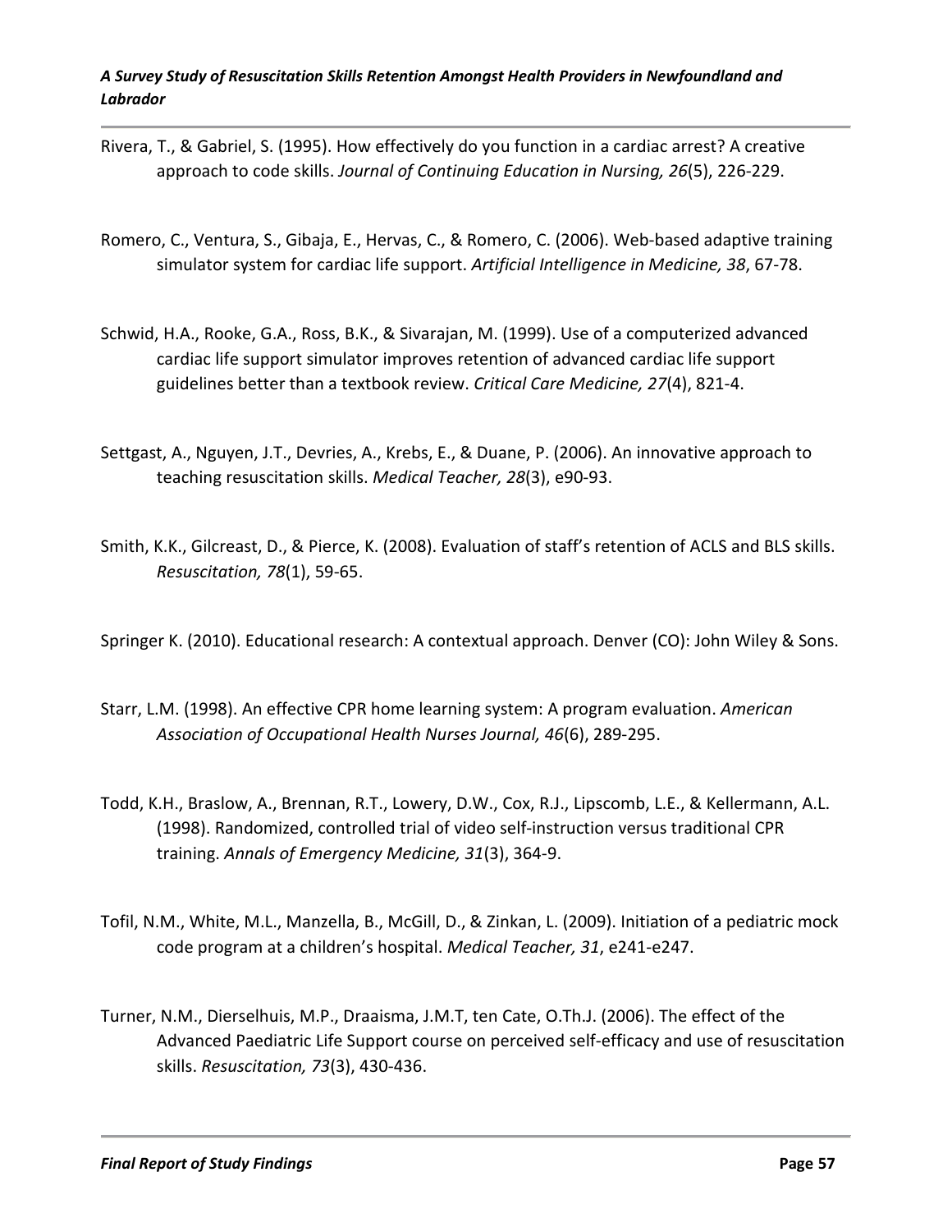Rivera, T., & Gabriel, S. (1995). How effectively do you function in a cardiac arrest? A creative approach to code skills. *Journal of Continuing Education in Nursing, 26*(5), 226-229.

Romero, C., Ventura, S., Gibaja, E., Hervas, C., & Romero, C. (2006). Web-based adaptive training simulator system for cardiac life support. *Artificial Intelligence in Medicine, 38*, 67-78.

Schwid, H.A., Rooke, G.A., Ross, B.K., & Sivarajan, M. (1999). Use of a computerized advanced cardiac life support simulator improves retention of advanced cardiac life support guidelines better than a textbook review. *Critical Care Medicine, 27*(4), 821-4.

Settgast, A., Nguyen, J.T., Devries, A., Krebs, E., & Duane, P. (2006). An innovative approach to teaching resuscitation skills. *Medical Teacher, 28*(3), e90-93.

Smith, K.K., Gilcreast, D., & Pierce, K. (2008). Evaluation of staff's retention of ACLS and BLS skills. *Resuscitation, 78*(1), 59-65.

Springer K. (2010). Educational research: A contextual approach. Denver (CO): John Wiley & Sons.

Starr, L.M. (1998). An effective CPR home learning system: A program evaluation. *American Association of Occupational Health Nurses Journal, 46*(6), 289-295.

Todd, K.H., Braslow, A., Brennan, R.T., Lowery, D.W., Cox, R.J., Lipscomb, L.E., & Kellermann, A.L. (1998). Randomized, controlled trial of video self-instruction versus traditional CPR training. *Annals of Emergency Medicine, 31*(3), 364-9.

Tofil, N.M., White, M.L., Manzella, B., McGill, D., & Zinkan, L. (2009). Initiation of a pediatric mock code program at a children's hospital. *Medical Teacher, 31*, e241-e247.

Turner, N.M., Dierselhuis, M.P., Draaisma, J.M.T, ten Cate, O.Th.J. (2006). The effect of the Advanced Paediatric Life Support course on perceived self-efficacy and use of resuscitation skills. *Resuscitation, 73*(3), 430-436.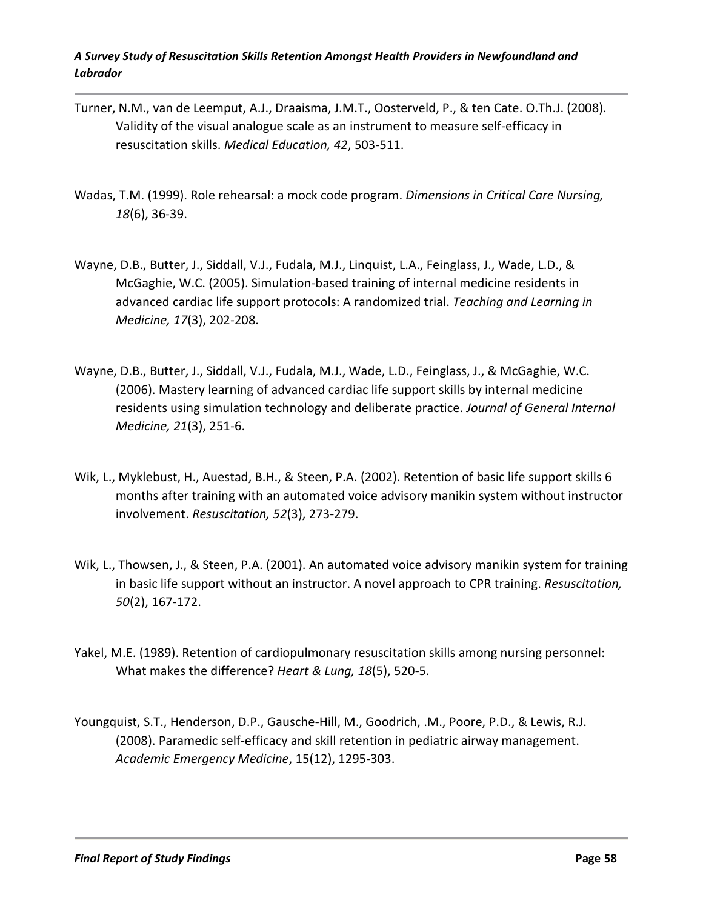Turner, N.M., van de Leemput, A.J., Draaisma, J.M.T., Oosterveld, P., & ten Cate. O.Th.J. (2008). Validity of the visual analogue scale as an instrument to measure self-efficacy in resuscitation skills. *Medical Education, 42*, 503-511.

Wadas, T.M. (1999). Role rehearsal: a mock code program. *Dimensions in Critical Care Nursing, 18*(6), 36-39.

Wayne, D.B., Butter, J., Siddall, V.J., Fudala, M.J., Linquist, L.A., Feinglass, J., Wade, L.D., & McGaghie, W.C. (2005). Simulation-based training of internal medicine residents in advanced cardiac life support protocols: A randomized trial. *Teaching and Learning in Medicine, 17*(3), 202-208.

Wayne, D.B., Butter, J., Siddall, V.J., Fudala, M.J., Wade, L.D., Feinglass, J., & McGaghie, W.C. (2006). Mastery learning of advanced cardiac life support skills by internal medicine residents using simulation technology and deliberate practice. *Journal of General Internal Medicine, 21*(3), 251-6.

Wik, L., Myklebust, H., Auestad, B.H., & Steen, P.A. (2002). Retention of basic life support skills 6 months after training with an automated voice advisory manikin system without instructor involvement. *Resuscitation, 52*(3), 273-279.

Wik, L., Thowsen, J., & Steen, P.A. (2001). An automated voice advisory manikin system for training in basic life support without an instructor. A novel approach to CPR training. *Resuscitation, 50*(2), 167-172.

Yakel, M.E. (1989). Retention of cardiopulmonary resuscitation skills among nursing personnel: What makes the difference? *Heart & Lung, 18*(5), 520-5.

Youngquist, S.T., Henderson, D.P., Gausche-Hill, M., Goodrich, .M., Poore, P.D., & Lewis, R.J. (2008). Paramedic self-efficacy and skill retention in pediatric airway management. *Academic Emergency Medicine*, 15(12), 1295-303.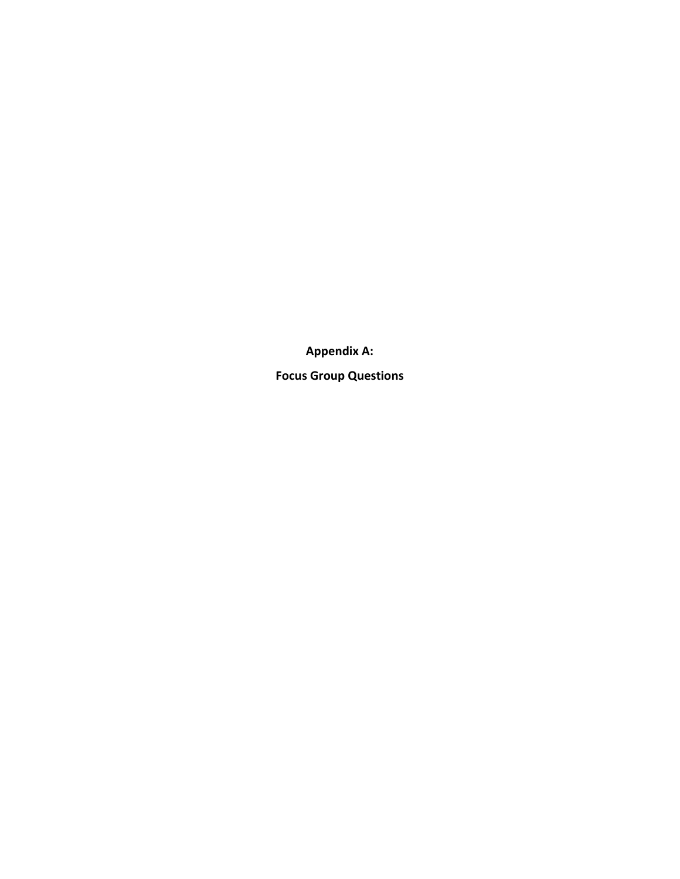# Appendix A:

# Focus Group Questions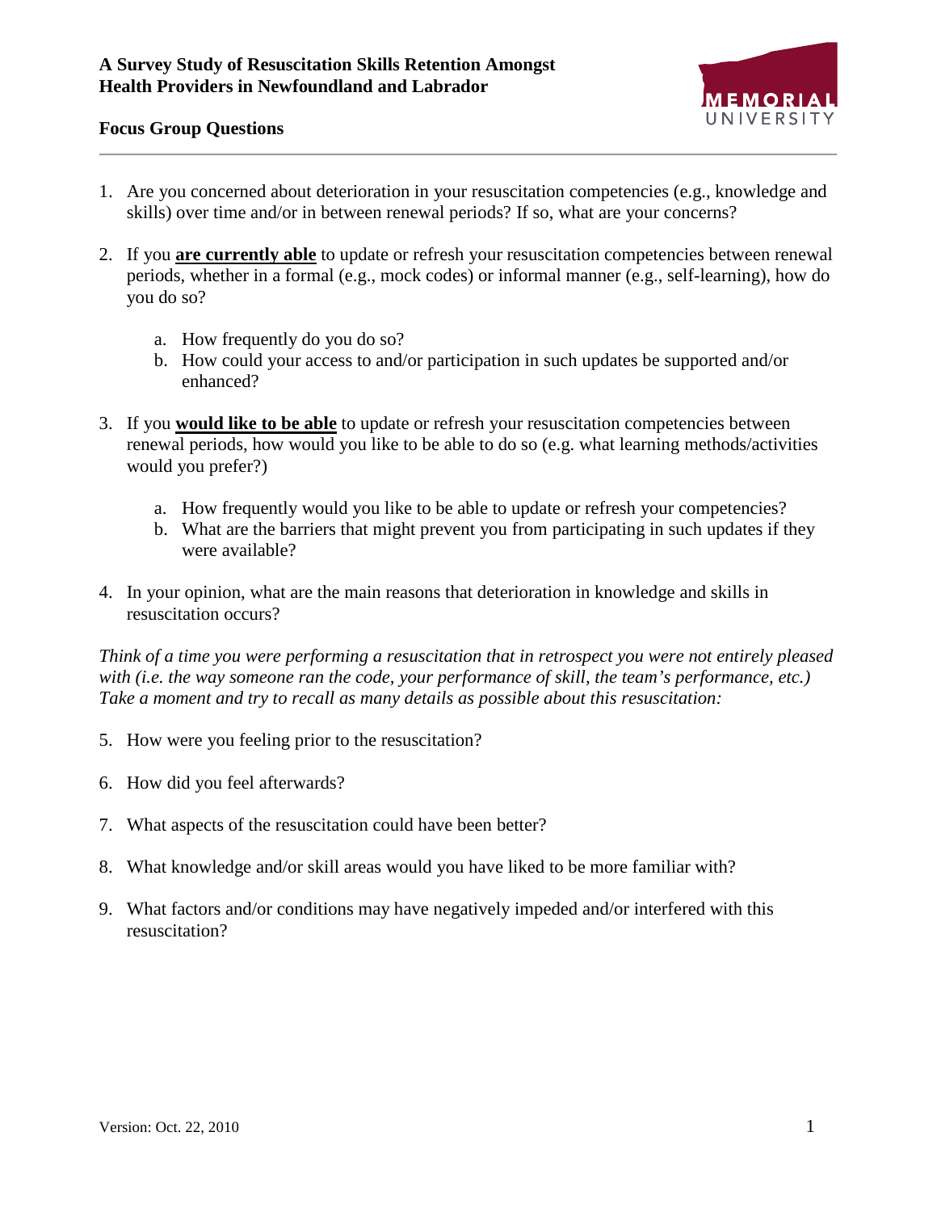**A Survey Study of Resuscitation Skills Retention Amongst Health Providers in Newfoundland and Labrador**

**Focus Group Questions**

1. Are you concerned about deterioration in your resuscitation competencies (e.g., knowledge and skills) over time and/or in between renewal periods? If so, what are your concerns?

2. If you **<u>are currently able</u>** to update or refresh your resuscitation competencies between renewal periods, whether in a formal (e.g., mock codes) or informal manner (e.g., self-learning), how do you do so?

   a. How frequently do you do so?
   b. How could your access to and/or participation in such updates be supported and/or enhanced?

3. If you **<u>would like to be able</u>** to update or refresh your resuscitation competencies between renewal periods, how would you like to be able to do so (e.g. what learning methods/activities would you prefer?)

   a. How frequently would you like to be able to update or refresh your competencies?
   b. What are the barriers that might prevent you from participating in such updates if they were available?

4. In your opinion, what are the main reasons that deterioration in knowledge and skills in resuscitation occurs?

*Think of a time you were performing a resuscitation that in retrospect you were not entirely pleased with (i.e. the way someone ran the code, your performance of skill, the team's performance, etc.) Take a moment and try to recall as many details as possible about this resuscitation:*

5. How were you feeling prior to the resuscitation?

6. How did you feel afterwards?

7. What aspects of the resuscitation could have been better?

8. What knowledge and/or skill areas would you have liked to be more familiar with?

9. What factors and/or conditions may have negatively impeded and/or interfered with this resuscitation?

Version: Oct. 22, 2010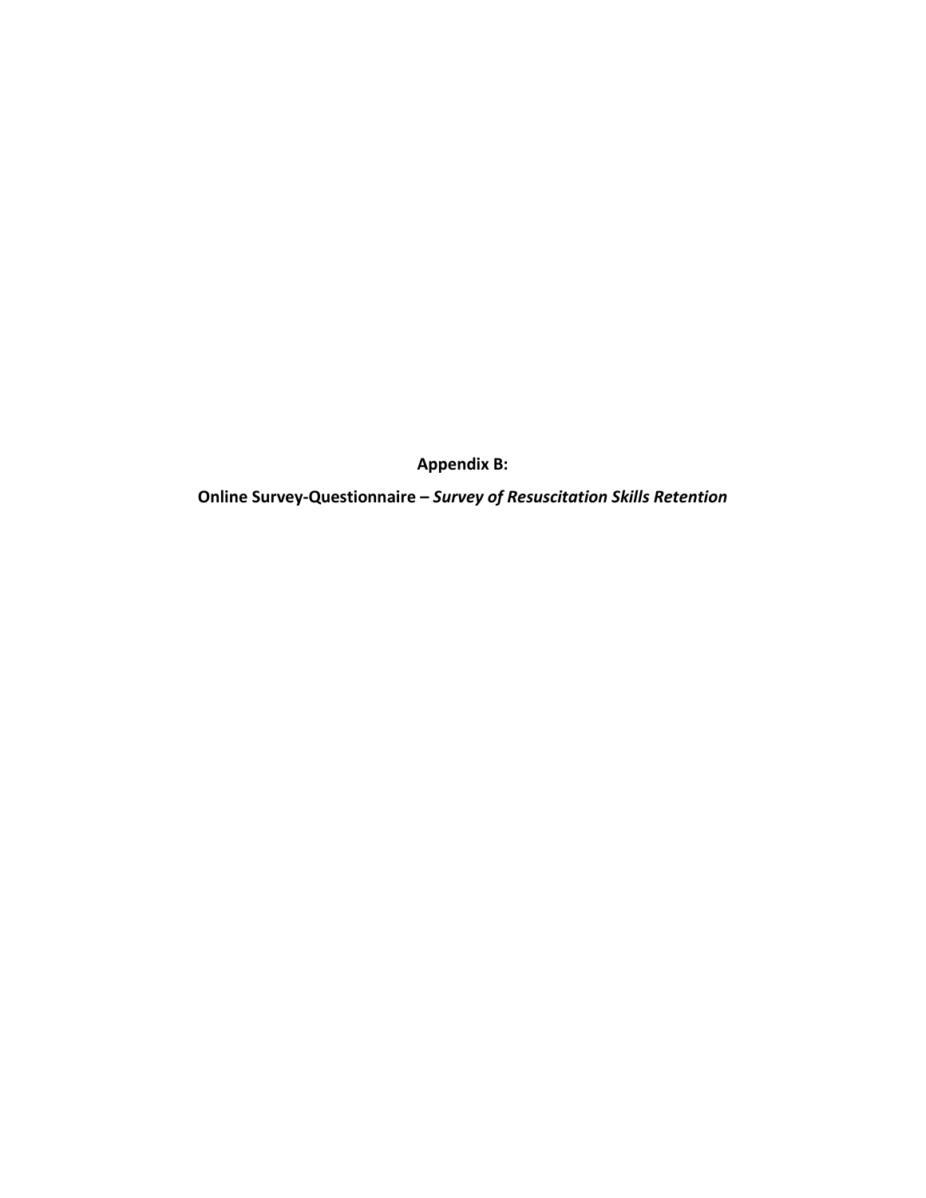**Appendix B:**

**Online Survey-Questionnaire – *Survey of Resuscitation Skills Retention***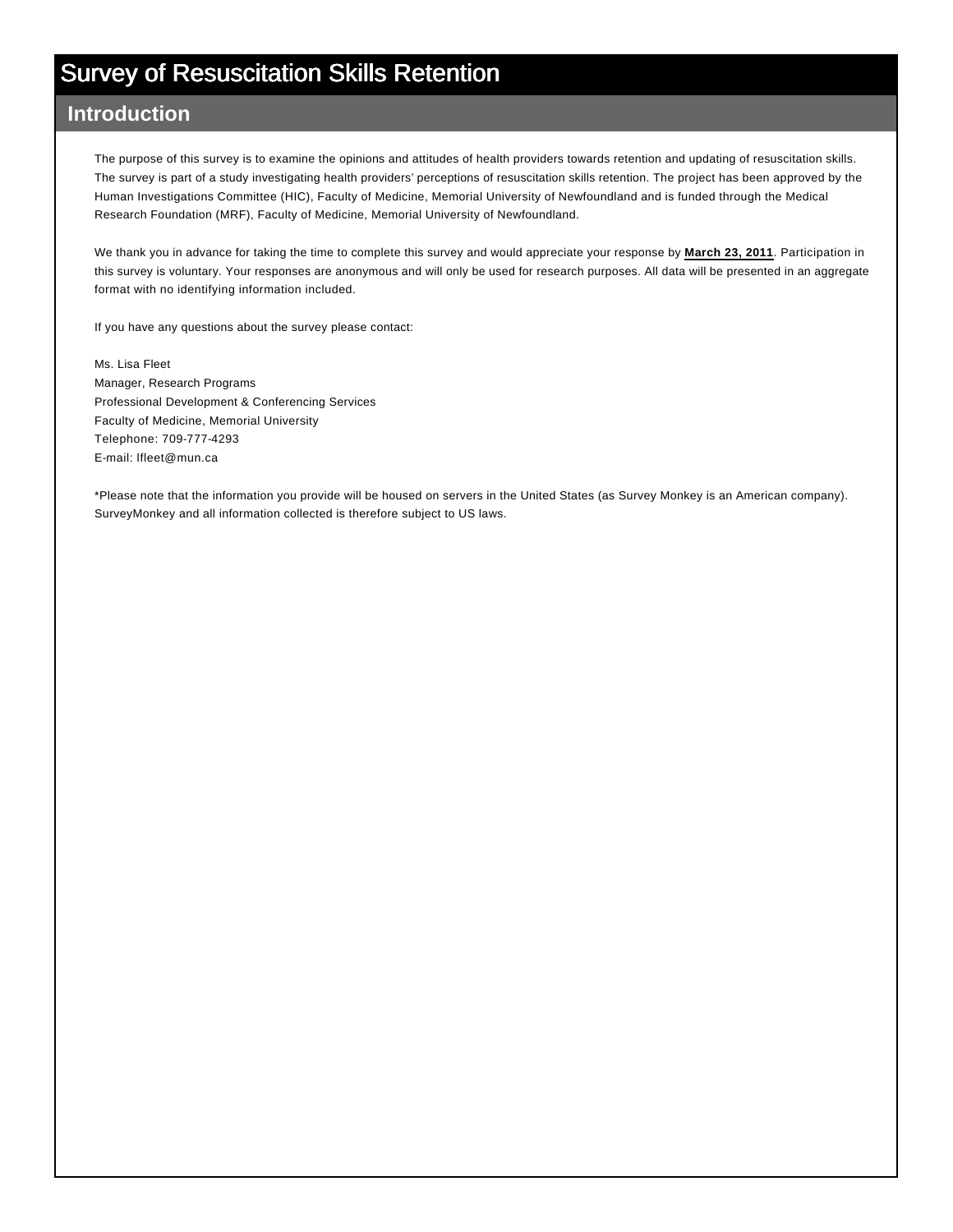# Survey of Resuscitation Skills Retention

## Introduction

The purpose of this survey is to examine the opinions and attitudes of health providers towards retention and updating of resuscitation skills. The survey is part of a study investigating health providers' perceptions of resuscitation skills retention. The project has been approved by the Human Investigations Committee (HIC), Faculty of Medicine, Memorial University of Newfoundland and is funded through the Medical Research Foundation (MRF), Faculty of Medicine, Memorial University of Newfoundland.

We thank you in advance for taking the time to complete this survey and would appreciate your response by **March 23, 2011**. Participation in this survey is voluntary. Your responses are anonymous and will only be used for research purposes. All data will be presented in an aggregate format with no identifying information included.

If you have any questions about the survey please contact:

Ms. Lisa Fleet  
Manager, Research Programs  
Professional Development & Conferencing Services  
Faculty of Medicine, Memorial University  
Telephone: 709-777-4293  
E-mail: lfleet@mun.ca

*Please note that the information you provide will be housed on servers in the United States (as Survey Monkey is an American company). SurveyMonkey and all information collected is therefore subject to US laws.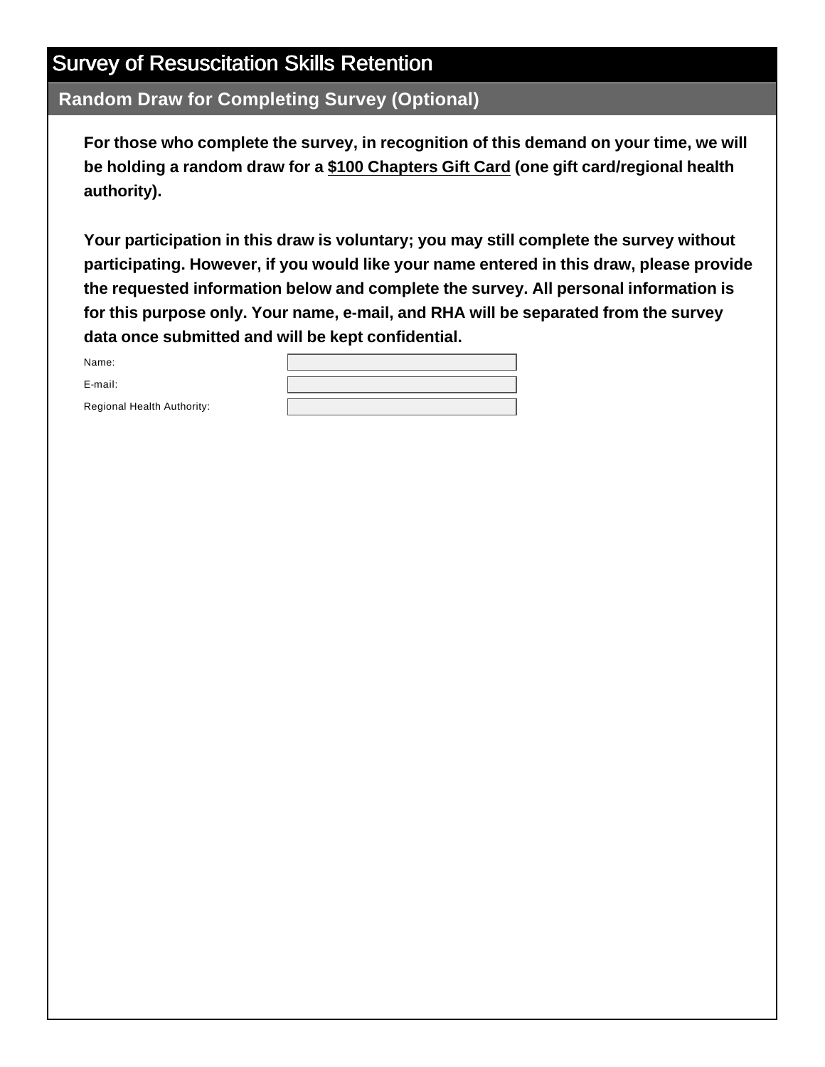# Survey of Resuscitation Skills Retention

## Random Draw for Completing Survey (Optional)

**For those who complete the survey, in recognition of this demand on your time, we will be holding a random draw for a <u>$100 Chapters Gift Card</u> (one gift card/regional health authority).**

**Your participation in this draw is voluntary; you may still complete the survey without participating. However, if you would like your name entered in this draw, please provide the requested information below and complete the survey. All personal information is for this purpose only. Your name, e-mail, and RHA will be separated from the survey data once submitted and will be kept confidential.**

Name: ____________________

E-mail: ____________________

Regional Health Authority: ____________________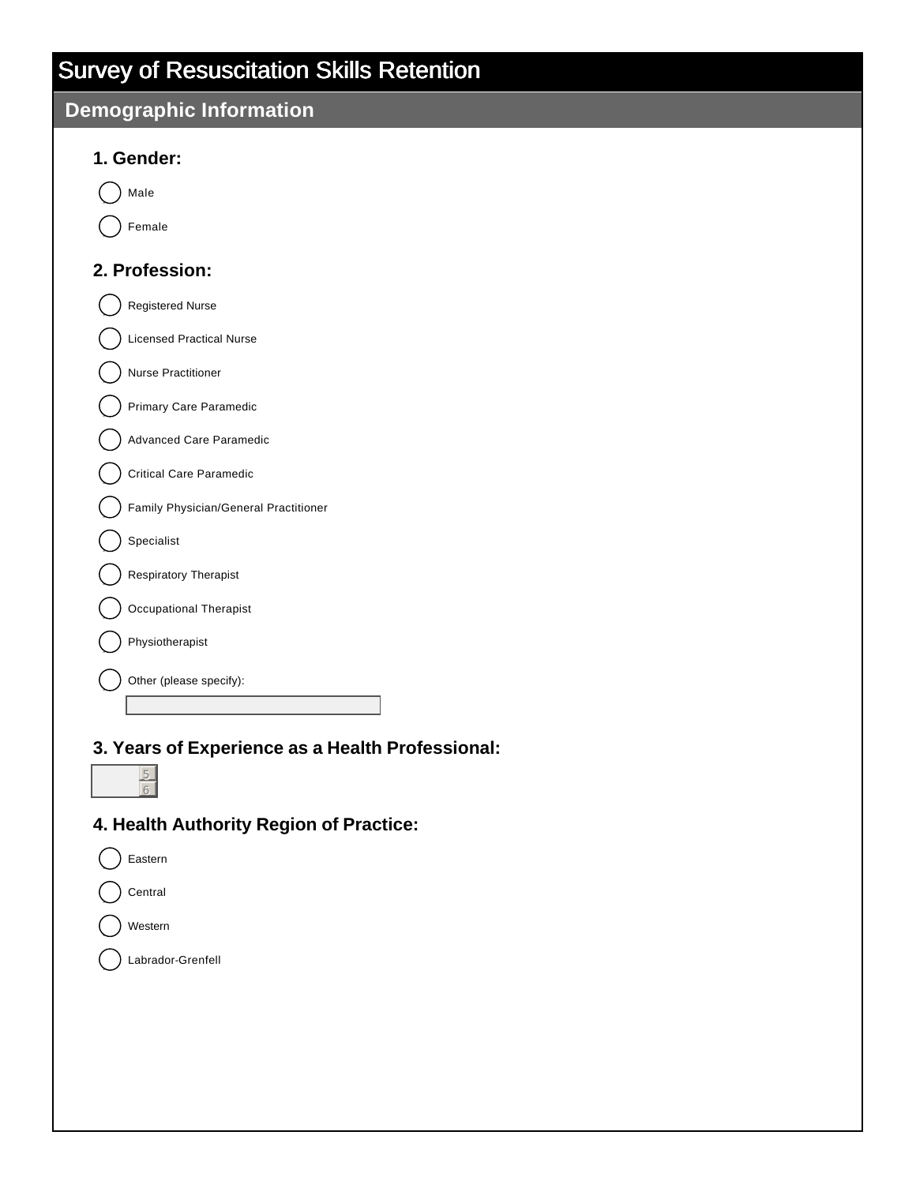# Survey of Resuscitation Skills Retention

## Demographic Information

**1. Gender:**

- ◯ Male
- ◯ Female

**2. Profession:**

- ◯ Registered Nurse
- ◯ Licensed Practical Nurse
- ◯ Nurse Practitioner
- ◯ Primary Care Paramedic
- ◯ Advanced Care Paramedic
- ◯ Critical Care Paramedic
- ◯ Family Physician/General Practitioner
- ◯ Specialist
- ◯ Respiratory Therapist
- ◯ Occupational Therapist
- ◯ Physiotherapist
- ◯ Other (please specify): ____________________

**3. Years of Experience as a Health Professional:**

[ ]

**4. Health Authority Region of Practice:**

- ◯ Eastern
- ◯ Central
- ◯ Western
- ◯ Labrador-Grenfell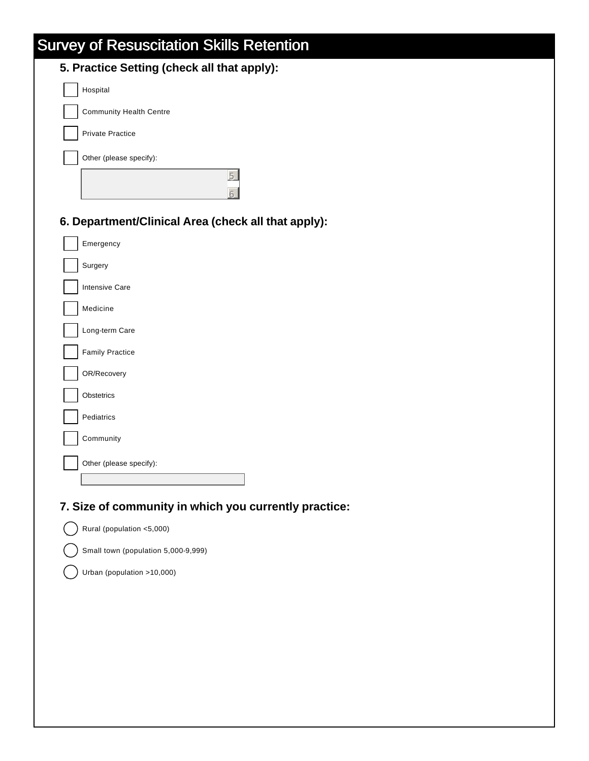# Survey of Resuscitation Skills Retention

## 5. Practice Setting (check all that apply):

- [ ] Hospital
- [ ] Community Health Centre
- [ ] Private Practice
- [ ] Other (please specify):

## 6. Department/Clinical Area (check all that apply):

- [ ] Emergency
- [ ] Surgery
- [ ] Intensive Care
- [ ] Medicine
- [ ] Long-term Care
- [ ] Family Practice
- [ ] OR/Recovery
- [ ] Obstetrics
- [ ] Pediatrics
- [ ] Community
- [ ] Other (please specify):

## 7. Size of community in which you currently practice:

- ( ) Rural (population <5,000)
- ( ) Small town (population 5,000-9,999)
- ( ) Urban (population >10,000)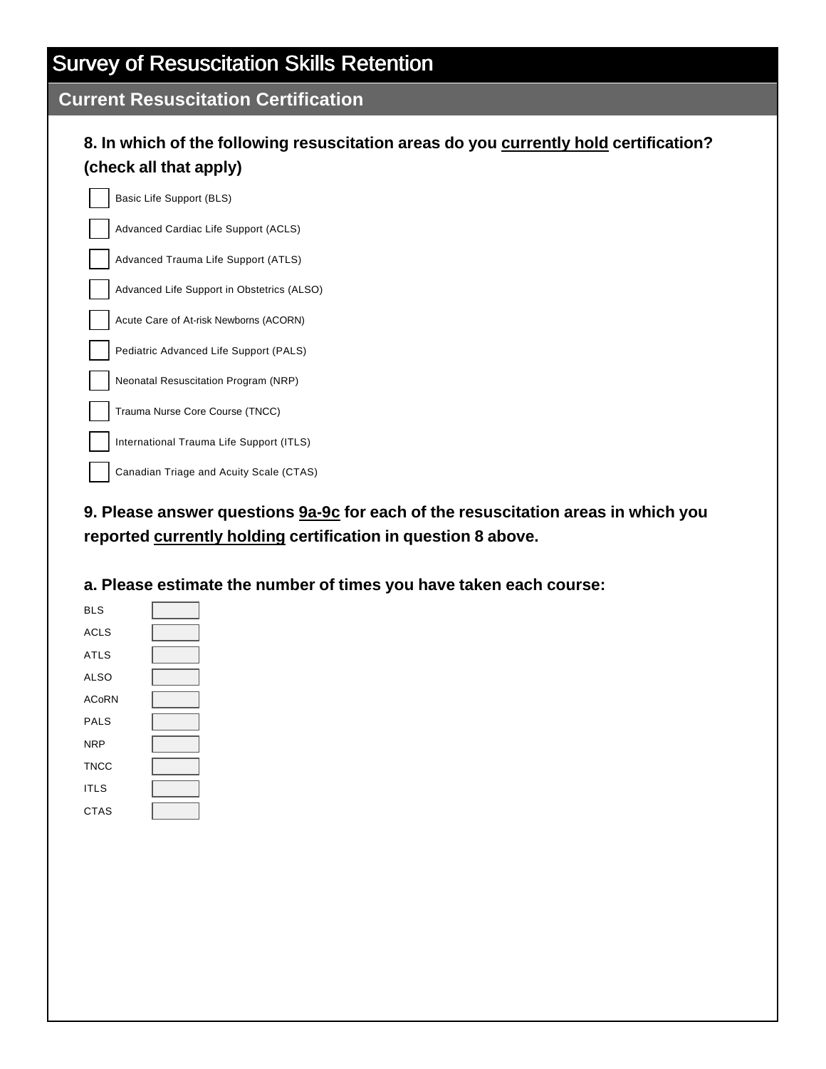# Survey of Resuscitation Skills Retention

## Current Resuscitation Certification

**8. In which of the following resuscitation areas do you <u>currently hold</u> certification? (check all that apply)**

- [ ] Basic Life Support (BLS)
- [ ] Advanced Cardiac Life Support (ACLS)
- [ ] Advanced Trauma Life Support (ATLS)
- [ ] Advanced Life Support in Obstetrics (ALSO)
- [ ] Acute Care of At-risk Newborns (ACORN)
- [ ] Pediatric Advanced Life Support (PALS)
- [ ] Neonatal Resuscitation Program (NRP)
- [ ] Trauma Nurse Core Course (TNCC)
- [ ] International Trauma Life Support (ITLS)
- [ ] Canadian Triage and Acuity Scale (CTAS)

**9. Please answer questions <u>9a-9c</u> for each of the resuscitation areas in which you reported <u>currently holding</u> certification in question 8 above.**

**a. Please estimate the number of times you have taken each course:**

BLS ______

ACLS ______

ATLS ______

ALSO ______

ACoRN ______

PALS ______

NRP ______

TNCC ______

ITLS ______

CTAS ______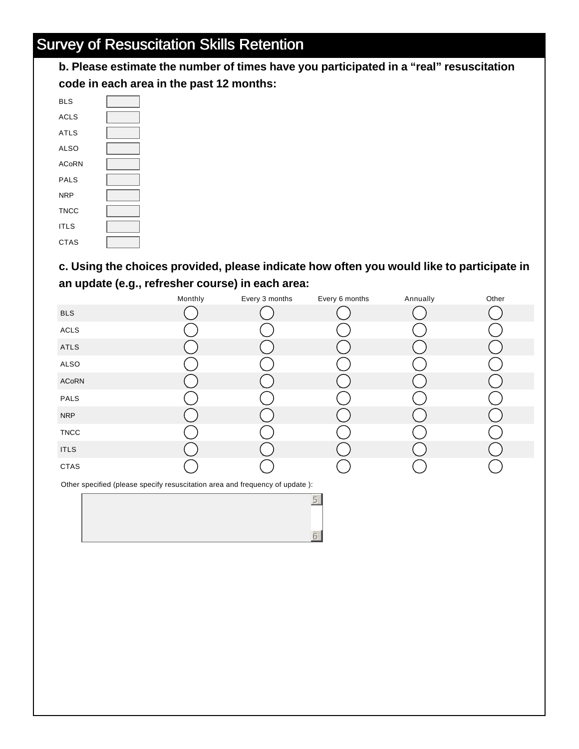# Survey of Resuscitation Skills Retention

**b. Please estimate the number of times have you participated in a "real" resuscitation code in each area in the past 12 months:**

| | |
|---|---|
| BLS | |
| ACLS | |
| ATLS | |
| ALSO | |
| ACoRN | |
| PALS | |
| NRP | |
| TNCC | |
| ITLS | |
| CTAS | |

**c. Using the choices provided, please indicate how often you would like to participate in an update (e.g., refresher course) in each area:**

| | Monthly | Every 3 months | Every 6 months | Annually | Other |
|---|---|---|---|---|---|
| BLS | ◯ | ◯ | ◯ | ◯ | ◯ |
| ACLS | ◯ | ◯ | ◯ | ◯ | ◯ |
| ATLS | ◯ | ◯ | ◯ | ◯ | ◯ |
| ALSO | ◯ | ◯ | ◯ | ◯ | ◯ |
| ACoRN | ◯ | ◯ | ◯ | ◯ | ◯ |
| PALS | ◯ | ◯ | ◯ | ◯ | ◯ |
| NRP | ◯ | ◯ | ◯ | ◯ | ◯ |
| TNCC | ◯ | ◯ | ◯ | ◯ | ◯ |
| ITLS | ◯ | ◯ | ◯ | ◯ | ◯ |
| CTAS | ◯ | ◯ | ◯ | ◯ | ◯ |

Other specified (please specify resuscitation area and frequency of update ):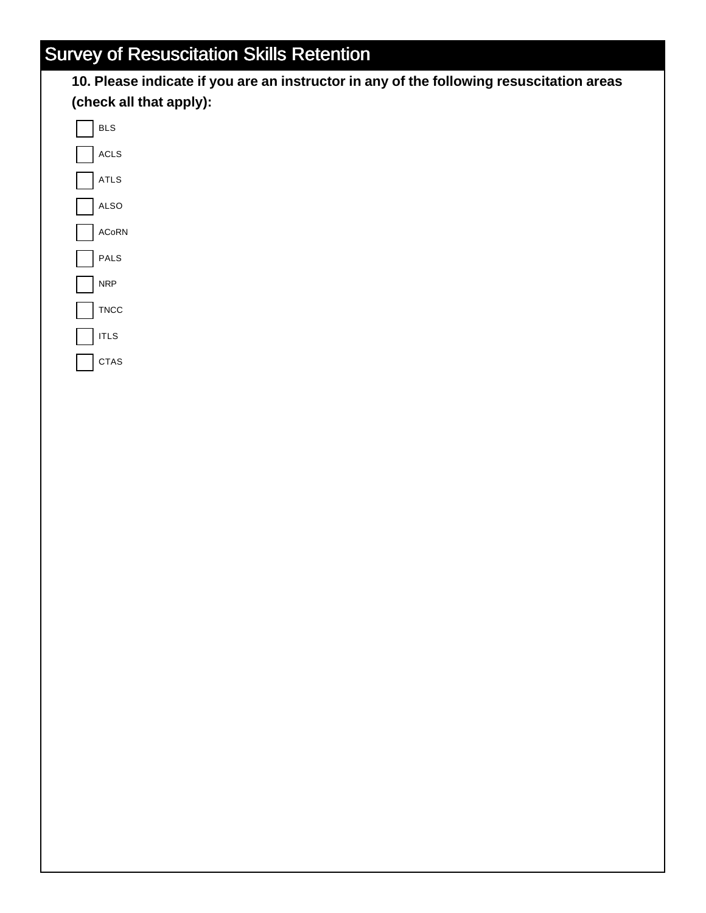# Survey of Resuscitation Skills Retention

**10. Please indicate if you are an instructor in any of the following resuscitation areas (check all that apply):**

- [ ] BLS
- [ ] ACLS
- [ ] ATLS
- [ ] ALSO
- [ ] ACoRN
- [ ] PALS
- [ ] NRP
- [ ] TNCC
- [ ] ITLS
- [ ] CTAS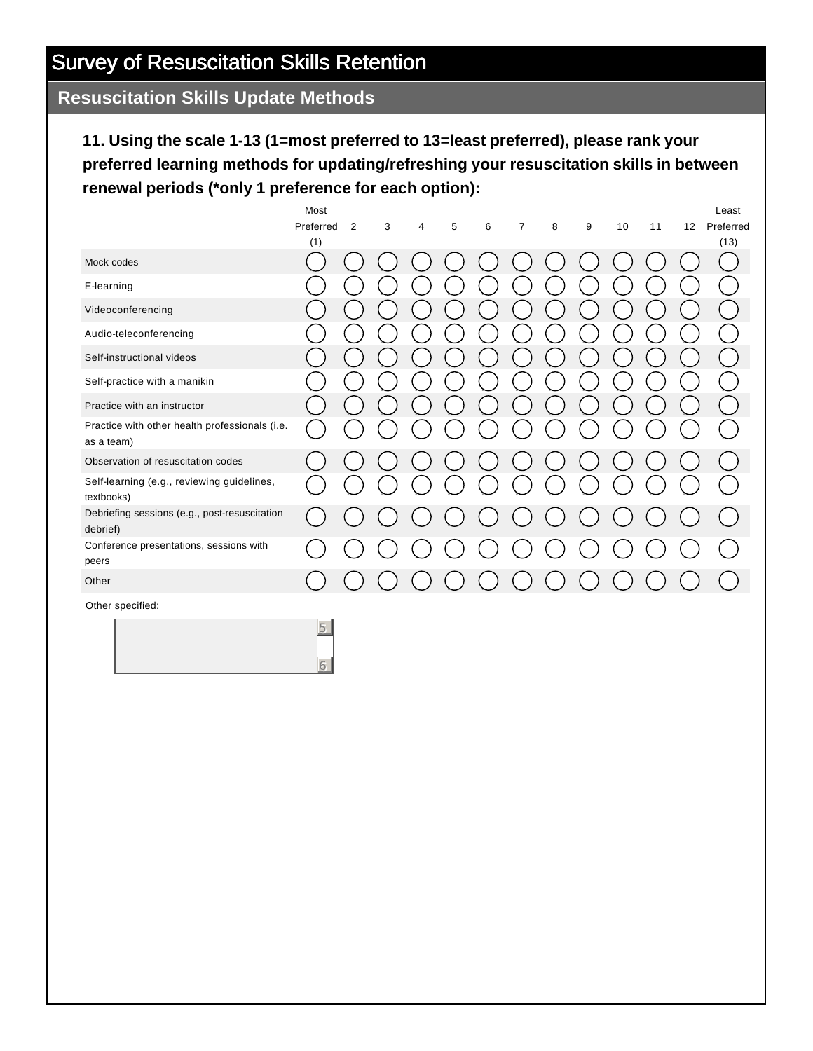# Survey of Resuscitation Skills Retention

## Resuscitation Skills Update Methods

**11. Using the scale 1-13 (1=most preferred to 13=least preferred), please rank your preferred learning methods for updating/refreshing your resuscitation skills in between renewal periods (*only 1 preference for each option):**

| | Most Preferred (1) | 2 | 3 | 4 | 5 | 6 | 7 | 8 | 9 | 10 | 11 | 12 | Least Preferred (13) |
|---|---|---|---|---|---|---|---|---|---|---|---|---|---|
| Mock codes | ◯ | ◯ | ◯ | ◯ | ◯ | ◯ | ◯ | ◯ | ◯ | ◯ | ◯ | ◯ | ◯ |
| E-learning | ◯ | ◯ | ◯ | ◯ | ◯ | ◯ | ◯ | ◯ | ◯ | ◯ | ◯ | ◯ | ◯ |
| Videoconferencing | ◯ | ◯ | ◯ | ◯ | ◯ | ◯ | ◯ | ◯ | ◯ | ◯ | ◯ | ◯ | ◯ |
| Audio-teleconferencing | ◯ | ◯ | ◯ | ◯ | ◯ | ◯ | ◯ | ◯ | ◯ | ◯ | ◯ | ◯ | ◯ |
| Self-instructional videos | ◯ | ◯ | ◯ | ◯ | ◯ | ◯ | ◯ | ◯ | ◯ | ◯ | ◯ | ◯ | ◯ |
| Self-practice with a manikin | ◯ | ◯ | ◯ | ◯ | ◯ | ◯ | ◯ | ◯ | ◯ | ◯ | ◯ | ◯ | ◯ |
| Practice with an instructor | ◯ | ◯ | ◯ | ◯ | ◯ | ◯ | ◯ | ◯ | ◯ | ◯ | ◯ | ◯ | ◯ |
| Practice with other health professionals (i.e. as a team) | ◯ | ◯ | ◯ | ◯ | ◯ | ◯ | ◯ | ◯ | ◯ | ◯ | ◯ | ◯ | ◯ |
| Observation of resuscitation codes | ◯ | ◯ | ◯ | ◯ | ◯ | ◯ | ◯ | ◯ | ◯ | ◯ | ◯ | ◯ | ◯ |
| Self-learning (e.g., reviewing guidelines, textbooks) | ◯ | ◯ | ◯ | ◯ | ◯ | ◯ | ◯ | ◯ | ◯ | ◯ | ◯ | ◯ | ◯ |
| Debriefing sessions (e.g., post-resuscitation debrief) | ◯ | ◯ | ◯ | ◯ | ◯ | ◯ | ◯ | ◯ | ◯ | ◯ | ◯ | ◯ | ◯ |
| Conference presentations, sessions with peers | ◯ | ◯ | ◯ | ◯ | ◯ | ◯ | ◯ | ◯ | ◯ | ◯ | ◯ | ◯ | ◯ |
| Other | ◯ | ◯ | ◯ | ◯ | ◯ | ◯ | ◯ | ◯ | ◯ | ◯ | ◯ | ◯ | ◯ |

Other specified: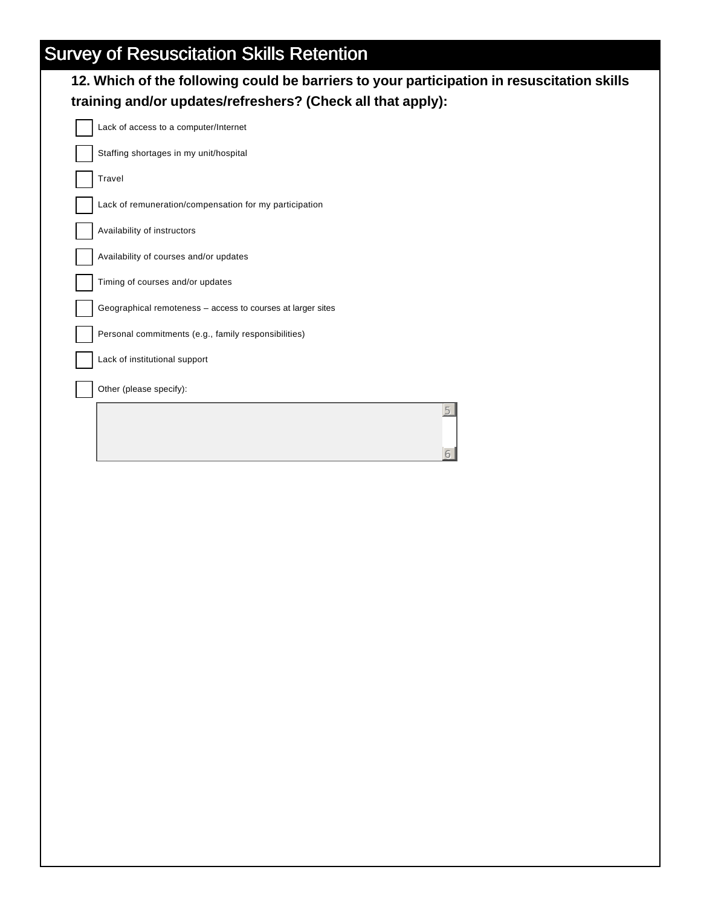# Survey of Resuscitation Skills Retention

**12. Which of the following could be barriers to your participation in resuscitation skills training and/or updates/refreshers? (Check all that apply):**

- ☐ Lack of access to a computer/Internet
- ☐ Staffing shortages in my unit/hospital
- ☐ Travel
- ☐ Lack of remuneration/compensation for my participation
- ☐ Availability of instructors
- ☐ Availability of courses and/or updates
- ☐ Timing of courses and/or updates
- ☐ Geographical remoteness – access to courses at larger sites
- ☐ Personal commitments (e.g., family responsibilities)
- ☐ Lack of institutional support
- ☐ Other (please specify):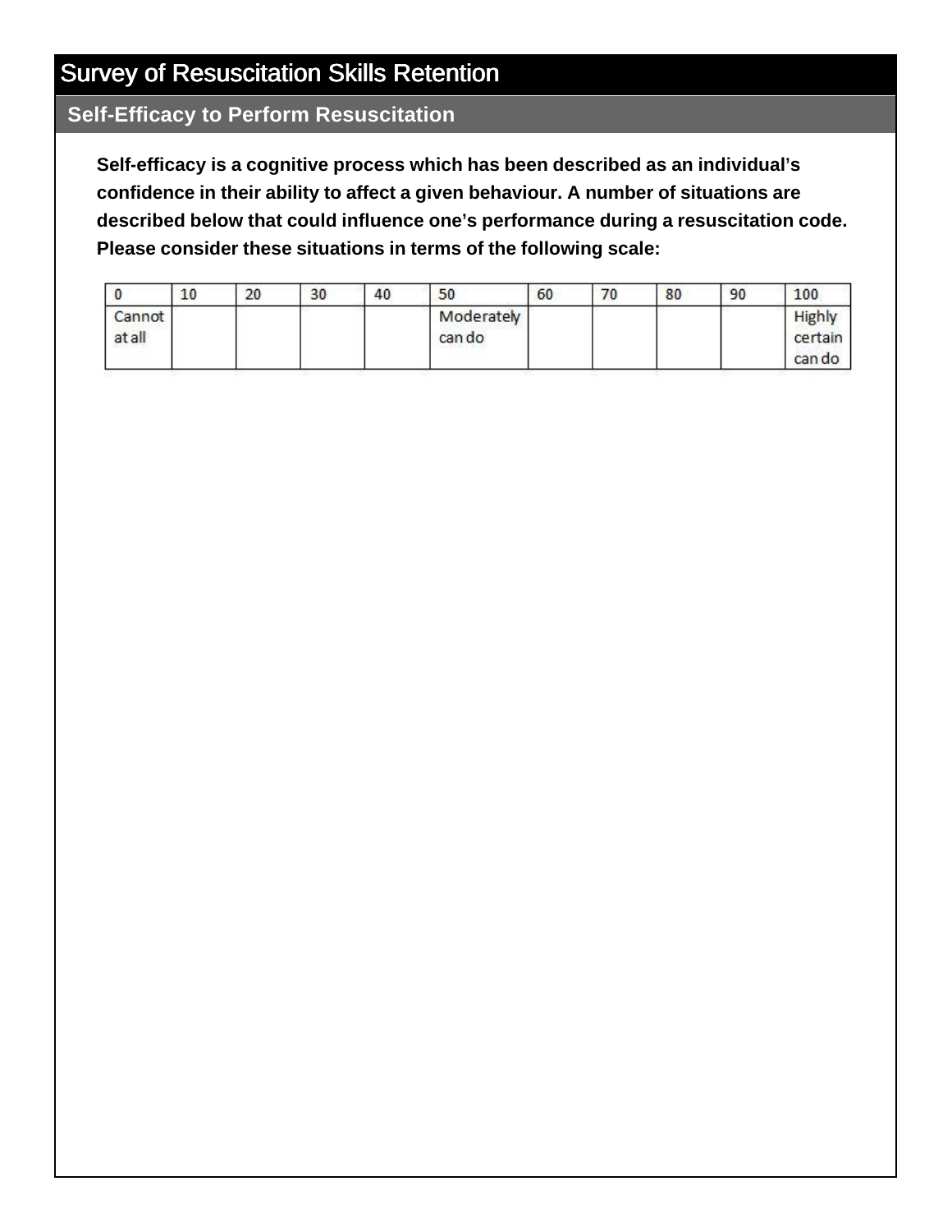# Survey of Resuscitation Skills Retention

## Self-Efficacy to Perform Resuscitation

**Self-efficacy is a cognitive process which has been described as an individual's confidence in their ability to affect a given behaviour. A number of situations are described below that could influence one's performance during a resuscitation code. Please consider these situations in terms of the following scale:**

| 0 | 10 | 20 | 30 | 40 | 50 | 60 | 70 | 80 | 90 | 100 |
|---|---|---|---|---|---|---|---|---|---|---|
| Cannot at all | | | | | Moderately can do | | | | | Highly certain can do |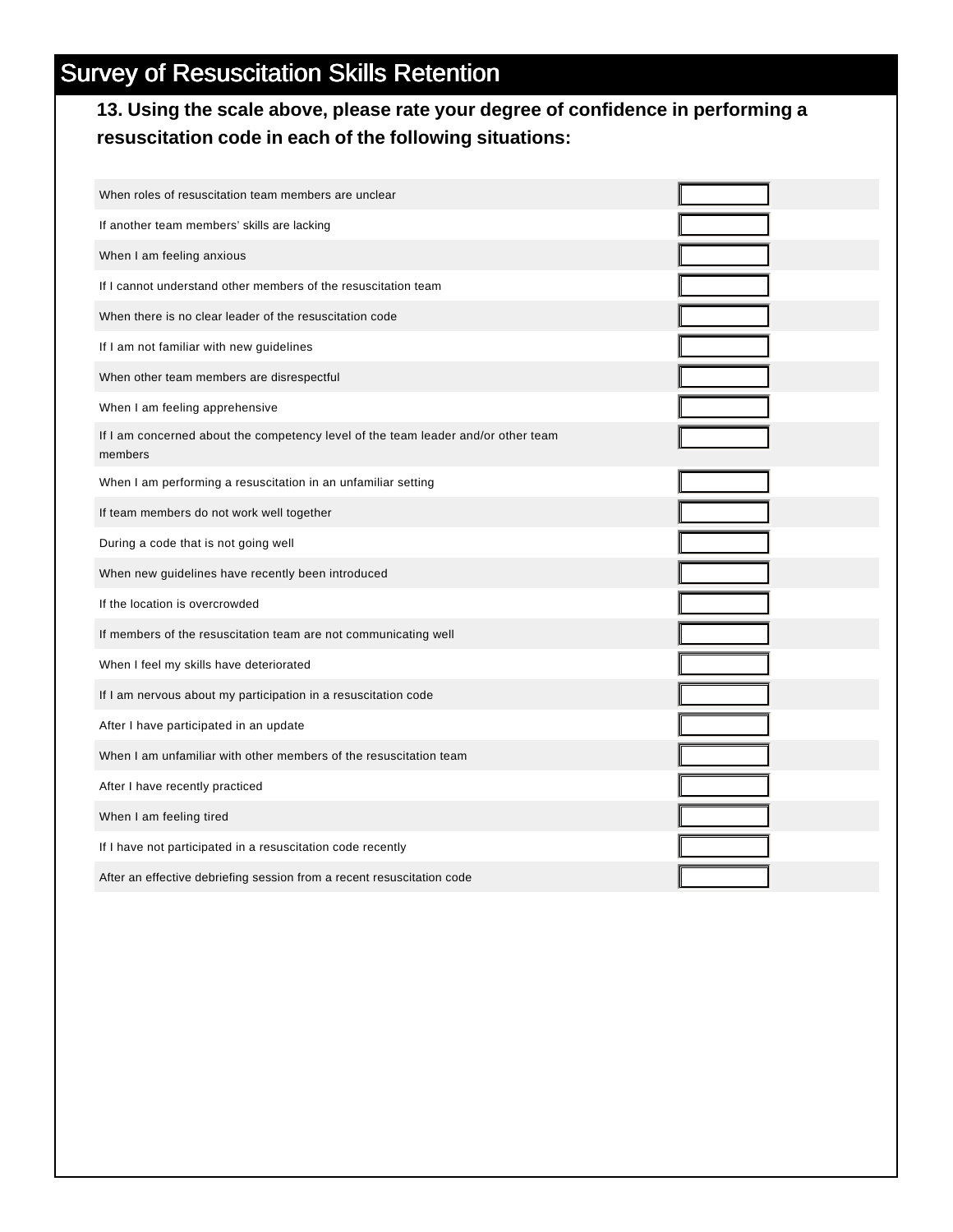# Survey of Resuscitation Skills Retention

**13. Using the scale above, please rate your degree of confidence in performing a resuscitation code in each of the following situations:**

| Situation | Rating |
|---|---|
| When roles of resuscitation team members are unclear | |
| If another team members' skills are lacking | |
| When I am feeling anxious | |
| If I cannot understand other members of the resuscitation team | |
| When there is no clear leader of the resuscitation code | |
| If I am not familiar with new guidelines | |
| When other team members are disrespectful | |
| When I am feeling apprehensive | |
| If I am concerned about the competency level of the team leader and/or other team members | |
| When I am performing a resuscitation in an unfamiliar setting | |
| If team members do not work well together | |
| During a code that is not going well | |
| When new guidelines have recently been introduced | |
| If the location is overcrowded | |
| If members of the resuscitation team are not communicating well | |
| When I feel my skills have deteriorated | |
| If I am nervous about my participation in a resuscitation code | |
| After I have participated in an update | |
| When I am unfamiliar with other members of the resuscitation team | |
| After I have recently practiced | |
| When I am feeling tired | |
| If I have not participated in a resuscitation code recently | |
| After an effective debriefing session from a recent resuscitation code | |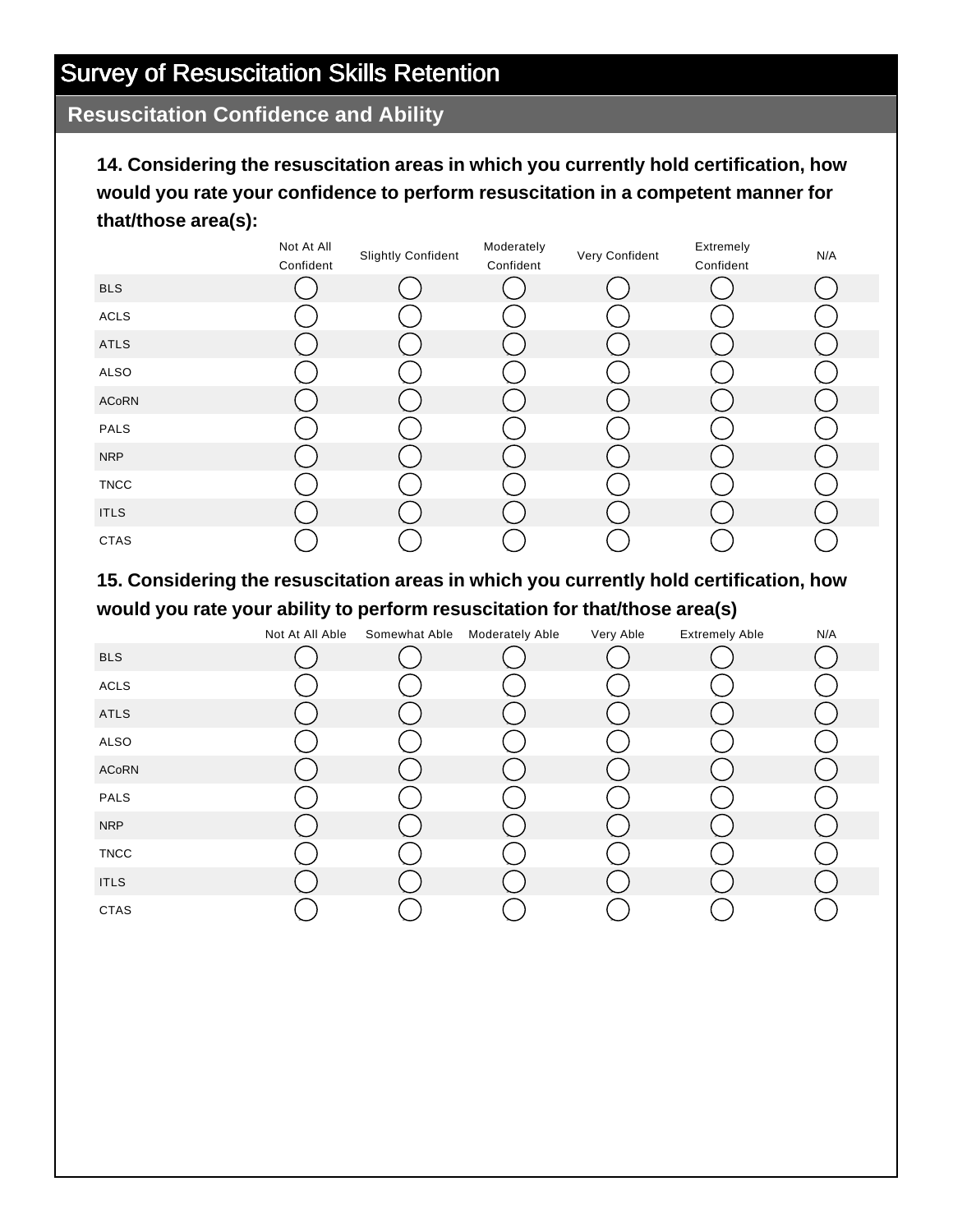# Survey of Resuscitation Skills Retention

## Resuscitation Confidence and Ability

**14. Considering the resuscitation areas in which you currently hold certification, how would you rate your confidence to perform resuscitation in a competent manner for that/those area(s):**

| | Not At All Confident | Slightly Confident | Moderately Confident | Very Confident | Extremely Confident | N/A |
|---|---|---|---|---|---|---|
| BLS | ◯ | ◯ | ◯ | ◯ | ◯ | ◯ |
| ACLS | ◯ | ◯ | ◯ | ◯ | ◯ | ◯ |
| ATLS | ◯ | ◯ | ◯ | ◯ | ◯ | ◯ |
| ALSO | ◯ | ◯ | ◯ | ◯ | ◯ | ◯ |
| ACoRN | ◯ | ◯ | ◯ | ◯ | ◯ | ◯ |
| PALS | ◯ | ◯ | ◯ | ◯ | ◯ | ◯ |
| NRP | ◯ | ◯ | ◯ | ◯ | ◯ | ◯ |
| TNCC | ◯ | ◯ | ◯ | ◯ | ◯ | ◯ |
| ITLS | ◯ | ◯ | ◯ | ◯ | ◯ | ◯ |
| CTAS | ◯ | ◯ | ◯ | ◯ | ◯ | ◯ |

**15. Considering the resuscitation areas in which you currently hold certification, how would you rate your ability to perform resuscitation for that/those area(s)**

| | Not At All Able | Somewhat Able | Moderately Able | Very Able | Extremely Able | N/A |
|---|---|---|---|---|---|---|
| BLS | ◯ | ◯ | ◯ | ◯ | ◯ | ◯ |
| ACLS | ◯ | ◯ | ◯ | ◯ | ◯ | ◯ |
| ATLS | ◯ | ◯ | ◯ | ◯ | ◯ | ◯ |
| ALSO | ◯ | ◯ | ◯ | ◯ | ◯ | ◯ |
| ACoRN | ◯ | ◯ | ◯ | ◯ | ◯ | ◯ |
| PALS | ◯ | ◯ | ◯ | ◯ | ◯ | ◯ |
| NRP | ◯ | ◯ | ◯ | ◯ | ◯ | ◯ |
| TNCC | ◯ | ◯ | ◯ | ◯ | ◯ | ◯ |
| ITLS | ◯ | ◯ | ◯ | ◯ | ◯ | ◯ |
| CTAS | ◯ | ◯ | ◯ | ◯ | ◯ | ◯ |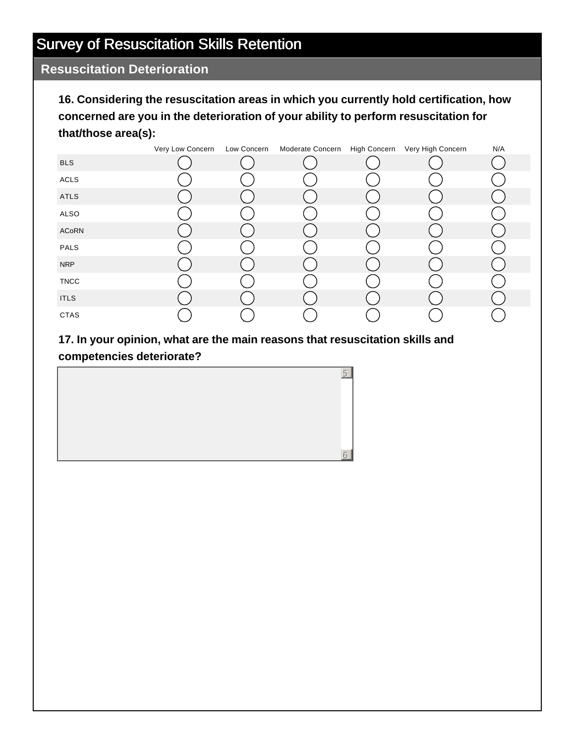# Survey of Resuscitation Skills Retention

## Resuscitation Deterioration

**16. Considering the resuscitation areas in which you currently hold certification, how concerned are you in the deterioration of your ability to perform resuscitation for that/those area(s):**

| | Very Low Concern | Low Concern | Moderate Concern | High Concern | Very High Concern | N/A |
|---|---|---|---|---|---|---|
| BLS | ◯ | ◯ | ◯ | ◯ | ◯ | ◯ |
| ACLS | ◯ | ◯ | ◯ | ◯ | ◯ | ◯ |
| ATLS | ◯ | ◯ | ◯ | ◯ | ◯ | ◯ |
| ALSO | ◯ | ◯ | ◯ | ◯ | ◯ | ◯ |
| ACoRN | ◯ | ◯ | ◯ | ◯ | ◯ | ◯ |
| PALS | ◯ | ◯ | ◯ | ◯ | ◯ | ◯ |
| NRP | ◯ | ◯ | ◯ | ◯ | ◯ | ◯ |
| TNCC | ◯ | ◯ | ◯ | ◯ | ◯ | ◯ |
| ITLS | ◯ | ◯ | ◯ | ◯ | ◯ | ◯ |
| CTAS | ◯ | ◯ | ◯ | ◯ | ◯ | ◯ |

**17. In your opinion, what are the main reasons that resuscitation skills and competencies deteriorate?**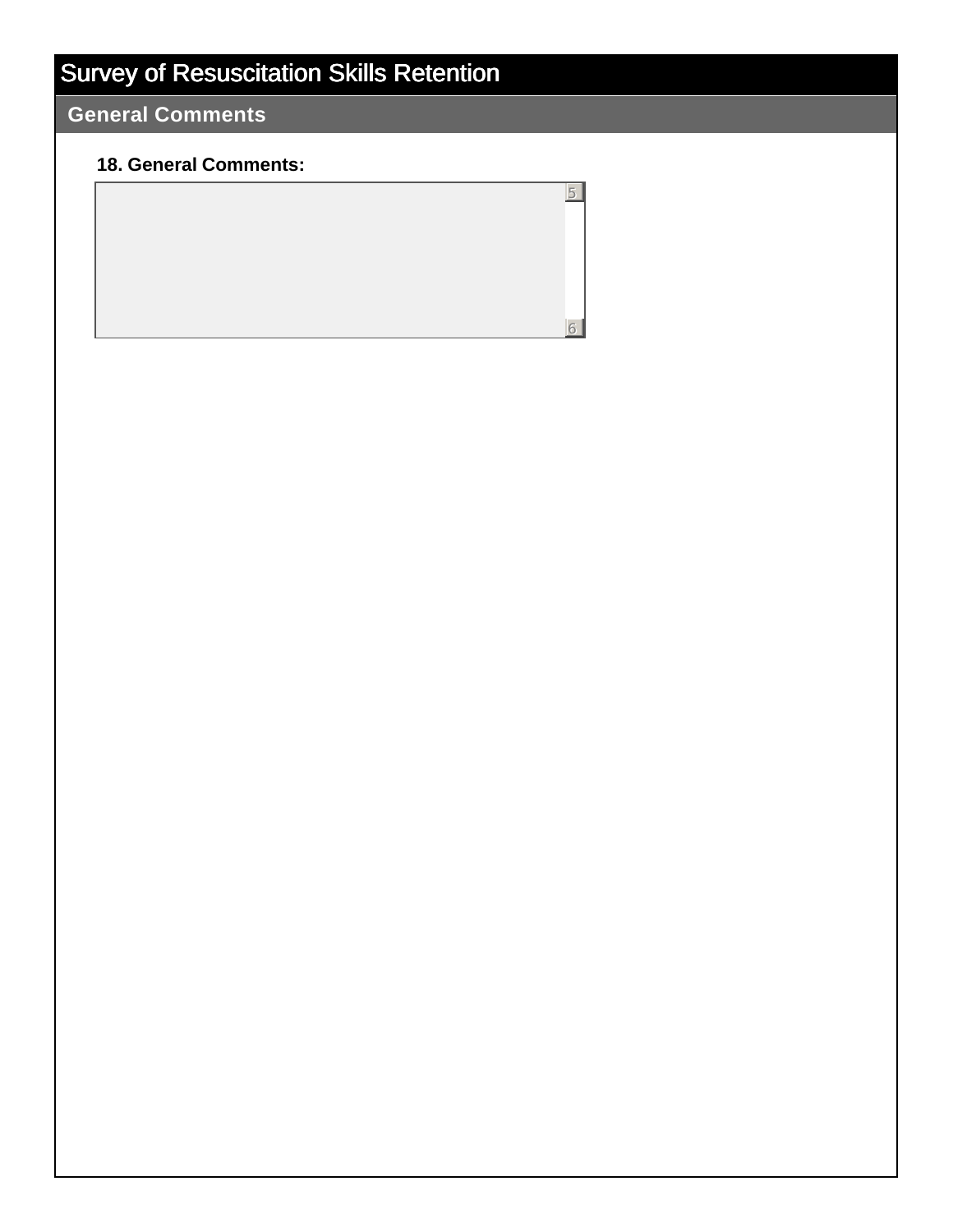# Survey of Resuscitation Skills Retention

## General Comments

**18. General Comments:**